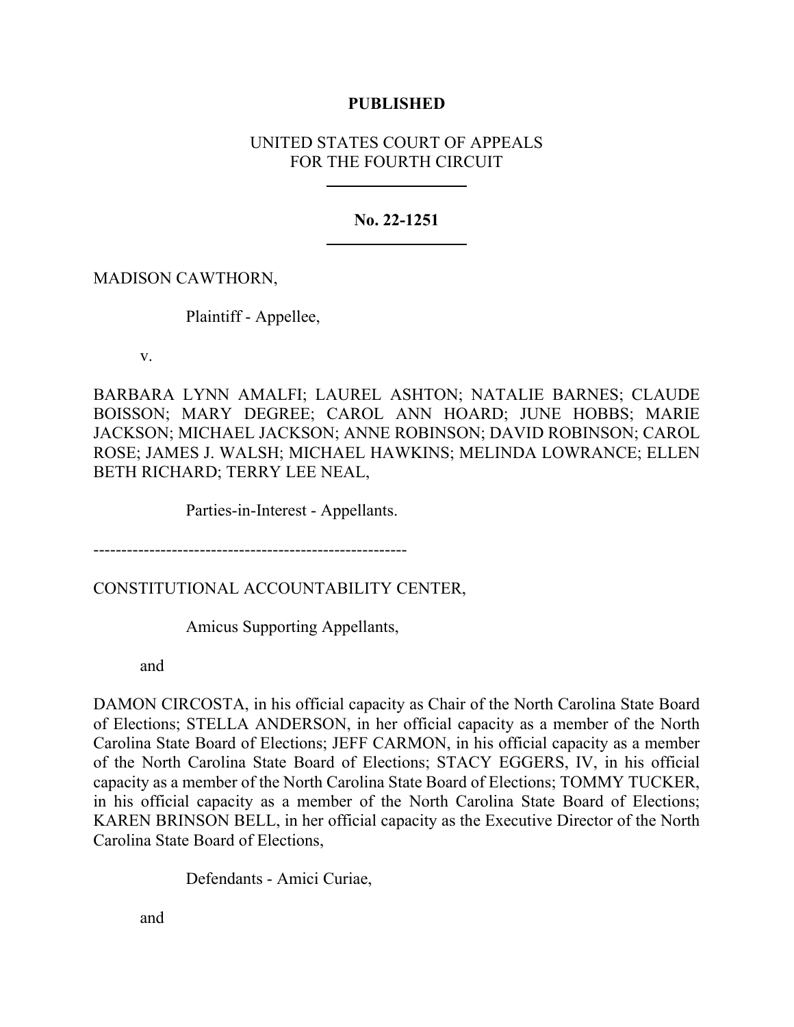**PUBLISHED**

UNITED STATES COURT OF APPEALS
FOR THE FOURTH CIRCUIT

---

**No. 22-1251**

---

MADISON CAWTHORN,

Plaintiff - Appellee,

v.

BARBARA LYNN AMALFI; LAUREL ASHTON; NATALIE BARNES; CLAUDE BOISSON; MARY DEGREE; CAROL ANN HOARD; JUNE HOBBS; MARIE JACKSON; MICHAEL JACKSON; ANNE ROBINSON; DAVID ROBINSON; CAROL ROSE; JAMES J. WALSH; MICHAEL HAWKINS; MELINDA LOWRANCE; ELLEN BETH RICHARD; TERRY LEE NEAL,

Parties-in-Interest - Appellants.

---------------------------------------------------------

CONSTITUTIONAL ACCOUNTABILITY CENTER,

Amicus Supporting Appellants,

and

DAMON CIRCOSTA, in his official capacity as Chair of the North Carolina State Board of Elections; STELLA ANDERSON, in her official capacity as a member of the North Carolina State Board of Elections; JEFF CARMON, in his official capacity as a member of the North Carolina State Board of Elections; STACY EGGERS, IV, in his official capacity as a member of the North Carolina State Board of Elections; TOMMY TUCKER, in his official capacity as a member of the North Carolina State Board of Elections; KAREN BRINSON BELL, in her official capacity as the Executive Director of the North Carolina State Board of Elections,

Defendants - Amici Curiae,

and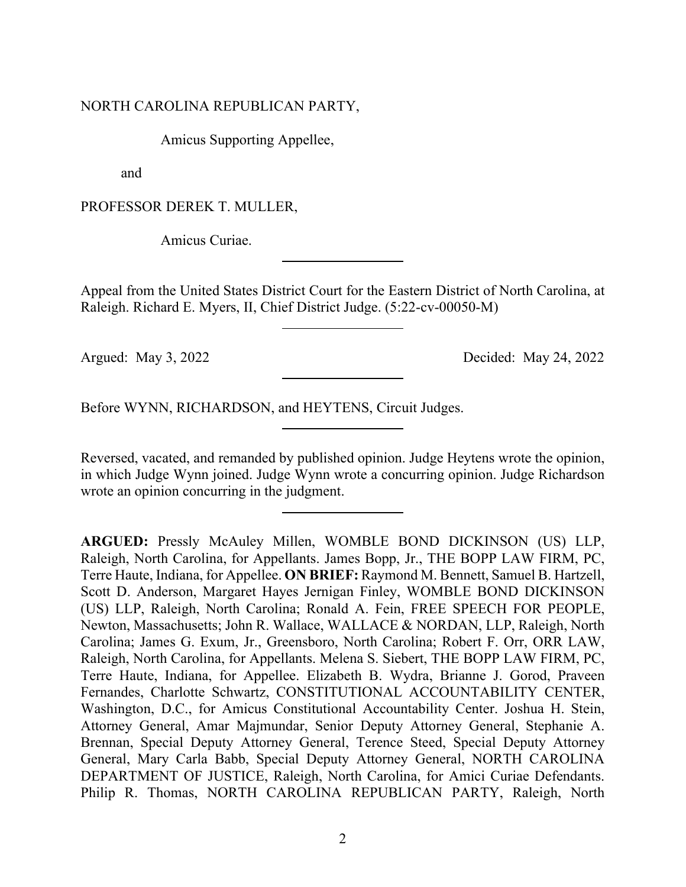NORTH CAROLINA REPUBLICAN PARTY,

Amicus Supporting Appellee,

and

PROFESSOR DEREK T. MULLER,

Amicus Curiae.

---

Appeal from the United States District Court for the Eastern District of North Carolina, at Raleigh. Richard E. Myers, II, Chief District Judge. (5:22-cv-00050-M)

---

Argued: May 3, 2022 Decided: May 24, 2022

---

Before WYNN, RICHARDSON, and HEYTENS, Circuit Judges.

---

Reversed, vacated, and remanded by published opinion. Judge Heytens wrote the opinion, in which Judge Wynn joined. Judge Wynn wrote a concurring opinion. Judge Richardson wrote an opinion concurring in the judgment.

---

**ARGUED:** Pressly McAuley Millen, WOMBLE BOND DICKINSON (US) LLP, Raleigh, North Carolina, for Appellants. James Bopp, Jr., THE BOPP LAW FIRM, PC, Terre Haute, Indiana, for Appellee. **ON BRIEF:** Raymond M. Bennett, Samuel B. Hartzell, Scott D. Anderson, Margaret Hayes Jernigan Finley, WOMBLE BOND DICKINSON (US) LLP, Raleigh, North Carolina; Ronald A. Fein, FREE SPEECH FOR PEOPLE, Newton, Massachusetts; John R. Wallace, WALLACE & NORDAN, LLP, Raleigh, North Carolina; James G. Exum, Jr., Greensboro, North Carolina; Robert F. Orr, ORR LAW, Raleigh, North Carolina, for Appellants. Melena S. Siebert, THE BOPP LAW FIRM, PC, Terre Haute, Indiana, for Appellee. Elizabeth B. Wydra, Brianne J. Gorod, Praveen Fernandes, Charlotte Schwartz, CONSTITUTIONAL ACCOUNTABILITY CENTER, Washington, D.C., for Amicus Constitutional Accountability Center. Joshua H. Stein, Attorney General, Amar Majmundar, Senior Deputy Attorney General, Stephanie A. Brennan, Special Deputy Attorney General, Terence Steed, Special Deputy Attorney General, Mary Carla Babb, Special Deputy Attorney General, NORTH CAROLINA DEPARTMENT OF JUSTICE, Raleigh, North Carolina, for Amici Curiae Defendants. Philip R. Thomas, NORTH CAROLINA REPUBLICAN PARTY, Raleigh, North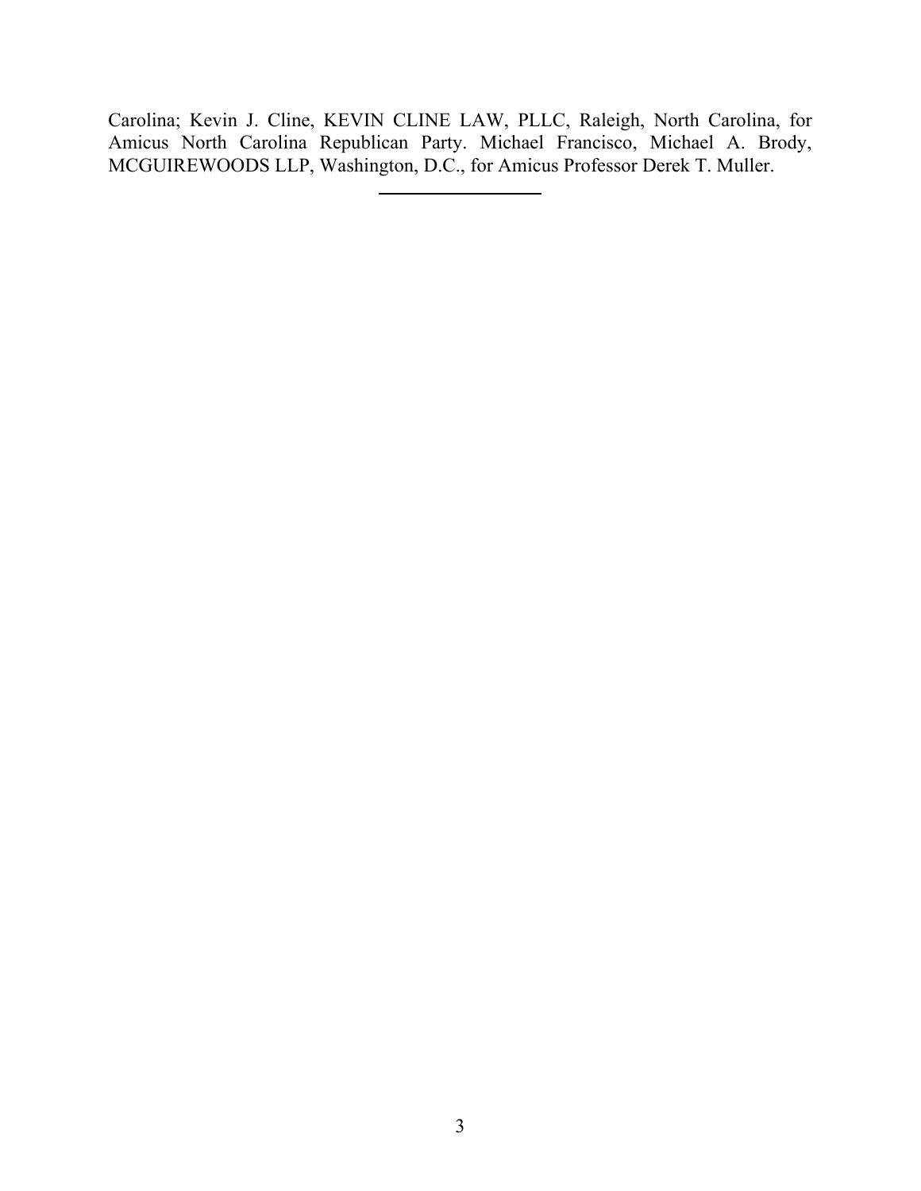Carolina; Kevin J. Cline, KEVIN CLINE LAW, PLLC, Raleigh, North Carolina, for Amicus North Carolina Republican Party. Michael Francisco, Michael A. Brody, MCGUIREWOODS LLP, Washington, D.C., for Amicus Professor Derek T. Muller.

---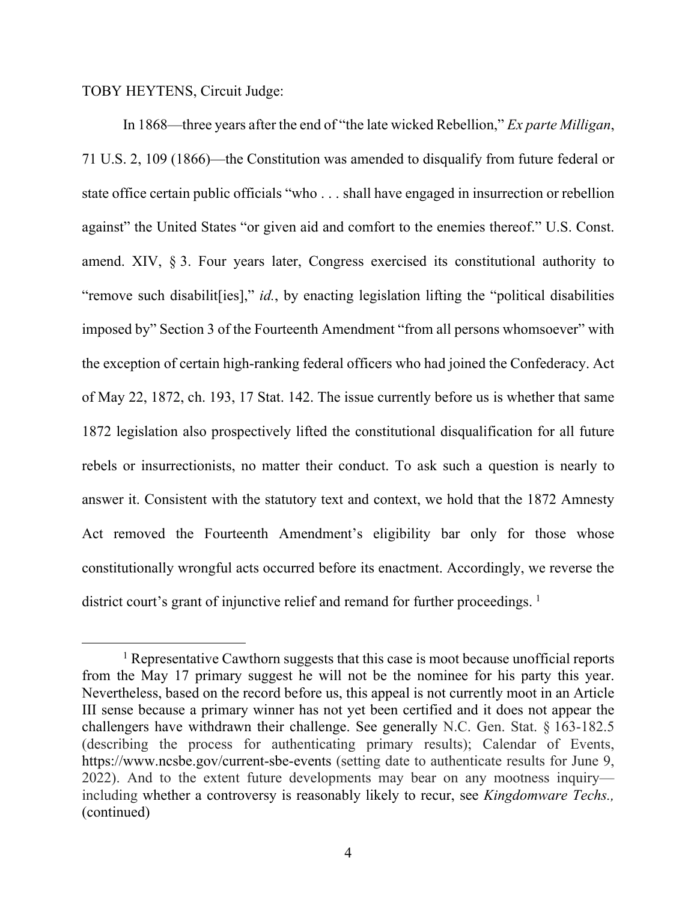TOBY HEYTENS, Circuit Judge:

In 1868—three years after the end of "the late wicked Rebellion," *Ex parte Milligan*, 71 U.S. 2, 109 (1866)—the Constitution was amended to disqualify from future federal or state office certain public officials "who . . . shall have engaged in insurrection or rebellion against" the United States "or given aid and comfort to the enemies thereof." U.S. Const. amend. XIV, § 3. Four years later, Congress exercised its constitutional authority to "remove such disabilit[ies]," *id.*, by enacting legislation lifting the "political disabilities imposed by" Section 3 of the Fourteenth Amendment "from all persons whomsoever" with the exception of certain high-ranking federal officers who had joined the Confederacy. Act of May 22, 1872, ch. 193, 17 Stat. 142. The issue currently before us is whether that same 1872 legislation also prospectively lifted the constitutional disqualification for all future rebels or insurrectionists, no matter their conduct. To ask such a question is nearly to answer it. Consistent with the statutory text and context, we hold that the 1872 Amnesty Act removed the Fourteenth Amendment's eligibility bar only for those whose constitutionally wrongful acts occurred before its enactment. Accordingly, we reverse the district court's grant of injunctive relief and remand for further proceedings. [1]

[1] Representative Cawthorn suggests that this case is moot because unofficial reports from the May 17 primary suggest he will not be the nominee for his party this year. Nevertheless, based on the record before us, this appeal is not currently moot in an Article III sense because a primary winner has not yet been certified and it does not appear the challengers have withdrawn their challenge. See generally N.C. Gen. Stat. § 163-182.5 (describing the process for authenticating primary results); Calendar of Events, https://www.ncsbe.gov/current-sbe-events (setting date to authenticate results for June 9, 2022). And to the extent future developments may bear on any mootness inquiry—including whether a controversy is reasonably likely to recur, see *Kingdomware Techs.,* (continued)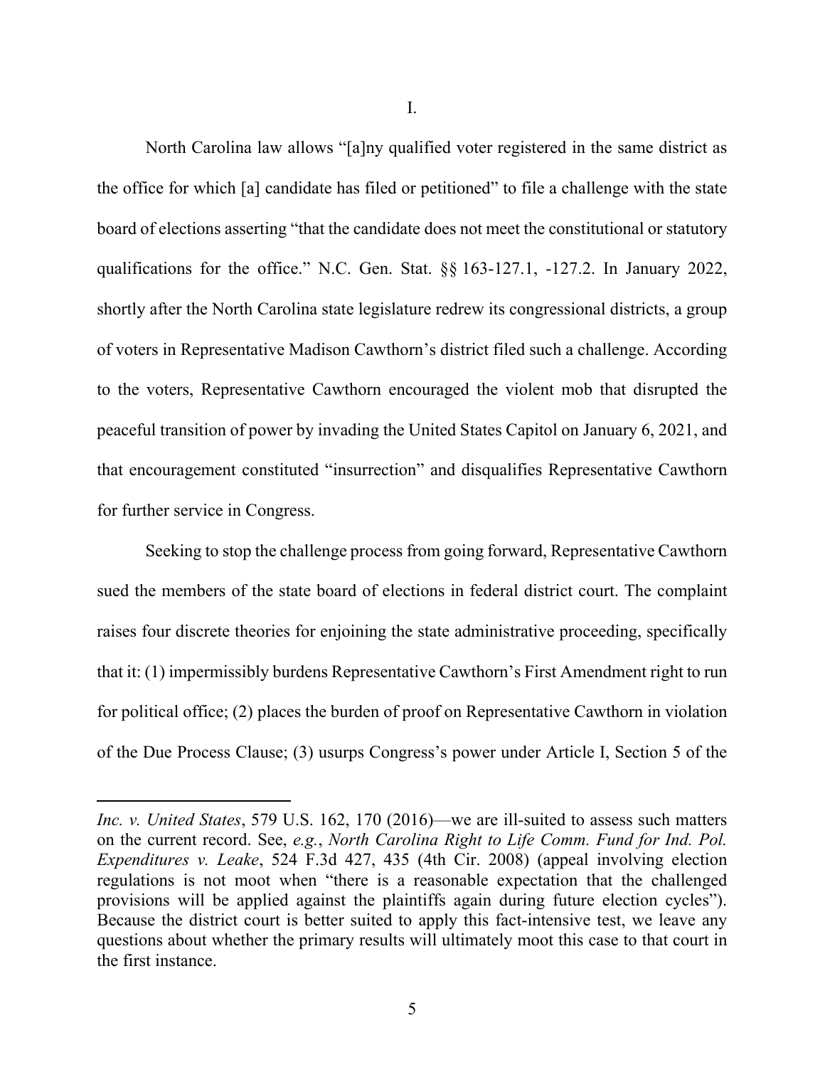I.

North Carolina law allows "[a]ny qualified voter registered in the same district as the office for which [a] candidate has filed or petitioned" to file a challenge with the state board of elections asserting "that the candidate does not meet the constitutional or statutory qualifications for the office." N.C. Gen. Stat. §§ 163-127.1, -127.2. In January 2022, shortly after the North Carolina state legislature redrew its congressional districts, a group of voters in Representative Madison Cawthorn's district filed such a challenge. According to the voters, Representative Cawthorn encouraged the violent mob that disrupted the peaceful transition of power by invading the United States Capitol on January 6, 2021, and that encouragement constituted "insurrection" and disqualifies Representative Cawthorn for further service in Congress.

Seeking to stop the challenge process from going forward, Representative Cawthorn sued the members of the state board of elections in federal district court. The complaint raises four discrete theories for enjoining the state administrative proceeding, specifically that it: (1) impermissibly burdens Representative Cawthorn's First Amendment right to run for political office; (2) places the burden of proof on Representative Cawthorn in violation of the Due Process Clause; (3) usurps Congress's power under Article I, Section 5 of the

---

*Inc. v. United States*, 579 U.S. 162, 170 (2016)—we are ill-suited to assess such matters on the current record. See, *e.g.*, *North Carolina Right to Life Comm. Fund for Ind. Pol. Expenditures v. Leake*, 524 F.3d 427, 435 (4th Cir. 2008) (appeal involving election regulations is not moot when "there is a reasonable expectation that the challenged provisions will be applied against the plaintiffs again during future election cycles"). Because the district court is better suited to apply this fact-intensive test, we leave any questions about whether the primary results will ultimately moot this case to that court in the first instance.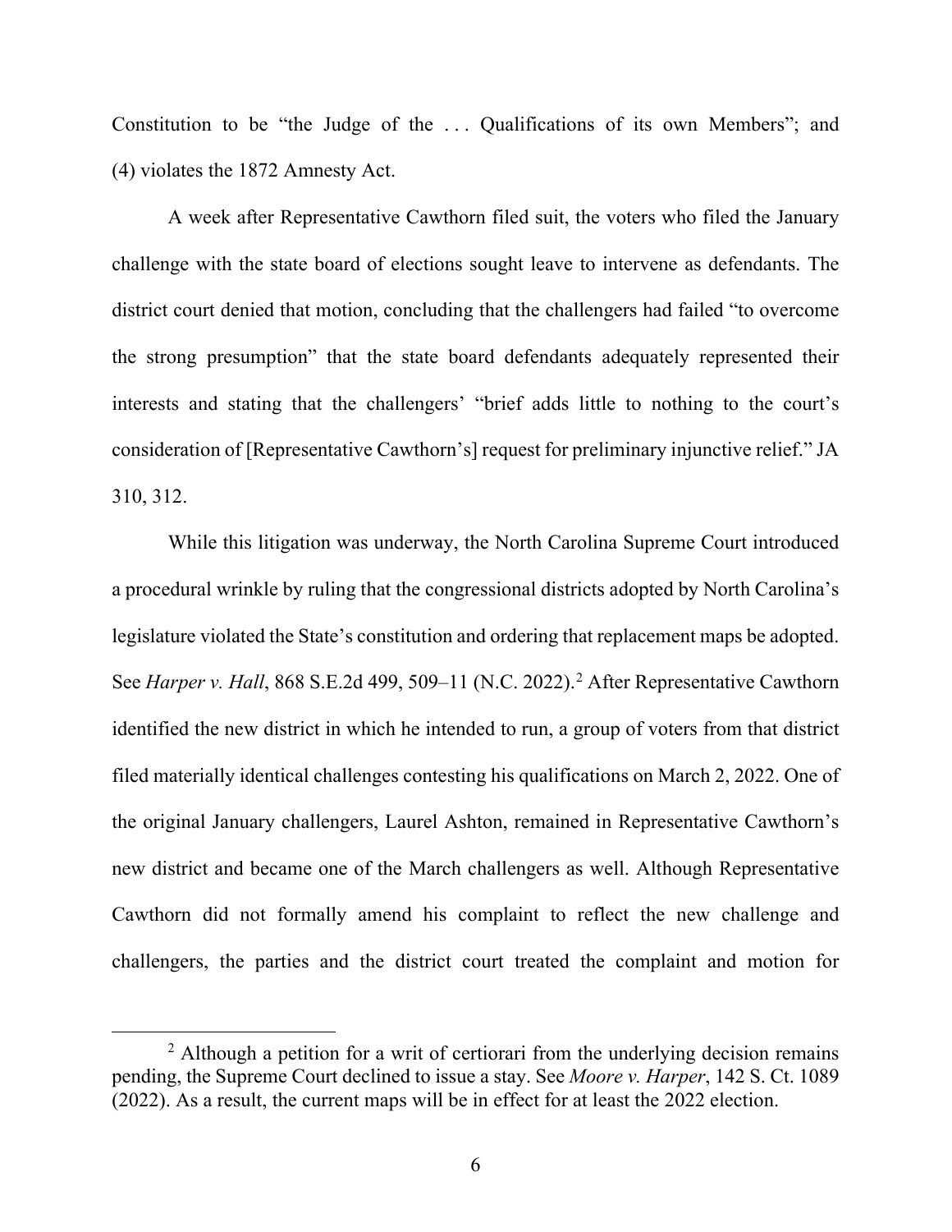Constitution to be "the Judge of the . . . Qualifications of its own Members"; and (4) violates the 1872 Amnesty Act.

A week after Representative Cawthorn filed suit, the voters who filed the January challenge with the state board of elections sought leave to intervene as defendants. The district court denied that motion, concluding that the challengers had failed "to overcome the strong presumption" that the state board defendants adequately represented their interests and stating that the challengers' "brief adds little to nothing to the court's consideration of [Representative Cawthorn's] request for preliminary injunctive relief." JA 310, 312.

While this litigation was underway, the North Carolina Supreme Court introduced a procedural wrinkle by ruling that the congressional districts adopted by North Carolina's legislature violated the State's constitution and ordering that replacement maps be adopted. See *Harper v. Hall*, 868 S.E.2d 499, 509–11 (N.C. 2022).[2] After Representative Cawthorn identified the new district in which he intended to run, a group of voters from that district filed materially identical challenges contesting his qualifications on March 2, 2022. One of the original January challengers, Laurel Ashton, remained in Representative Cawthorn's new district and became one of the March challengers as well. Although Representative Cawthorn did not formally amend his complaint to reflect the new challenge and challengers, the parties and the district court treated the complaint and motion for

[2] Although a petition for a writ of certiorari from the underlying decision remains pending, the Supreme Court declined to issue a stay. See *Moore v. Harper*, 142 S. Ct. 1089 (2022). As a result, the current maps will be in effect for at least the 2022 election.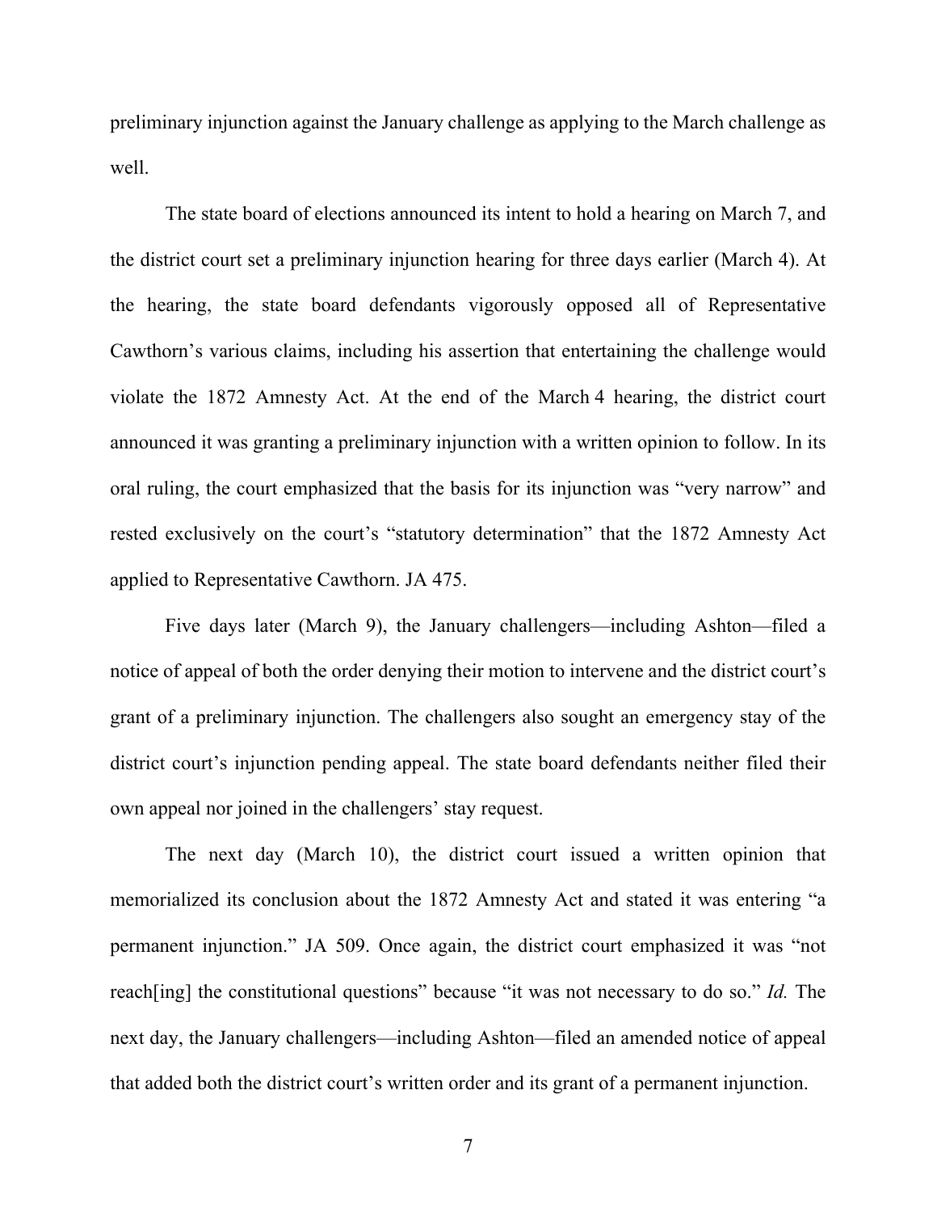preliminary injunction against the January challenge as applying to the March challenge as well.

The state board of elections announced its intent to hold a hearing on March 7, and the district court set a preliminary injunction hearing for three days earlier (March 4). At the hearing, the state board defendants vigorously opposed all of Representative Cawthorn's various claims, including his assertion that entertaining the challenge would violate the 1872 Amnesty Act. At the end of the March 4 hearing, the district court announced it was granting a preliminary injunction with a written opinion to follow. In its oral ruling, the court emphasized that the basis for its injunction was "very narrow" and rested exclusively on the court's "statutory determination" that the 1872 Amnesty Act applied to Representative Cawthorn. JA 475.

Five days later (March 9), the January challengers—including Ashton—filed a notice of appeal of both the order denying their motion to intervene and the district court's grant of a preliminary injunction. The challengers also sought an emergency stay of the district court's injunction pending appeal. The state board defendants neither filed their own appeal nor joined in the challengers' stay request.

The next day (March 10), the district court issued a written opinion that memorialized its conclusion about the 1872 Amnesty Act and stated it was entering "a permanent injunction." JA 509. Once again, the district court emphasized it was "not reach[ing] the constitutional questions" because "it was not necessary to do so." *Id.* The next day, the January challengers—including Ashton—filed an amended notice of appeal that added both the district court's written order and its grant of a permanent injunction.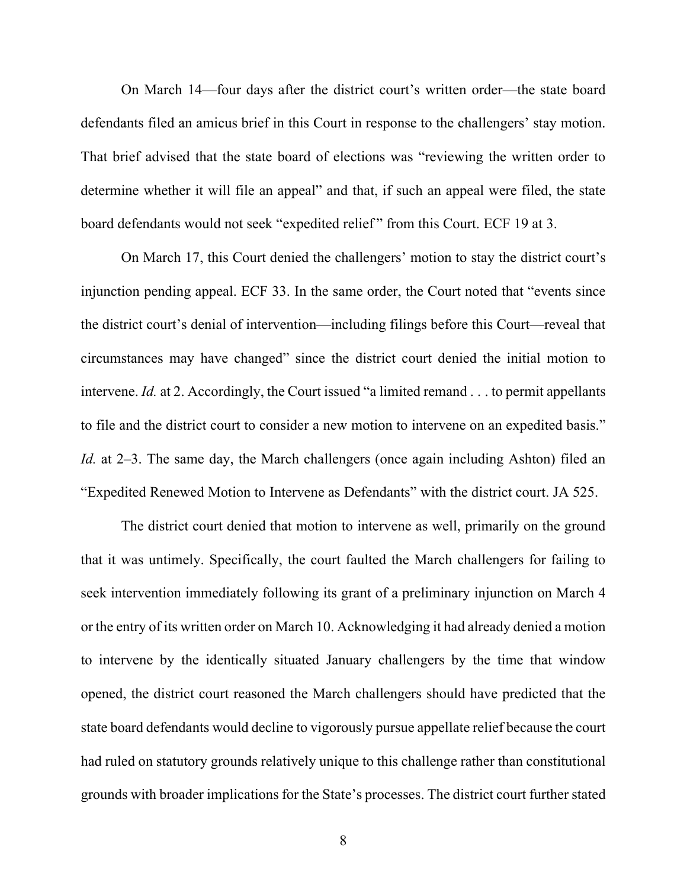On March 14—four days after the district court's written order—the state board defendants filed an amicus brief in this Court in response to the challengers' stay motion. That brief advised that the state board of elections was "reviewing the written order to determine whether it will file an appeal" and that, if such an appeal were filed, the state board defendants would not seek "expedited relief" from this Court. ECF 19 at 3.

On March 17, this Court denied the challengers' motion to stay the district court's injunction pending appeal. ECF 33. In the same order, the Court noted that "events since the district court's denial of intervention—including filings before this Court—reveal that circumstances may have changed" since the district court denied the initial motion to intervene. *Id.* at 2. Accordingly, the Court issued "a limited remand . . . to permit appellants to file and the district court to consider a new motion to intervene on an expedited basis." *Id.* at 2–3. The same day, the March challengers (once again including Ashton) filed an "Expedited Renewed Motion to Intervene as Defendants" with the district court. JA 525.

The district court denied that motion to intervene as well, primarily on the ground that it was untimely. Specifically, the court faulted the March challengers for failing to seek intervention immediately following its grant of a preliminary injunction on March 4 or the entry of its written order on March 10. Acknowledging it had already denied a motion to intervene by the identically situated January challengers by the time that window opened, the district court reasoned the March challengers should have predicted that the state board defendants would decline to vigorously pursue appellate relief because the court had ruled on statutory grounds relatively unique to this challenge rather than constitutional grounds with broader implications for the State's processes. The district court further stated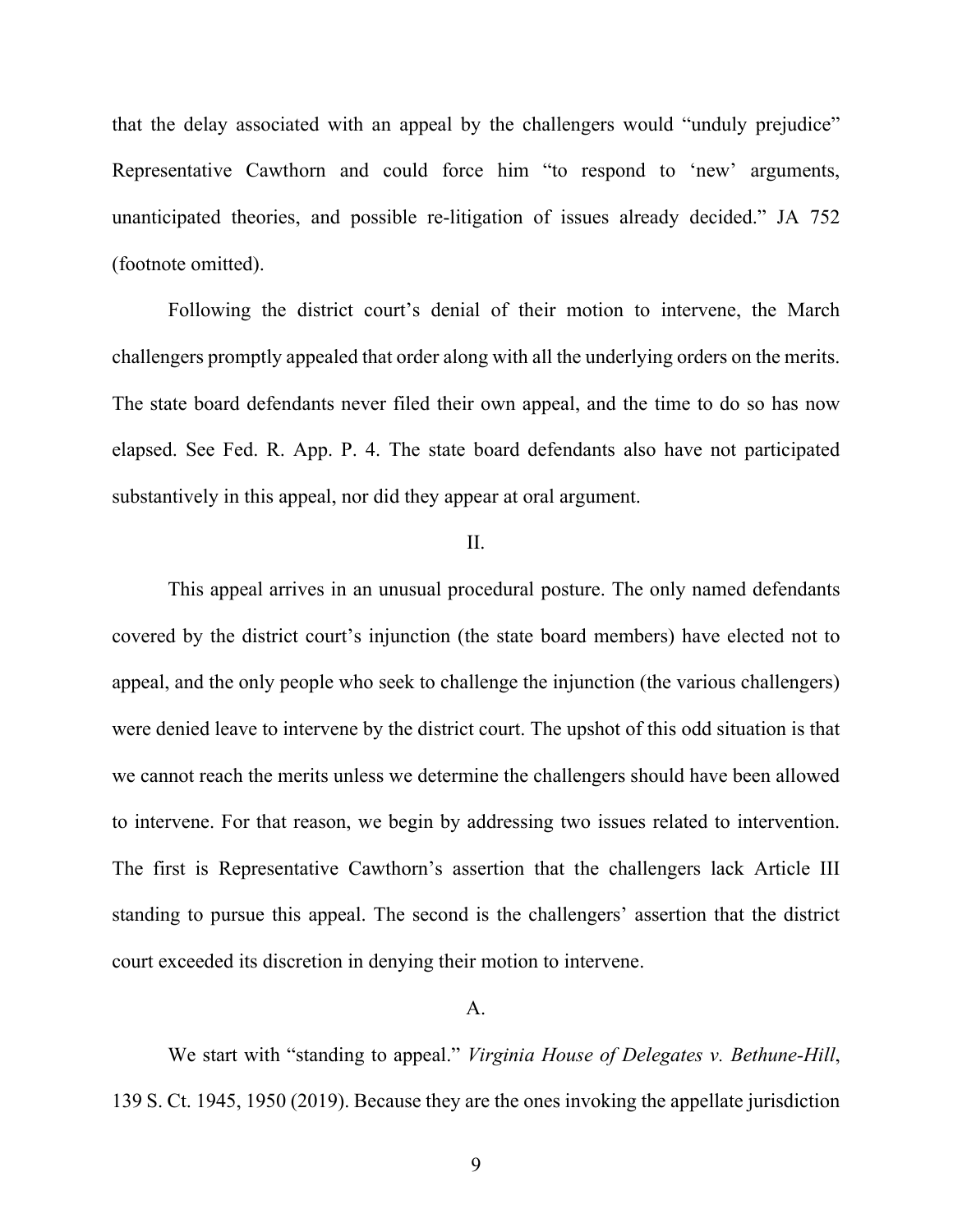that the delay associated with an appeal by the challengers would "unduly prejudice" Representative Cawthorn and could force him "to respond to 'new' arguments, unanticipated theories, and possible re-litigation of issues already decided." JA 752 (footnote omitted).

Following the district court's denial of their motion to intervene, the March challengers promptly appealed that order along with all the underlying orders on the merits. The state board defendants never filed their own appeal, and the time to do so has now elapsed. See Fed. R. App. P. 4. The state board defendants also have not participated substantively in this appeal, nor did they appear at oral argument.

## II.

This appeal arrives in an unusual procedural posture. The only named defendants covered by the district court's injunction (the state board members) have elected not to appeal, and the only people who seek to challenge the injunction (the various challengers) were denied leave to intervene by the district court. The upshot of this odd situation is that we cannot reach the merits unless we determine the challengers should have been allowed to intervene. For that reason, we begin by addressing two issues related to intervention. The first is Representative Cawthorn's assertion that the challengers lack Article III standing to pursue this appeal. The second is the challengers' assertion that the district court exceeded its discretion in denying their motion to intervene.

### A.

We start with "standing to appeal." *Virginia House of Delegates v. Bethune-Hill*, 139 S. Ct. 1945, 1950 (2019). Because they are the ones invoking the appellate jurisdiction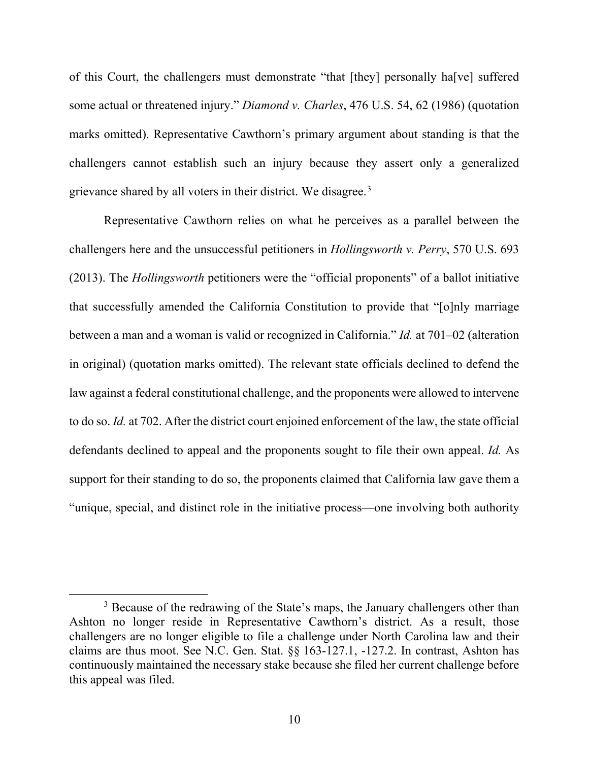of this Court, the challengers must demonstrate "that [they] personally ha[ve] suffered some actual or threatened injury." *Diamond v. Charles*, 476 U.S. 54, 62 (1986) (quotation marks omitted). Representative Cawthorn's primary argument about standing is that the challengers cannot establish such an injury because they assert only a generalized grievance shared by all voters in their district. We disagree.[3]

Representative Cawthorn relies on what he perceives as a parallel between the challengers here and the unsuccessful petitioners in *Hollingsworth v. Perry*, 570 U.S. 693 (2013). The *Hollingsworth* petitioners were the "official proponents" of a ballot initiative that successfully amended the California Constitution to provide that "[o]nly marriage between a man and a woman is valid or recognized in California." *Id.* at 701–02 (alteration in original) (quotation marks omitted). The relevant state officials declined to defend the law against a federal constitutional challenge, and the proponents were allowed to intervene to do so. *Id.* at 702. After the district court enjoined enforcement of the law, the state official defendants declined to appeal and the proponents sought to file their own appeal. *Id.* As support for their standing to do so, the proponents claimed that California law gave them a "unique, special, and distinct role in the initiative process—one involving both authority

---

[3] Because of the redrawing of the State's maps, the January challengers other than Ashton no longer reside in Representative Cawthorn's district. As a result, those challengers are no longer eligible to file a challenge under North Carolina law and their claims are thus moot. See N.C. Gen. Stat. §§ 163-127.1, -127.2. In contrast, Ashton has continuously maintained the necessary stake because she filed her current challenge before this appeal was filed.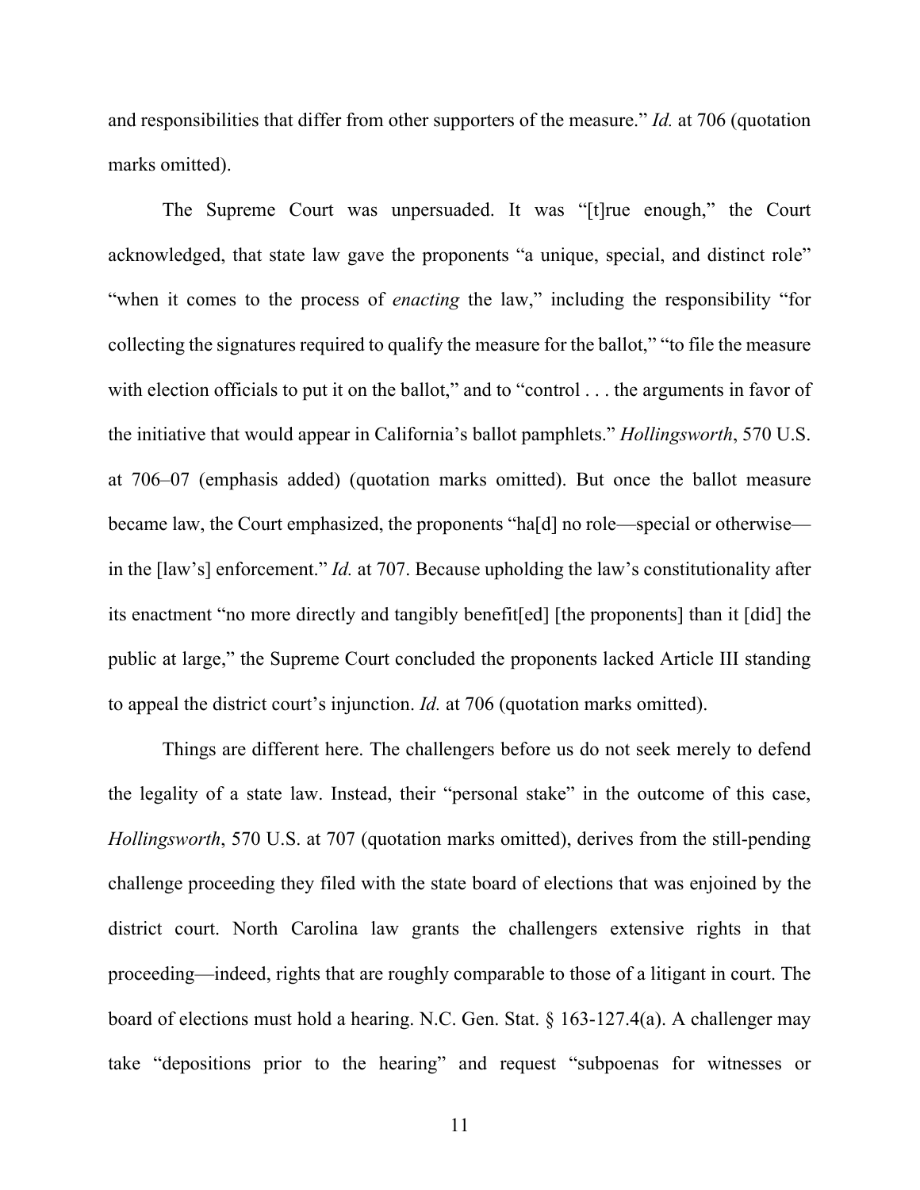and responsibilities that differ from other supporters of the measure." *Id.* at 706 (quotation marks omitted).

The Supreme Court was unpersuaded. It was "[t]rue enough," the Court acknowledged, that state law gave the proponents "a unique, special, and distinct role" "when it comes to the process of *enacting* the law," including the responsibility "for collecting the signatures required to qualify the measure for the ballot," "to file the measure with election officials to put it on the ballot," and to "control . . . the arguments in favor of the initiative that would appear in California's ballot pamphlets." *Hollingsworth*, 570 U.S. at 706–07 (emphasis added) (quotation marks omitted). But once the ballot measure became law, the Court emphasized, the proponents "ha[d] no role—special or otherwise—in the [law's] enforcement." *Id.* at 707. Because upholding the law's constitutionality after its enactment "no more directly and tangibly benefit[ed] [the proponents] than it [did] the public at large," the Supreme Court concluded the proponents lacked Article III standing to appeal the district court's injunction. *Id.* at 706 (quotation marks omitted).

Things are different here. The challengers before us do not seek merely to defend the legality of a state law. Instead, their "personal stake" in the outcome of this case, *Hollingsworth*, 570 U.S. at 707 (quotation marks omitted), derives from the still-pending challenge proceeding they filed with the state board of elections that was enjoined by the district court. North Carolina law grants the challengers extensive rights in that proceeding—indeed, rights that are roughly comparable to those of a litigant in court. The board of elections must hold a hearing. N.C. Gen. Stat. § 163-127.4(a). A challenger may take "depositions prior to the hearing" and request "subpoenas for witnesses or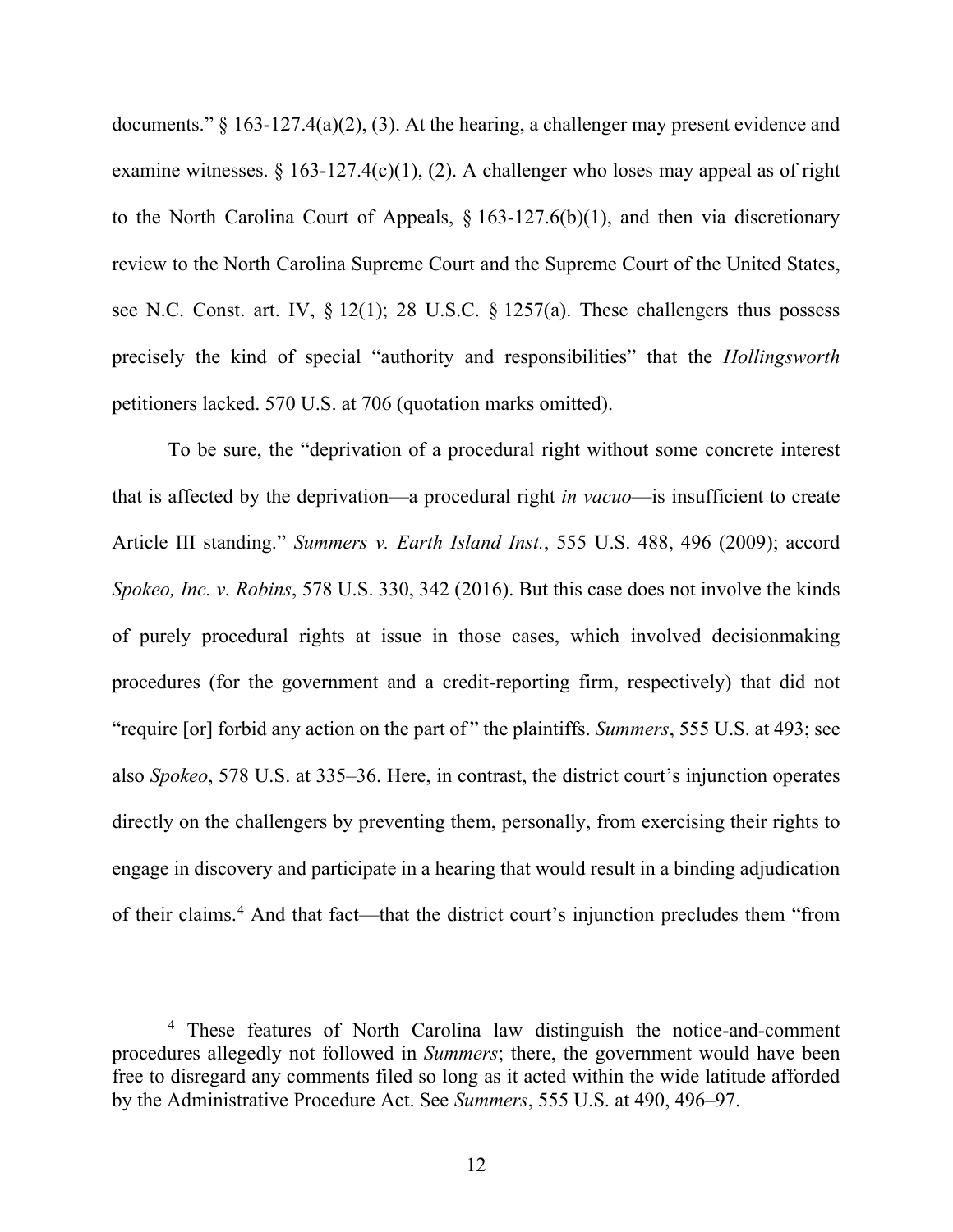documents." § 163-127.4(a)(2), (3). At the hearing, a challenger may present evidence and examine witnesses. § 163-127.4(c)(1), (2). A challenger who loses may appeal as of right to the North Carolina Court of Appeals, § 163-127.6(b)(1), and then via discretionary review to the North Carolina Supreme Court and the Supreme Court of the United States, see N.C. Const. art. IV, § 12(1); 28 U.S.C. § 1257(a). These challengers thus possess precisely the kind of special "authority and responsibilities" that the *Hollingsworth* petitioners lacked. 570 U.S. at 706 (quotation marks omitted).

To be sure, the "deprivation of a procedural right without some concrete interest that is affected by the deprivation—a procedural right *in vacuo*—is insufficient to create Article III standing." *Summers v. Earth Island Inst.*, 555 U.S. 488, 496 (2009); accord *Spokeo, Inc. v. Robins*, 578 U.S. 330, 342 (2016). But this case does not involve the kinds of purely procedural rights at issue in those cases, which involved decisionmaking procedures (for the government and a credit-reporting firm, respectively) that did not "require [or] forbid any action on the part of" the plaintiffs. *Summers*, 555 U.S. at 493; see also *Spokeo*, 578 U.S. at 335–36. Here, in contrast, the district court's injunction operates directly on the challengers by preventing them, personally, from exercising their rights to engage in discovery and participate in a hearing that would result in a binding adjudication of their claims.[4] And that fact—that the district court's injunction precludes them "from

[4] These features of North Carolina law distinguish the notice-and-comment procedures allegedly not followed in *Summers*; there, the government would have been free to disregard any comments filed so long as it acted within the wide latitude afforded by the Administrative Procedure Act. See *Summers*, 555 U.S. at 490, 496–97.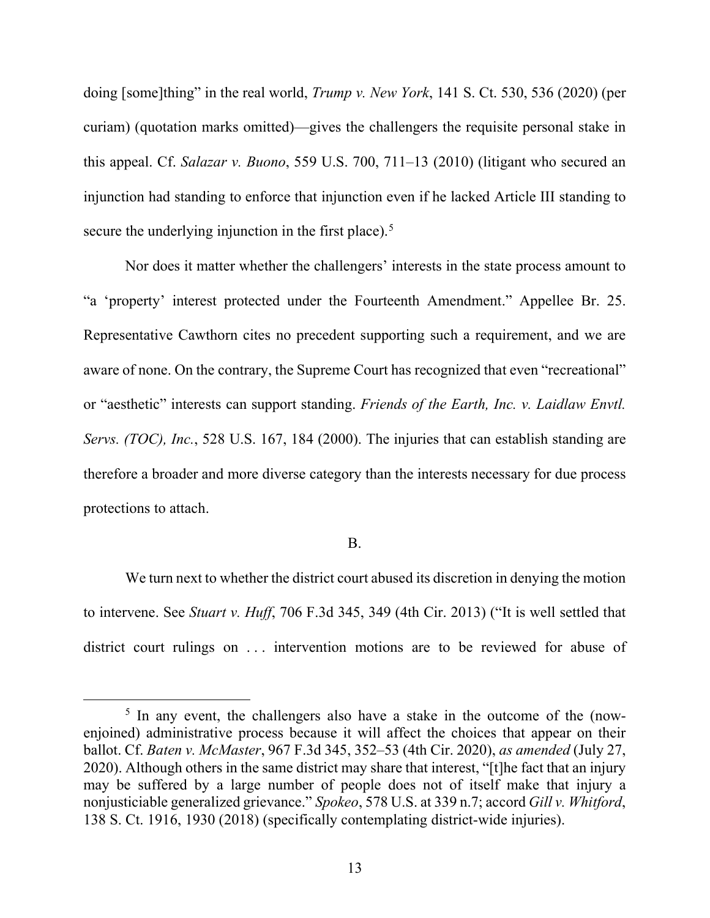doing [some]thing" in the real world, *Trump v. New York*, 141 S. Ct. 530, 536 (2020) (per curiam) (quotation marks omitted)—gives the challengers the requisite personal stake in this appeal. Cf. *Salazar v. Buono*, 559 U.S. 700, 711–13 (2010) (litigant who secured an injunction had standing to enforce that injunction even if he lacked Article III standing to secure the underlying injunction in the first place).[5]

Nor does it matter whether the challengers' interests in the state process amount to "a 'property' interest protected under the Fourteenth Amendment." Appellee Br. 25. Representative Cawthorn cites no precedent supporting such a requirement, and we are aware of none. On the contrary, the Supreme Court has recognized that even "recreational" or "aesthetic" interests can support standing. *Friends of the Earth, Inc. v. Laidlaw Envtl. Servs. (TOC), Inc.*, 528 U.S. 167, 184 (2000). The injuries that can establish standing are therefore a broader and more diverse category than the interests necessary for due process protections to attach.

B.

We turn next to whether the district court abused its discretion in denying the motion to intervene. See *Stuart v. Huff*, 706 F.3d 345, 349 (4th Cir. 2013) ("It is well settled that district court rulings on . . . intervention motions are to be reviewed for abuse of

[5] In any event, the challengers also have a stake in the outcome of the (now-enjoined) administrative process because it will affect the choices that appear on their ballot. Cf. *Baten v. McMaster*, 967 F.3d 345, 352–53 (4th Cir. 2020), *as amended* (July 27, 2020). Although others in the same district may share that interest, "[t]he fact that an injury may be suffered by a large number of people does not of itself make that injury a nonjusticiable generalized grievance." *Spokeo*, 578 U.S. at 339 n.7; accord *Gill v. Whitford*, 138 S. Ct. 1916, 1930 (2018) (specifically contemplating district-wide injuries).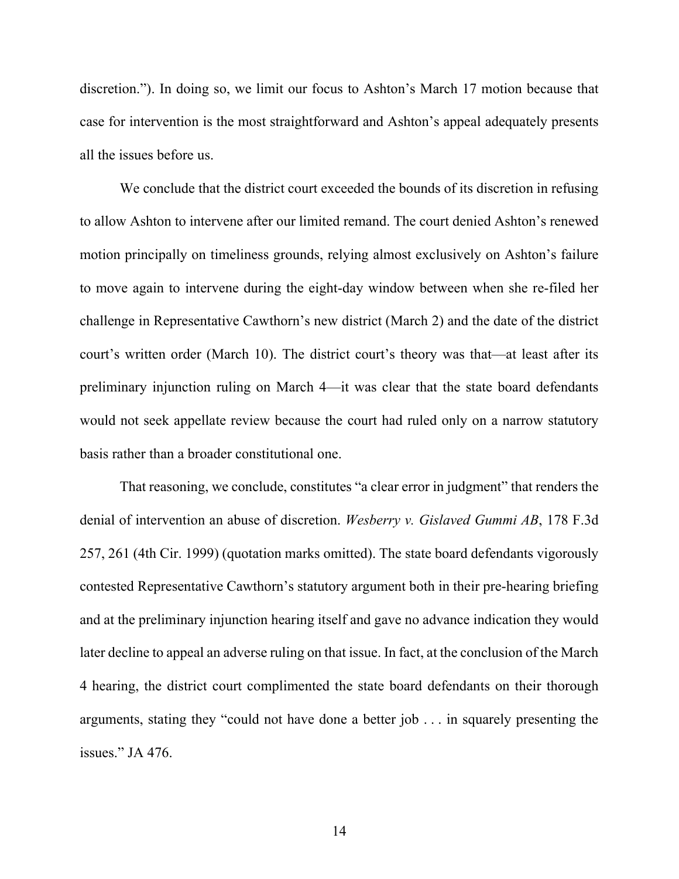discretion."). In doing so, we limit our focus to Ashton's March 17 motion because that case for intervention is the most straightforward and Ashton's appeal adequately presents all the issues before us.

We conclude that the district court exceeded the bounds of its discretion in refusing to allow Ashton to intervene after our limited remand. The court denied Ashton's renewed motion principally on timeliness grounds, relying almost exclusively on Ashton's failure to move again to intervene during the eight-day window between when she re-filed her challenge in Representative Cawthorn's new district (March 2) and the date of the district court's written order (March 10). The district court's theory was that—at least after its preliminary injunction ruling on March 4—it was clear that the state board defendants would not seek appellate review because the court had ruled only on a narrow statutory basis rather than a broader constitutional one.

That reasoning, we conclude, constitutes "a clear error in judgment" that renders the denial of intervention an abuse of discretion. *Wesberry v. Gislaved Gummi AB*, 178 F.3d 257, 261 (4th Cir. 1999) (quotation marks omitted). The state board defendants vigorously contested Representative Cawthorn's statutory argument both in their pre-hearing briefing and at the preliminary injunction hearing itself and gave no advance indication they would later decline to appeal an adverse ruling on that issue. In fact, at the conclusion of the March 4 hearing, the district court complimented the state board defendants on their thorough arguments, stating they "could not have done a better job . . . in squarely presenting the issues." JA 476.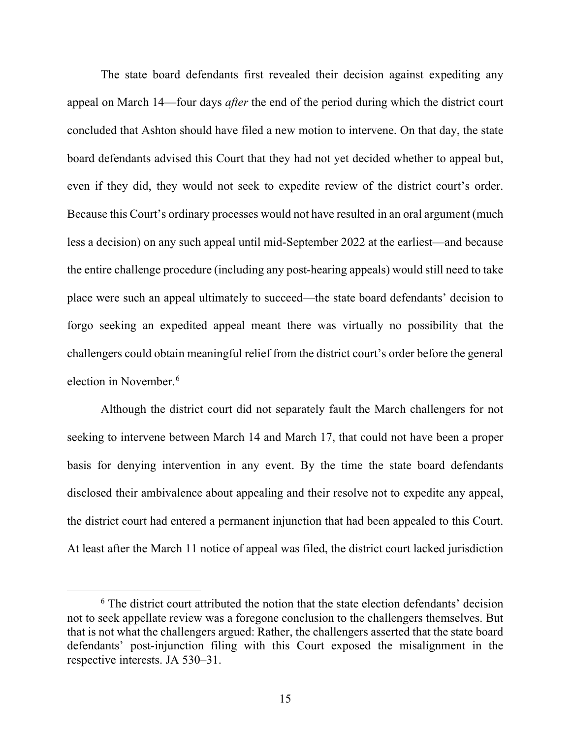The state board defendants first revealed their decision against expediting any appeal on March 14—four days *after* the end of the period during which the district court concluded that Ashton should have filed a new motion to intervene. On that day, the state board defendants advised this Court that they had not yet decided whether to appeal but, even if they did, they would not seek to expedite review of the district court's order. Because this Court's ordinary processes would not have resulted in an oral argument (much less a decision) on any such appeal until mid-September 2022 at the earliest—and because the entire challenge procedure (including any post-hearing appeals) would still need to take place were such an appeal ultimately to succeed—the state board defendants' decision to forgo seeking an expedited appeal meant there was virtually no possibility that the challengers could obtain meaningful relief from the district court's order before the general election in November.[6]

Although the district court did not separately fault the March challengers for not seeking to intervene between March 14 and March 17, that could not have been a proper basis for denying intervention in any event. By the time the state board defendants disclosed their ambivalence about appealing and their resolve not to expedite any appeal, the district court had entered a permanent injunction that had been appealed to this Court. At least after the March 11 notice of appeal was filed, the district court lacked jurisdiction

[6] The district court attributed the notion that the state election defendants' decision not to seek appellate review was a foregone conclusion to the challengers themselves. But that is not what the challengers argued: Rather, the challengers asserted that the state board defendants' post-injunction filing with this Court exposed the misalignment in the respective interests. JA 530–31.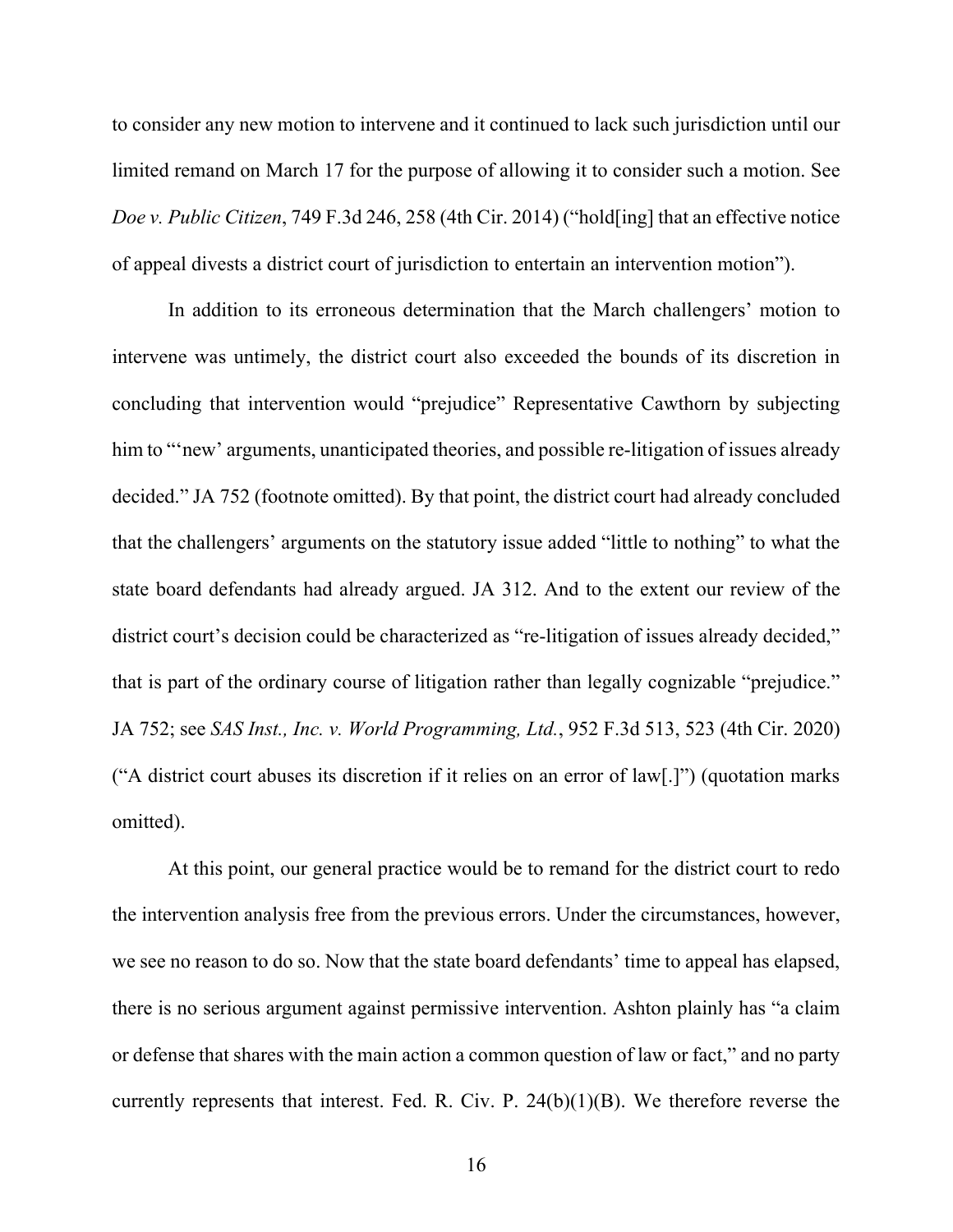to consider any new motion to intervene and it continued to lack such jurisdiction until our limited remand on March 17 for the purpose of allowing it to consider such a motion. See *Doe v. Public Citizen*, 749 F.3d 246, 258 (4th Cir. 2014) ("hold[ing] that an effective notice of appeal divests a district court of jurisdiction to entertain an intervention motion").

In addition to its erroneous determination that the March challengers' motion to intervene was untimely, the district court also exceeded the bounds of its discretion in concluding that intervention would "prejudice" Representative Cawthorn by subjecting him to "'new' arguments, unanticipated theories, and possible re-litigation of issues already decided." JA 752 (footnote omitted). By that point, the district court had already concluded that the challengers' arguments on the statutory issue added "little to nothing" to what the state board defendants had already argued. JA 312. And to the extent our review of the district court's decision could be characterized as "re-litigation of issues already decided," that is part of the ordinary course of litigation rather than legally cognizable "prejudice." JA 752; see *SAS Inst., Inc. v. World Programming, Ltd.*, 952 F.3d 513, 523 (4th Cir. 2020) ("A district court abuses its discretion if it relies on an error of law[.]") (quotation marks omitted).

At this point, our general practice would be to remand for the district court to redo the intervention analysis free from the previous errors. Under the circumstances, however, we see no reason to do so. Now that the state board defendants' time to appeal has elapsed, there is no serious argument against permissive intervention. Ashton plainly has "a claim or defense that shares with the main action a common question of law or fact," and no party currently represents that interest. Fed. R. Civ. P. 24(b)(1)(B). We therefore reverse the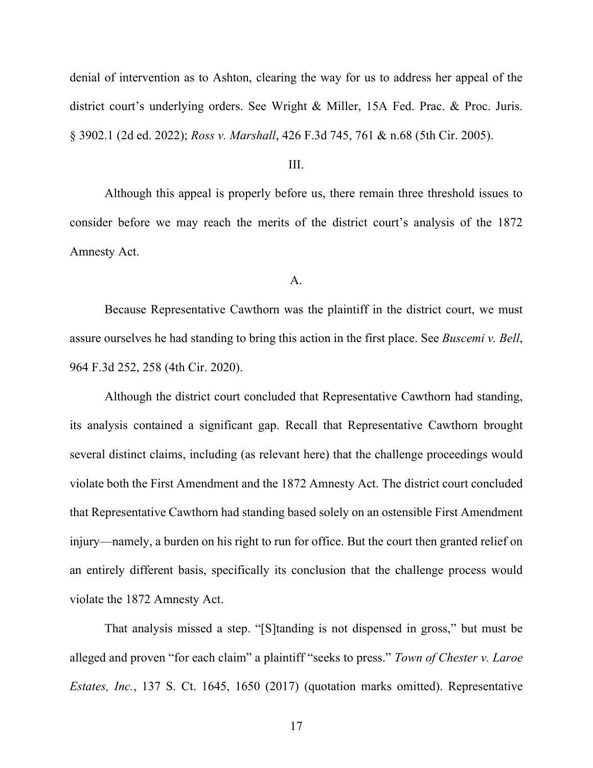denial of intervention as to Ashton, clearing the way for us to address her appeal of the district court's underlying orders. See Wright & Miller, 15A Fed. Prac. & Proc. Juris. § 3902.1 (2d ed. 2022); *Ross v. Marshall*, 426 F.3d 745, 761 & n.68 (5th Cir. 2005).

III.

Although this appeal is properly before us, there remain three threshold issues to consider before we may reach the merits of the district court's analysis of the 1872 Amnesty Act.

A.

Because Representative Cawthorn was the plaintiff in the district court, we must assure ourselves he had standing to bring this action in the first place. See *Buscemi v. Bell*, 964 F.3d 252, 258 (4th Cir. 2020).

Although the district court concluded that Representative Cawthorn had standing, its analysis contained a significant gap. Recall that Representative Cawthorn brought several distinct claims, including (as relevant here) that the challenge proceedings would violate both the First Amendment and the 1872 Amnesty Act. The district court concluded that Representative Cawthorn had standing based solely on an ostensible First Amendment injury—namely, a burden on his right to run for office. But the court then granted relief on an entirely different basis, specifically its conclusion that the challenge process would violate the 1872 Amnesty Act.

That analysis missed a step. "[S]tanding is not dispensed in gross," but must be alleged and proven "for each claim" a plaintiff "seeks to press." *Town of Chester v. Laroe Estates, Inc.*, 137 S. Ct. 1645, 1650 (2017) (quotation marks omitted). Representative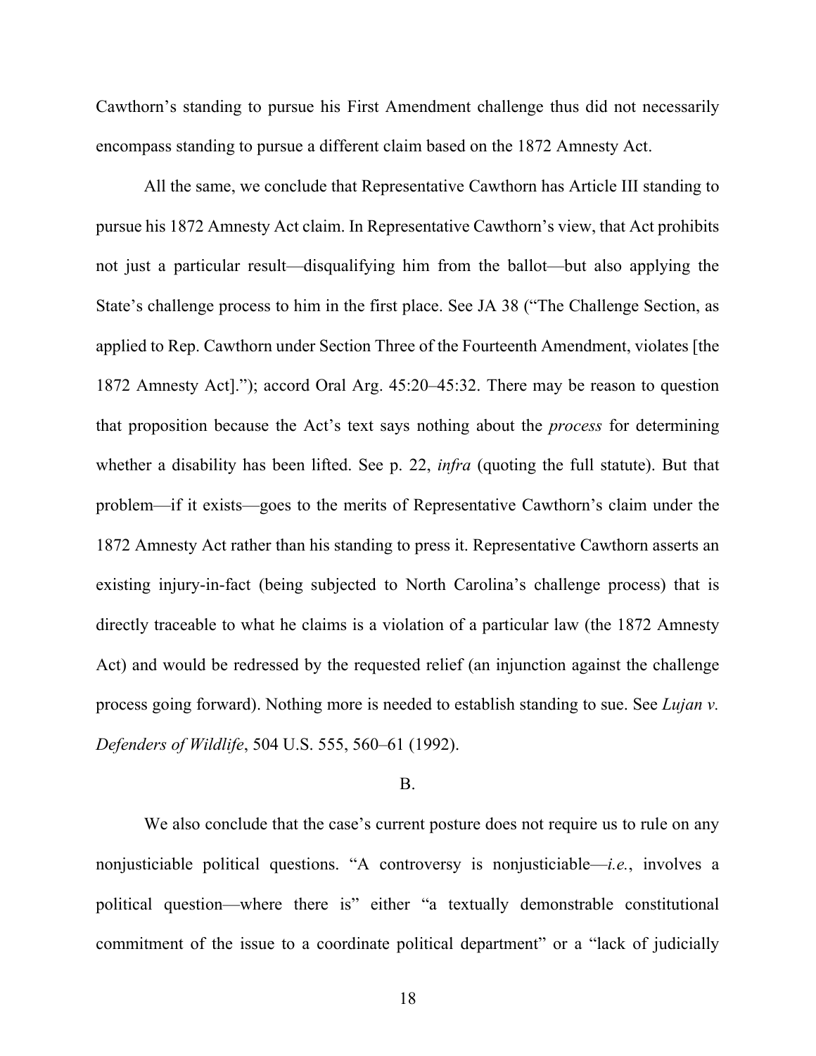Cawthorn's standing to pursue his First Amendment challenge thus did not necessarily encompass standing to pursue a different claim based on the 1872 Amnesty Act.

All the same, we conclude that Representative Cawthorn has Article III standing to pursue his 1872 Amnesty Act claim. In Representative Cawthorn's view, that Act prohibits not just a particular result—disqualifying him from the ballot—but also applying the State's challenge process to him in the first place. See JA 38 ("The Challenge Section, as applied to Rep. Cawthorn under Section Three of the Fourteenth Amendment, violates [the 1872 Amnesty Act]."); accord Oral Arg. 45:20–45:32. There may be reason to question that proposition because the Act's text says nothing about the *process* for determining whether a disability has been lifted. See p. 22, *infra* (quoting the full statute). But that problem—if it exists—goes to the merits of Representative Cawthorn's claim under the 1872 Amnesty Act rather than his standing to press it. Representative Cawthorn asserts an existing injury-in-fact (being subjected to North Carolina's challenge process) that is directly traceable to what he claims is a violation of a particular law (the 1872 Amnesty Act) and would be redressed by the requested relief (an injunction against the challenge process going forward). Nothing more is needed to establish standing to sue. See *Lujan v. Defenders of Wildlife*, 504 U.S. 555, 560–61 (1992).

B.

We also conclude that the case's current posture does not require us to rule on any nonjusticiable political questions. "A controversy is nonjusticiable—*i.e.*, involves a political question—where there is" either "a textually demonstrable constitutional commitment of the issue to a coordinate political department" or a "lack of judicially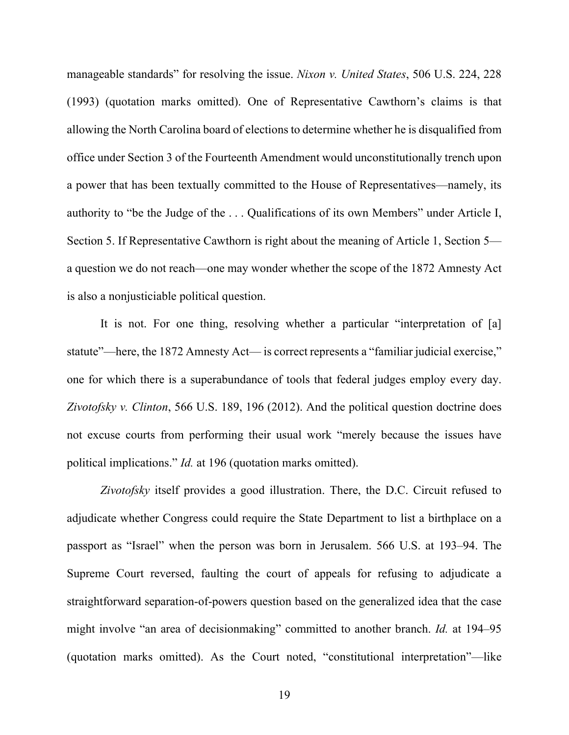manageable standards" for resolving the issue. *Nixon v. United States*, 506 U.S. 224, 228 (1993) (quotation marks omitted). One of Representative Cawthorn's claims is that allowing the North Carolina board of elections to determine whether he is disqualified from office under Section 3 of the Fourteenth Amendment would unconstitutionally trench upon a power that has been textually committed to the House of Representatives—namely, its authority to "be the Judge of the . . . Qualifications of its own Members" under Article I, Section 5. If Representative Cawthorn is right about the meaning of Article 1, Section 5—a question we do not reach—one may wonder whether the scope of the 1872 Amnesty Act is also a nonjusticiable political question.

It is not. For one thing, resolving whether a particular "interpretation of [a] statute"—here, the 1872 Amnesty Act— is correct represents a "familiar judicial exercise," one for which there is a superabundance of tools that federal judges employ every day. *Zivotofsky v. Clinton*, 566 U.S. 189, 196 (2012). And the political question doctrine does not excuse courts from performing their usual work "merely because the issues have political implications." *Id.* at 196 (quotation marks omitted).

*Zivotofsky* itself provides a good illustration. There, the D.C. Circuit refused to adjudicate whether Congress could require the State Department to list a birthplace on a passport as "Israel" when the person was born in Jerusalem. 566 U.S. at 193–94. The Supreme Court reversed, faulting the court of appeals for refusing to adjudicate a straightforward separation-of-powers question based on the generalized idea that the case might involve "an area of decisionmaking" committed to another branch. *Id.* at 194–95 (quotation marks omitted). As the Court noted, "constitutional interpretation"—like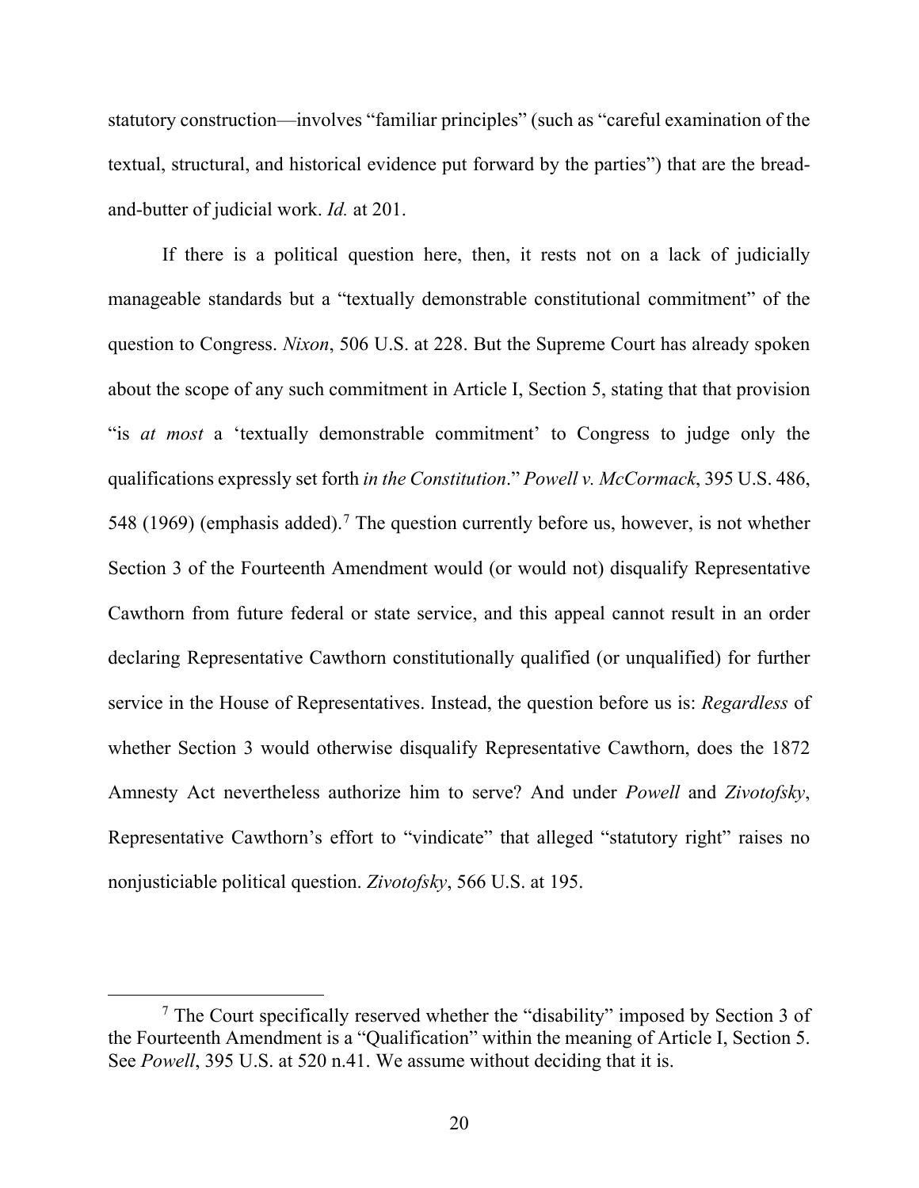statutory construction—involves "familiar principles" (such as "careful examination of the textual, structural, and historical evidence put forward by the parties") that are the bread-and-butter of judicial work. *Id.* at 201.

If there is a political question here, then, it rests not on a lack of judicially manageable standards but a "textually demonstrable constitutional commitment" of the question to Congress. *Nixon*, 506 U.S. at 228. But the Supreme Court has already spoken about the scope of any such commitment in Article I, Section 5, stating that that provision "is *at most* a 'textually demonstrable commitment' to Congress to judge only the qualifications expressly set forth *in the Constitution*." *Powell v. McCormack*, 395 U.S. 486, 548 (1969) (emphasis added).[7] The question currently before us, however, is not whether Section 3 of the Fourteenth Amendment would (or would not) disqualify Representative Cawthorn from future federal or state service, and this appeal cannot result in an order declaring Representative Cawthorn constitutionally qualified (or unqualified) for further service in the House of Representatives. Instead, the question before us is: *Regardless* of whether Section 3 would otherwise disqualify Representative Cawthorn, does the 1872 Amnesty Act nevertheless authorize him to serve? And under *Powell* and *Zivotofsky*, Representative Cawthorn's effort to "vindicate" that alleged "statutory right" raises no nonjusticiable political question. *Zivotofsky*, 566 U.S. at 195.

---

[7] The Court specifically reserved whether the "disability" imposed by Section 3 of the Fourteenth Amendment is a "Qualification" within the meaning of Article I, Section 5. See *Powell*, 395 U.S. at 520 n.41. We assume without deciding that it is.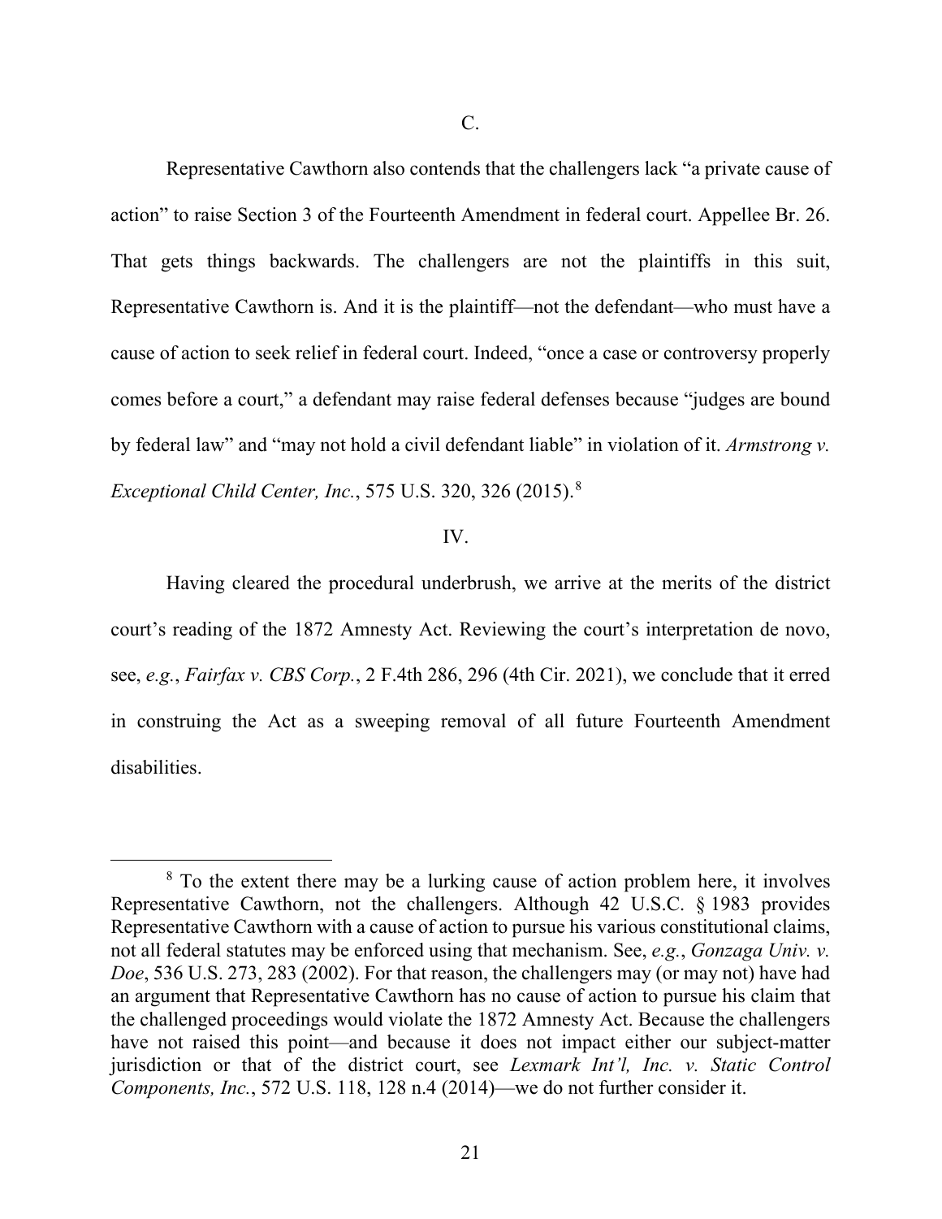## C.

Representative Cawthorn also contends that the challengers lack "a private cause of action" to raise Section 3 of the Fourteenth Amendment in federal court. Appellee Br. 26. That gets things backwards. The challengers are not the plaintiffs in this suit, Representative Cawthorn is. And it is the plaintiff—not the defendant—who must have a cause of action to seek relief in federal court. Indeed, "once a case or controversy properly comes before a court," a defendant may raise federal defenses because "judges are bound by federal law" and "may not hold a civil defendant liable" in violation of it. *Armstrong v. Exceptional Child Center, Inc.*, 575 U.S. 320, 326 (2015).[8]

## IV.

Having cleared the procedural underbrush, we arrive at the merits of the district court's reading of the 1872 Amnesty Act. Reviewing the court's interpretation de novo, see, *e.g.*, *Fairfax v. CBS Corp.*, 2 F.4th 286, 296 (4th Cir. 2021), we conclude that it erred in construing the Act as a sweeping removal of all future Fourteenth Amendment disabilities.

---

[8] To the extent there may be a lurking cause of action problem here, it involves Representative Cawthorn, not the challengers. Although 42 U.S.C. § 1983 provides Representative Cawthorn with a cause of action to pursue his various constitutional claims, not all federal statutes may be enforced using that mechanism. See, *e.g.*, *Gonzaga Univ. v. Doe*, 536 U.S. 273, 283 (2002). For that reason, the challengers may (or may not) have had an argument that Representative Cawthorn has no cause of action to pursue his claim that the challenged proceedings would violate the 1872 Amnesty Act. Because the challengers have not raised this point—and because it does not impact either our subject-matter jurisdiction or that of the district court, see *Lexmark Int'l, Inc. v. Static Control Components, Inc.*, 572 U.S. 118, 128 n.4 (2014)—we do not further consider it.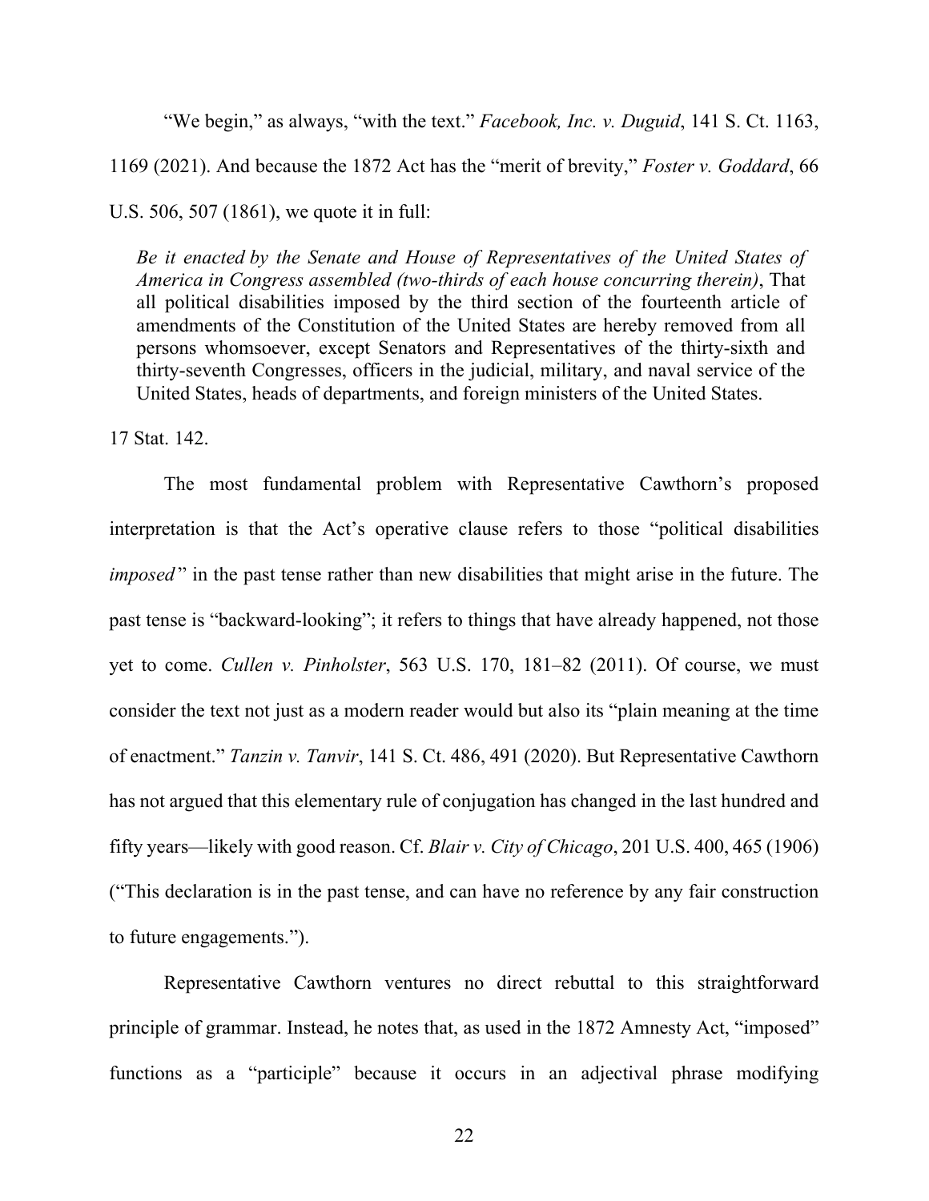"We begin," as always, "with the text." *Facebook, Inc. v. Duguid*, 141 S. Ct. 1163, 1169 (2021). And because the 1872 Act has the "merit of brevity," *Foster v. Goddard*, 66 U.S. 506, 507 (1861), we quote it in full:

> *Be it enacted by the Senate and House of Representatives of the United States of America in Congress assembled (two-thirds of each house concurring therein)*, That all political disabilities imposed by the third section of the fourteenth article of amendments of the Constitution of the United States are hereby removed from all persons whomsoever, except Senators and Representatives of the thirty-sixth and thirty-seventh Congresses, officers in the judicial, military, and naval service of the United States, heads of departments, and foreign ministers of the United States.

17 Stat. 142.

The most fundamental problem with Representative Cawthorn's proposed interpretation is that the Act's operative clause refers to those "political disabilities *imposed*" in the past tense rather than new disabilities that might arise in the future. The past tense is "backward-looking"; it refers to things that have already happened, not those yet to come. *Cullen v. Pinholster*, 563 U.S. 170, 181–82 (2011). Of course, we must consider the text not just as a modern reader would but also its "plain meaning at the time of enactment." *Tanzin v. Tanvir*, 141 S. Ct. 486, 491 (2020). But Representative Cawthorn has not argued that this elementary rule of conjugation has changed in the last hundred and fifty years—likely with good reason. Cf. *Blair v. City of Chicago*, 201 U.S. 400, 465 (1906) ("This declaration is in the past tense, and can have no reference by any fair construction to future engagements.").

Representative Cawthorn ventures no direct rebuttal to this straightforward principle of grammar. Instead, he notes that, as used in the 1872 Amnesty Act, "imposed" functions as a "participle" because it occurs in an adjectival phrase modifying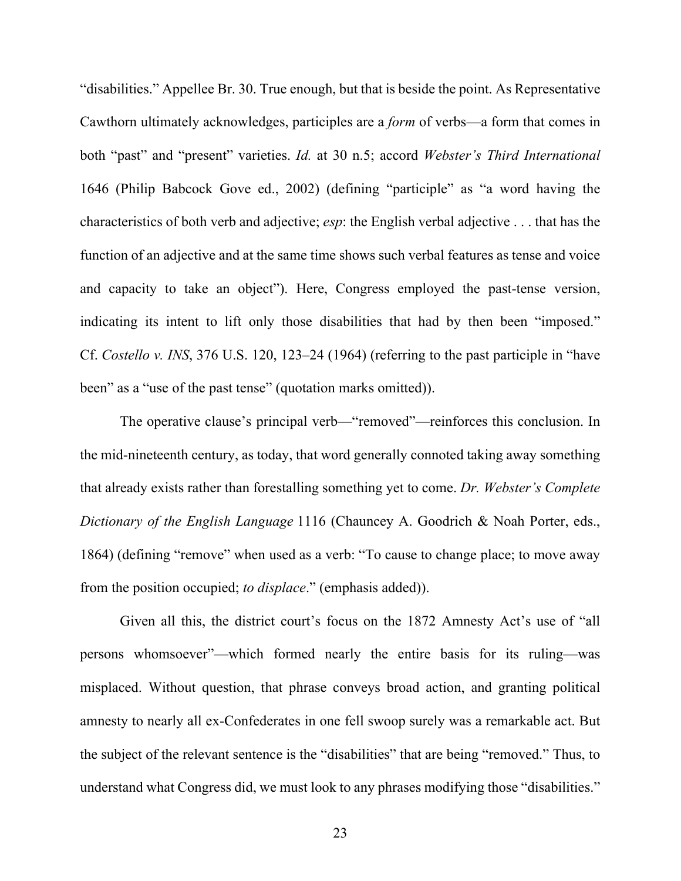“disabilities.” Appellee Br. 30. True enough, but that is beside the point. As Representative Cawthorn ultimately acknowledges, participles are a *form* of verbs—a form that comes in both “past” and “present” varieties. *Id.* at 30 n.5; accord *Webster’s Third International* 1646 (Philip Babcock Gove ed., 2002) (defining “participle” as “a word having the characteristics of both verb and adjective; *esp*: the English verbal adjective . . . that has the function of an adjective and at the same time shows such verbal features as tense and voice and capacity to take an object”). Here, Congress employed the past-tense version, indicating its intent to lift only those disabilities that had by then been “imposed.” Cf. *Costello v. INS*, 376 U.S. 120, 123–24 (1964) (referring to the past participle in “have been” as a “use of the past tense” (quotation marks omitted)).

The operative clause’s principal verb—“removed”—reinforces this conclusion. In the mid-nineteenth century, as today, that word generally connoted taking away something that already exists rather than forestalling something yet to come. *Dr. Webster’s Complete Dictionary of the English Language* 1116 (Chauncey A. Goodrich & Noah Porter, eds., 1864) (defining “remove” when used as a verb: “To cause to change place; to move away from the position occupied; *to displace*.” (emphasis added)).

Given all this, the district court’s focus on the 1872 Amnesty Act’s use of “all persons whomsoever”—which formed nearly the entire basis for its ruling—was misplaced. Without question, that phrase conveys broad action, and granting political amnesty to nearly all ex-Confederates in one fell swoop surely was a remarkable act. But the subject of the relevant sentence is the “disabilities” that are being “removed.” Thus, to understand what Congress did, we must look to any phrases modifying those “disabilities.”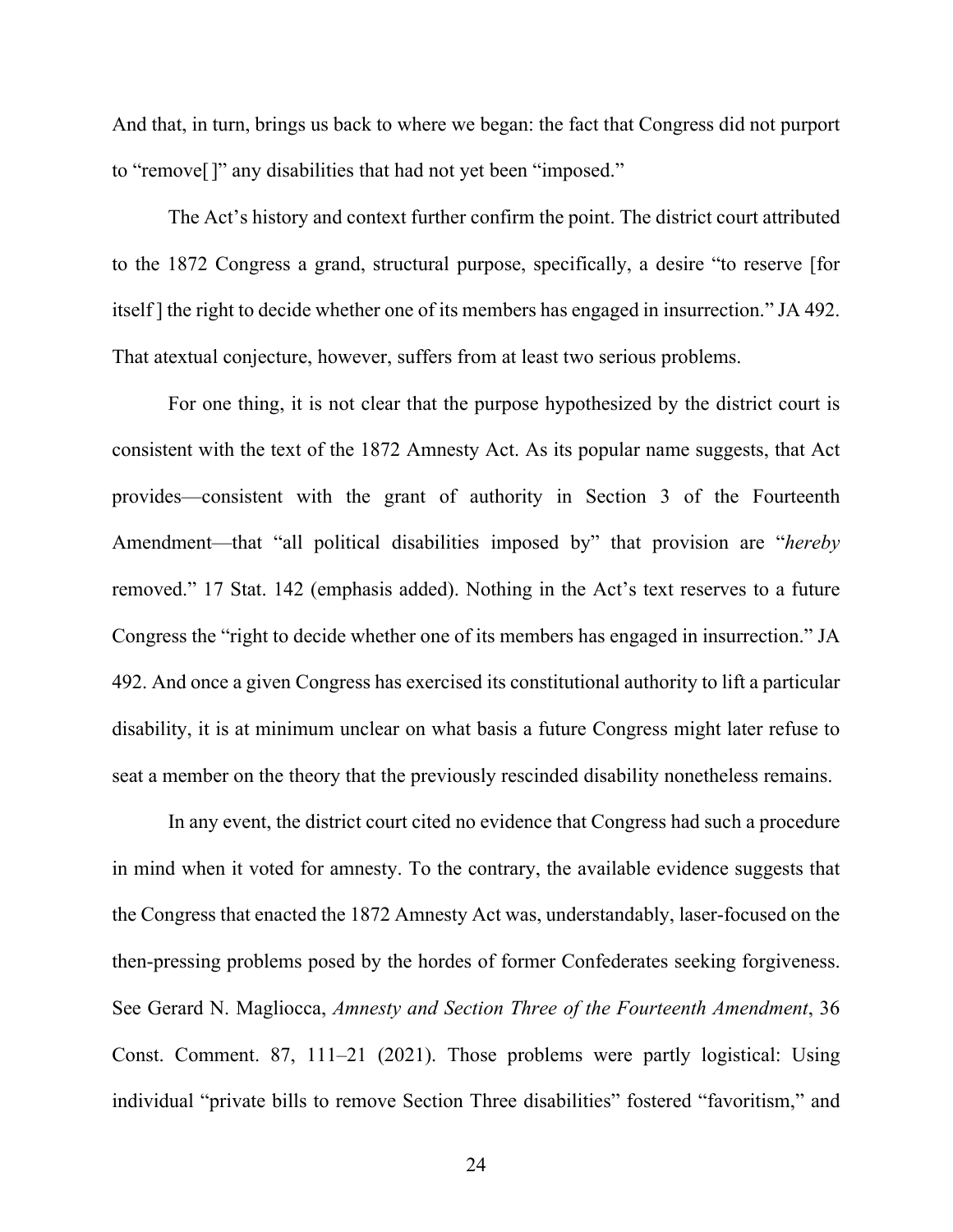And that, in turn, brings us back to where we began: the fact that Congress did not purport to "remove[ ]" any disabilities that had not yet been "imposed."

The Act's history and context further confirm the point. The district court attributed to the 1872 Congress a grand, structural purpose, specifically, a desire "to reserve [for itself ] the right to decide whether one of its members has engaged in insurrection." JA 492. That atextual conjecture, however, suffers from at least two serious problems.

For one thing, it is not clear that the purpose hypothesized by the district court is consistent with the text of the 1872 Amnesty Act. As its popular name suggests, that Act provides—consistent with the grant of authority in Section 3 of the Fourteenth Amendment—that "all political disabilities imposed by" that provision are "*hereby* removed." 17 Stat. 142 (emphasis added). Nothing in the Act's text reserves to a future Congress the "right to decide whether one of its members has engaged in insurrection." JA 492. And once a given Congress has exercised its constitutional authority to lift a particular disability, it is at minimum unclear on what basis a future Congress might later refuse to seat a member on the theory that the previously rescinded disability nonetheless remains.

In any event, the district court cited no evidence that Congress had such a procedure in mind when it voted for amnesty. To the contrary, the available evidence suggests that the Congress that enacted the 1872 Amnesty Act was, understandably, laser-focused on the then-pressing problems posed by the hordes of former Confederates seeking forgiveness. See Gerard N. Magliocca, *Amnesty and Section Three of the Fourteenth Amendment*, 36 Const. Comment. 87, 111–21 (2021). Those problems were partly logistical: Using individual "private bills to remove Section Three disabilities" fostered "favoritism," and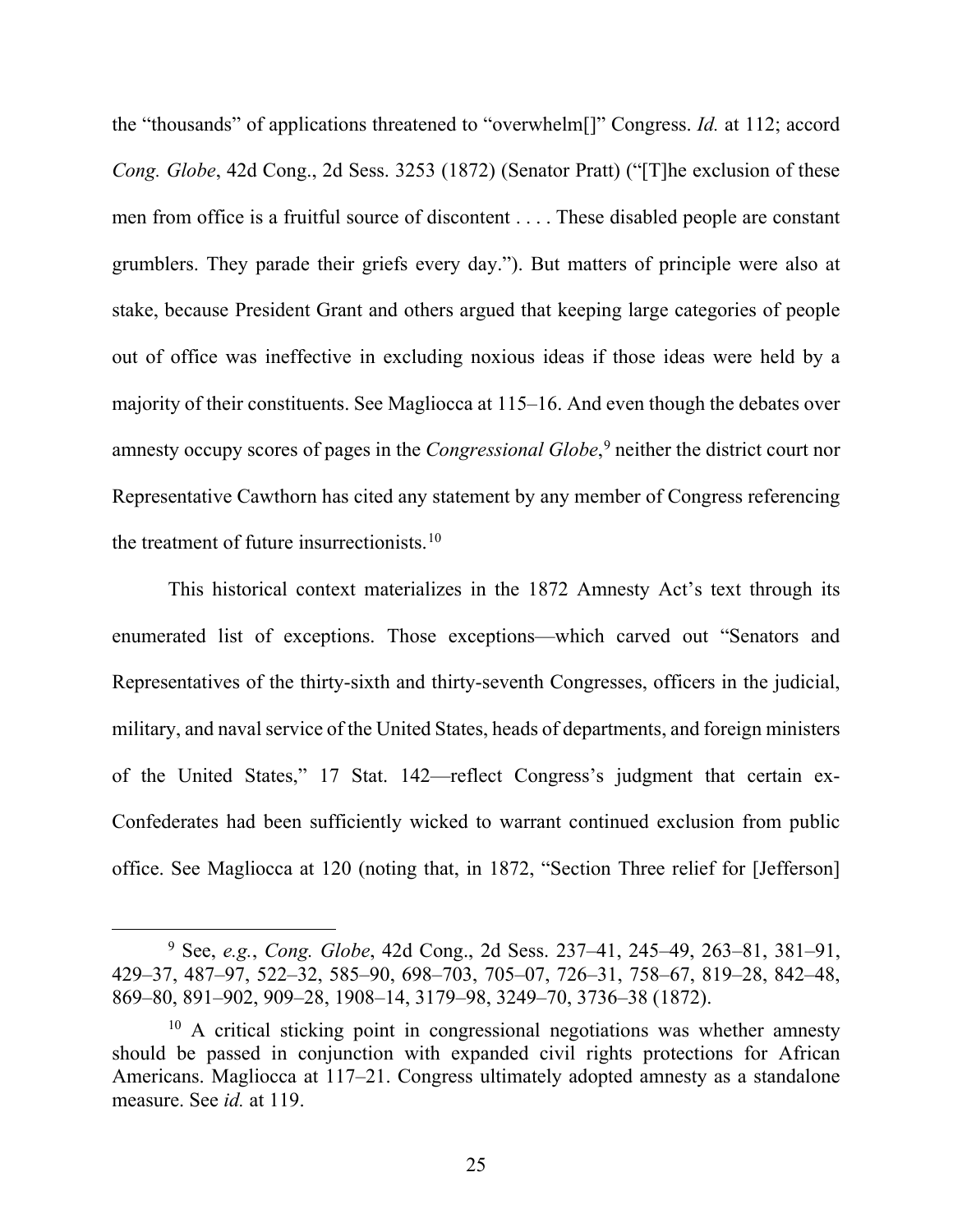the "thousands" of applications threatened to "overwhelm[]" Congress. *Id.* at 112; accord *Cong. Globe*, 42d Cong., 2d Sess. 3253 (1872) (Senator Pratt) ("[T]he exclusion of these men from office is a fruitful source of discontent . . . . These disabled people are constant grumblers. They parade their griefs every day."). But matters of principle were also at stake, because President Grant and others argued that keeping large categories of people out of office was ineffective in excluding noxious ideas if those ideas were held by a majority of their constituents. See Magliocca at 115–16. And even though the debates over amnesty occupy scores of pages in the *Congressional Globe*,[9] neither the district court nor Representative Cawthorn has cited any statement by any member of Congress referencing the treatment of future insurrectionists.[10]

This historical context materializes in the 1872 Amnesty Act's text through its enumerated list of exceptions. Those exceptions—which carved out "Senators and Representatives of the thirty-sixth and thirty-seventh Congresses, officers in the judicial, military, and naval service of the United States, heads of departments, and foreign ministers of the United States," 17 Stat. 142—reflect Congress's judgment that certain ex-Confederates had been sufficiently wicked to warrant continued exclusion from public office. See Magliocca at 120 (noting that, in 1872, "Section Three relief for [Jefferson]

---

[9] See, *e.g.*, *Cong. Globe*, 42d Cong., 2d Sess. 237–41, 245–49, 263–81, 381–91, 429–37, 487–97, 522–32, 585–90, 698–703, 705–07, 726–31, 758–67, 819–28, 842–48, 869–80, 891–902, 909–28, 1908–14, 3179–98, 3249–70, 3736–38 (1872).

[10] A critical sticking point in congressional negotiations was whether amnesty should be passed in conjunction with expanded civil rights protections for African Americans. Magliocca at 117–21. Congress ultimately adopted amnesty as a standalone measure. See *id.* at 119.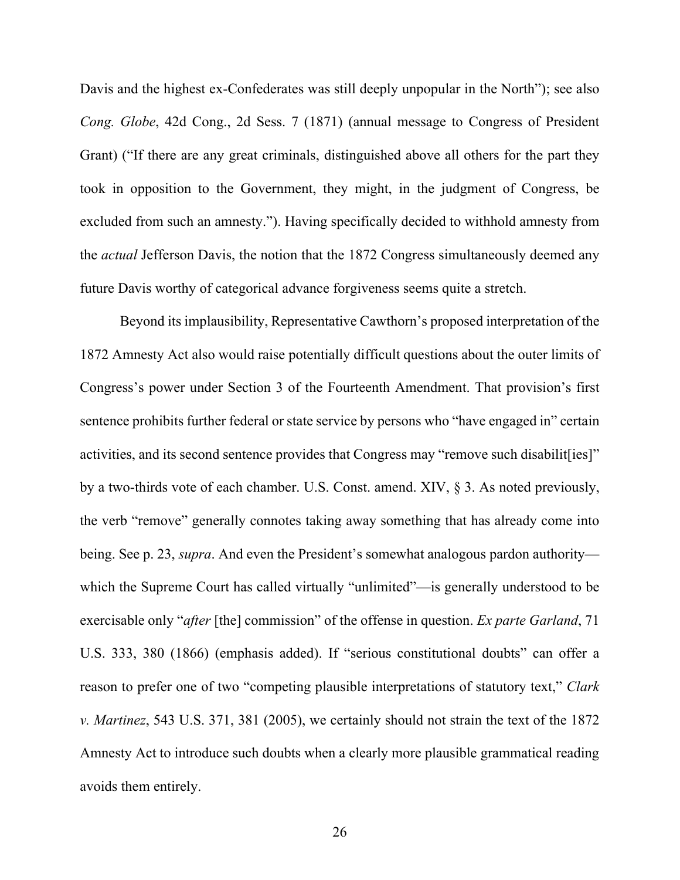Davis and the highest ex-Confederates was still deeply unpopular in the North"); see also *Cong. Globe*, 42d Cong., 2d Sess. 7 (1871) (annual message to Congress of President Grant) ("If there are any great criminals, distinguished above all others for the part they took in opposition to the Government, they might, in the judgment of Congress, be excluded from such an amnesty."). Having specifically decided to withhold amnesty from the *actual* Jefferson Davis, the notion that the 1872 Congress simultaneously deemed any future Davis worthy of categorical advance forgiveness seems quite a stretch.

Beyond its implausibility, Representative Cawthorn's proposed interpretation of the 1872 Amnesty Act also would raise potentially difficult questions about the outer limits of Congress's power under Section 3 of the Fourteenth Amendment. That provision's first sentence prohibits further federal or state service by persons who "have engaged in" certain activities, and its second sentence provides that Congress may "remove such disabilit[ies]" by a two-thirds vote of each chamber. U.S. Const. amend. XIV, § 3. As noted previously, the verb "remove" generally connotes taking away something that has already come into being. See p. 23, *supra*. And even the President's somewhat analogous pardon authority—which the Supreme Court has called virtually "unlimited"—is generally understood to be exercisable only "*after* [the] commission" of the offense in question. *Ex parte Garland*, 71 U.S. 333, 380 (1866) (emphasis added). If "serious constitutional doubts" can offer a reason to prefer one of two "competing plausible interpretations of statutory text," *Clark v. Martinez*, 543 U.S. 371, 381 (2005), we certainly should not strain the text of the 1872 Amnesty Act to introduce such doubts when a clearly more plausible grammatical reading avoids them entirely.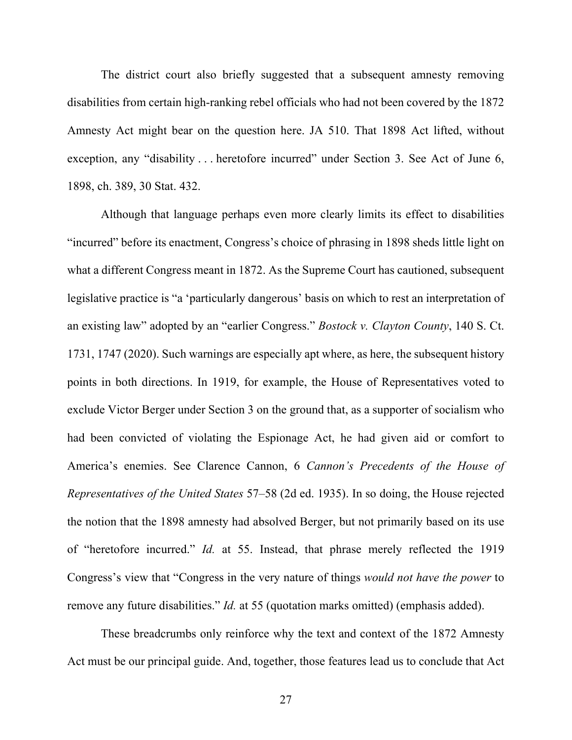The district court also briefly suggested that a subsequent amnesty removing disabilities from certain high-ranking rebel officials who had not been covered by the 1872 Amnesty Act might bear on the question here. JA 510. That 1898 Act lifted, without exception, any "disability . . . heretofore incurred" under Section 3. See Act of June 6, 1898, ch. 389, 30 Stat. 432.

Although that language perhaps even more clearly limits its effect to disabilities "incurred" before its enactment, Congress's choice of phrasing in 1898 sheds little light on what a different Congress meant in 1872. As the Supreme Court has cautioned, subsequent legislative practice is "a 'particularly dangerous' basis on which to rest an interpretation of an existing law" adopted by an "earlier Congress." *Bostock v. Clayton County*, 140 S. Ct. 1731, 1747 (2020). Such warnings are especially apt where, as here, the subsequent history points in both directions. In 1919, for example, the House of Representatives voted to exclude Victor Berger under Section 3 on the ground that, as a supporter of socialism who had been convicted of violating the Espionage Act, he had given aid or comfort to America's enemies. See Clarence Cannon, 6 *Cannon's Precedents of the House of Representatives of the United States* 57–58 (2d ed. 1935). In so doing, the House rejected the notion that the 1898 amnesty had absolved Berger, but not primarily based on its use of "heretofore incurred." *Id.* at 55. Instead, that phrase merely reflected the 1919 Congress's view that "Congress in the very nature of things *would not have the power* to remove any future disabilities." *Id.* at 55 (quotation marks omitted) (emphasis added).

These breadcrumbs only reinforce why the text and context of the 1872 Amnesty Act must be our principal guide. And, together, those features lead us to conclude that Act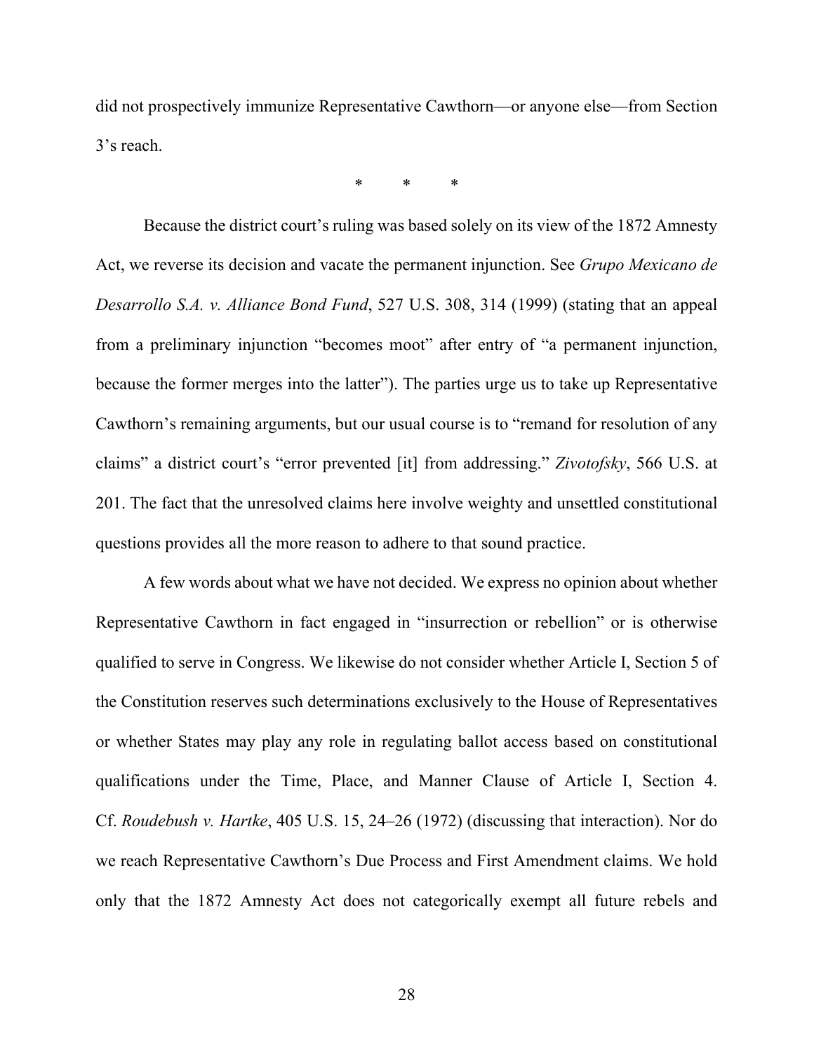did not prospectively immunize Representative Cawthorn—or anyone else—from Section 3's reach.

\*        \*        \*

Because the district court's ruling was based solely on its view of the 1872 Amnesty Act, we reverse its decision and vacate the permanent injunction. See *Grupo Mexicano de Desarrollo S.A. v. Alliance Bond Fund*, 527 U.S. 308, 314 (1999) (stating that an appeal from a preliminary injunction "becomes moot" after entry of "a permanent injunction, because the former merges into the latter"). The parties urge us to take up Representative Cawthorn's remaining arguments, but our usual course is to "remand for resolution of any claims" a district court's "error prevented [it] from addressing." *Zivotofsky*, 566 U.S. at 201. The fact that the unresolved claims here involve weighty and unsettled constitutional questions provides all the more reason to adhere to that sound practice.

A few words about what we have not decided. We express no opinion about whether Representative Cawthorn in fact engaged in "insurrection or rebellion" or is otherwise qualified to serve in Congress. We likewise do not consider whether Article I, Section 5 of the Constitution reserves such determinations exclusively to the House of Representatives or whether States may play any role in regulating ballot access based on constitutional qualifications under the Time, Place, and Manner Clause of Article I, Section 4. Cf. *Roudebush v. Hartke*, 405 U.S. 15, 24–26 (1972) (discussing that interaction). Nor do we reach Representative Cawthorn's Due Process and First Amendment claims. We hold only that the 1872 Amnesty Act does not categorically exempt all future rebels and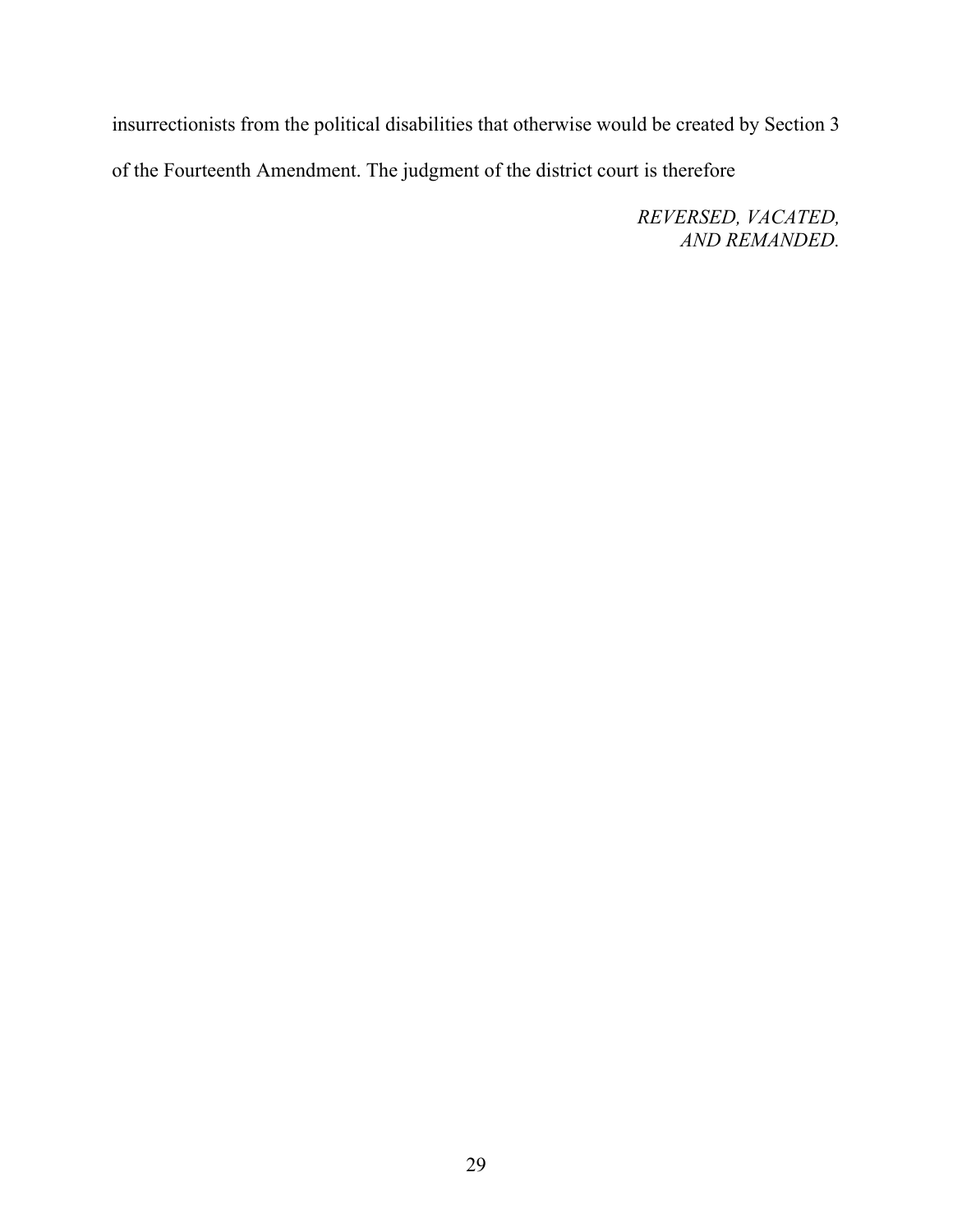insurrectionists from the political disabilities that otherwise would be created by Section 3 of the Fourteenth Amendment. The judgment of the district court is therefore

*REVERSED, VACATED, AND REMANDED.*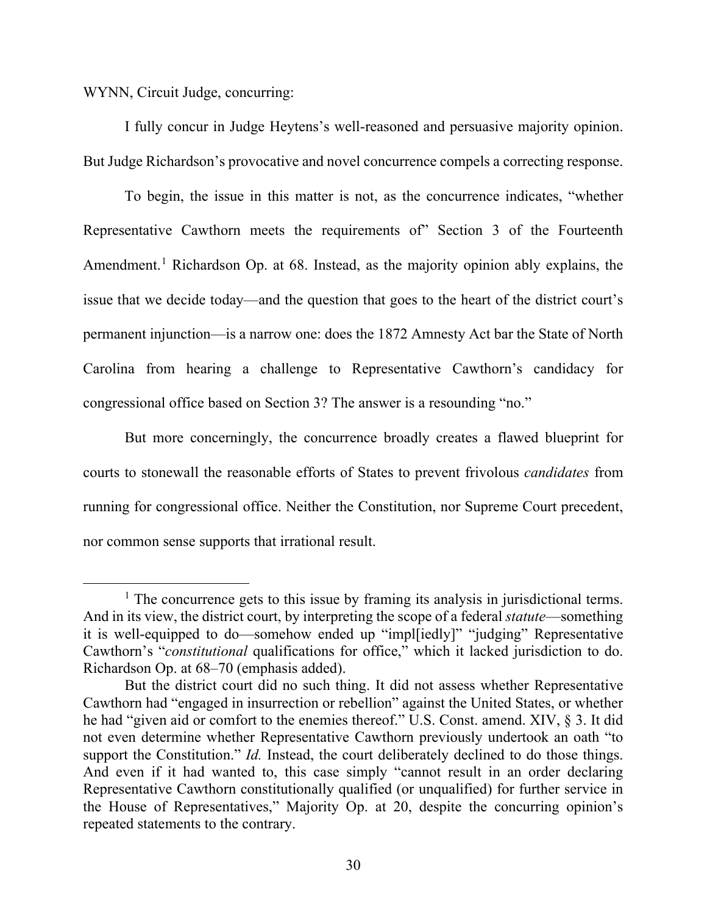WYNN, Circuit Judge, concurring:

I fully concur in Judge Heytens's well-reasoned and persuasive majority opinion. But Judge Richardson's provocative and novel concurrence compels a correcting response.

To begin, the issue in this matter is not, as the concurrence indicates, "whether Representative Cawthorn meets the requirements of" Section 3 of the Fourteenth Amendment.[1] Richardson Op. at 68. Instead, as the majority opinion ably explains, the issue that we decide today—and the question that goes to the heart of the district court's permanent injunction—is a narrow one: does the 1872 Amnesty Act bar the State of North Carolina from hearing a challenge to Representative Cawthorn's candidacy for congressional office based on Section 3? The answer is a resounding "no."

But more concerningly, the concurrence broadly creates a flawed blueprint for courts to stonewall the reasonable efforts of States to prevent frivolous *candidates* from running for congressional office. Neither the Constitution, nor Supreme Court precedent, nor common sense supports that irrational result.

[1] The concurrence gets to this issue by framing its analysis in jurisdictional terms. And in its view, the district court, by interpreting the scope of a federal *statute*—something it is well-equipped to do—somehow ended up "impl[iedly]" "judging" Representative Cawthorn's "*constitutional* qualifications for office," which it lacked jurisdiction to do. Richardson Op. at 68–70 (emphasis added).

But the district court did no such thing. It did not assess whether Representative Cawthorn had "engaged in insurrection or rebellion" against the United States, or whether he had "given aid or comfort to the enemies thereof." U.S. Const. amend. XIV, § 3. It did not even determine whether Representative Cawthorn previously undertook an oath "to support the Constitution." *Id.* Instead, the court deliberately declined to do those things. And even if it had wanted to, this case simply "cannot result in an order declaring Representative Cawthorn constitutionally qualified (or unqualified) for further service in the House of Representatives," Majority Op. at 20, despite the concurring opinion's repeated statements to the contrary.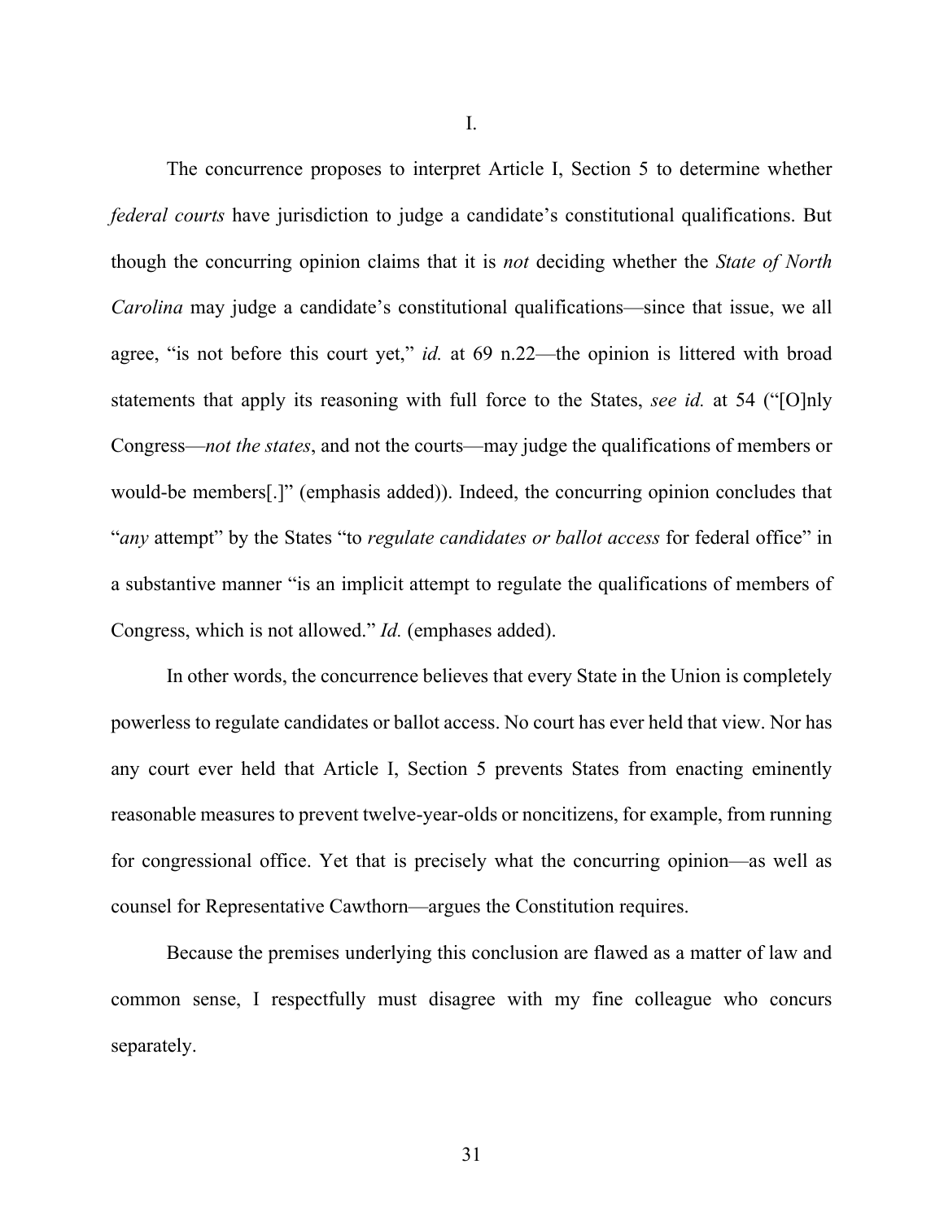I.

The concurrence proposes to interpret Article I, Section 5 to determine whether *federal courts* have jurisdiction to judge a candidate's constitutional qualifications. But though the concurring opinion claims that it is *not* deciding whether the *State of North Carolina* may judge a candidate's constitutional qualifications—since that issue, we all agree, "is not before this court yet," *id.* at 69 n.22—the opinion is littered with broad statements that apply its reasoning with full force to the States, *see id.* at 54 ("[O]nly Congress—*not the states*, and not the courts—may judge the qualifications of members or would-be members[.]" (emphasis added)). Indeed, the concurring opinion concludes that "*any* attempt" by the States "to *regulate candidates or ballot access* for federal office" in a substantive manner "is an implicit attempt to regulate the qualifications of members of Congress, which is not allowed." *Id.* (emphases added).

In other words, the concurrence believes that every State in the Union is completely powerless to regulate candidates or ballot access. No court has ever held that view. Nor has any court ever held that Article I, Section 5 prevents States from enacting eminently reasonable measures to prevent twelve-year-olds or noncitizens, for example, from running for congressional office. Yet that is precisely what the concurring opinion—as well as counsel for Representative Cawthorn—argues the Constitution requires.

Because the premises underlying this conclusion are flawed as a matter of law and common sense, I respectfully must disagree with my fine colleague who concurs separately.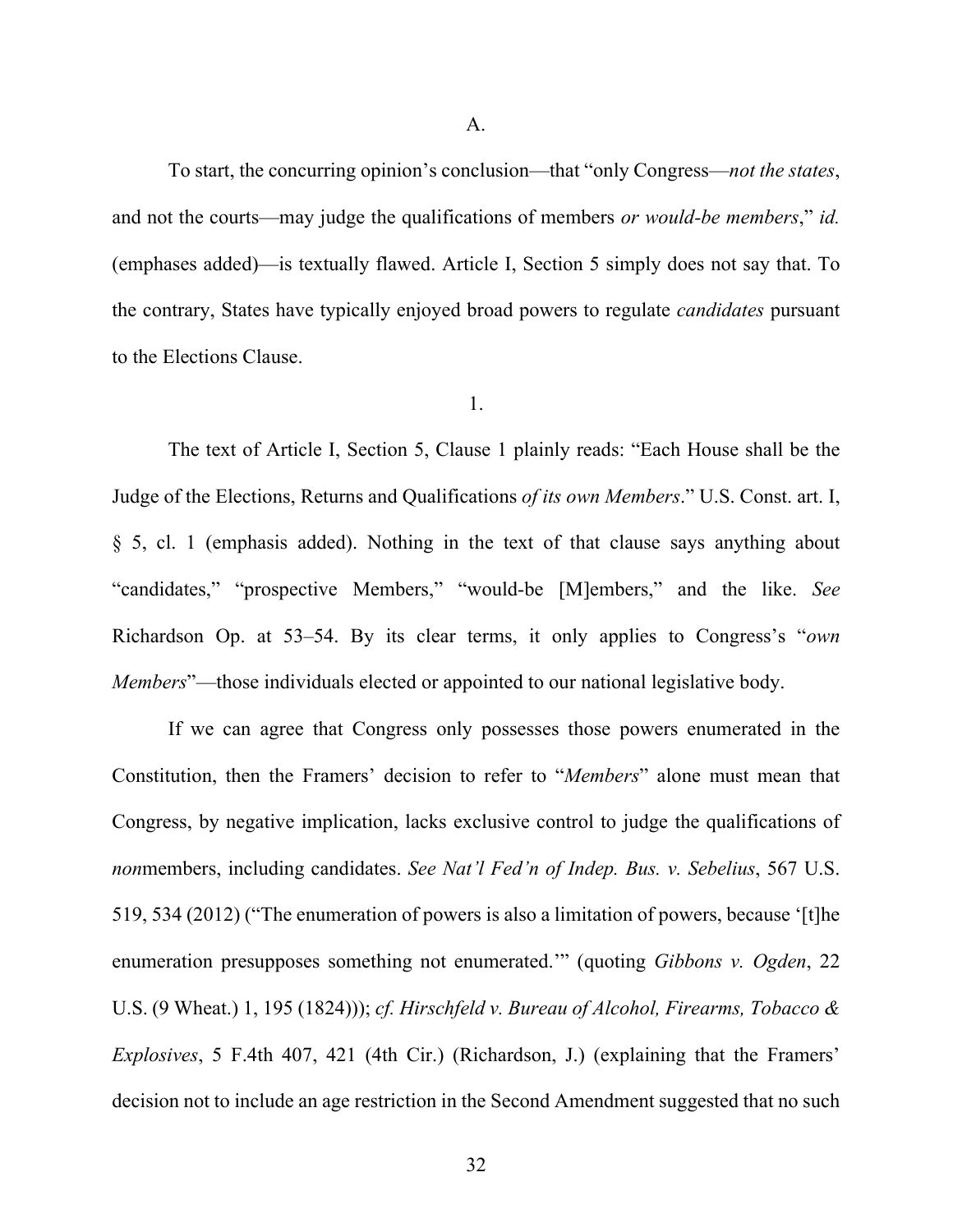A.

To start, the concurring opinion's conclusion—that "only Congress—*not the states*, and not the courts—may judge the qualifications of members *or would-be members*," *id.* (emphases added)—is textually flawed. Article I, Section 5 simply does not say that. To the contrary, States have typically enjoyed broad powers to regulate *candidates* pursuant to the Elections Clause.

1.

The text of Article I, Section 5, Clause 1 plainly reads: "Each House shall be the Judge of the Elections, Returns and Qualifications *of its own Members*." U.S. Const. art. I, § 5, cl. 1 (emphasis added). Nothing in the text of that clause says anything about "candidates," "prospective Members," "would-be [M]embers," and the like. *See* Richardson Op. at 53–54. By its clear terms, it only applies to Congress's "*own Members*"—those individuals elected or appointed to our national legislative body.

If we can agree that Congress only possesses those powers enumerated in the Constitution, then the Framers' decision to refer to "*Members*" alone must mean that Congress, by negative implication, lacks exclusive control to judge the qualifications of *non*members, including candidates. *See Nat'l Fed'n of Indep. Bus. v. Sebelius*, 567 U.S. 519, 534 (2012) ("The enumeration of powers is also a limitation of powers, because '[t]he enumeration presupposes something not enumerated.'" (quoting *Gibbons v. Ogden*, 22 U.S. (9 Wheat.) 1, 195 (1824))); *cf. Hirschfeld v. Bureau of Alcohol, Firearms, Tobacco & Explosives*, 5 F.4th 407, 421 (4th Cir.) (Richardson, J.) (explaining that the Framers' decision not to include an age restriction in the Second Amendment suggested that no such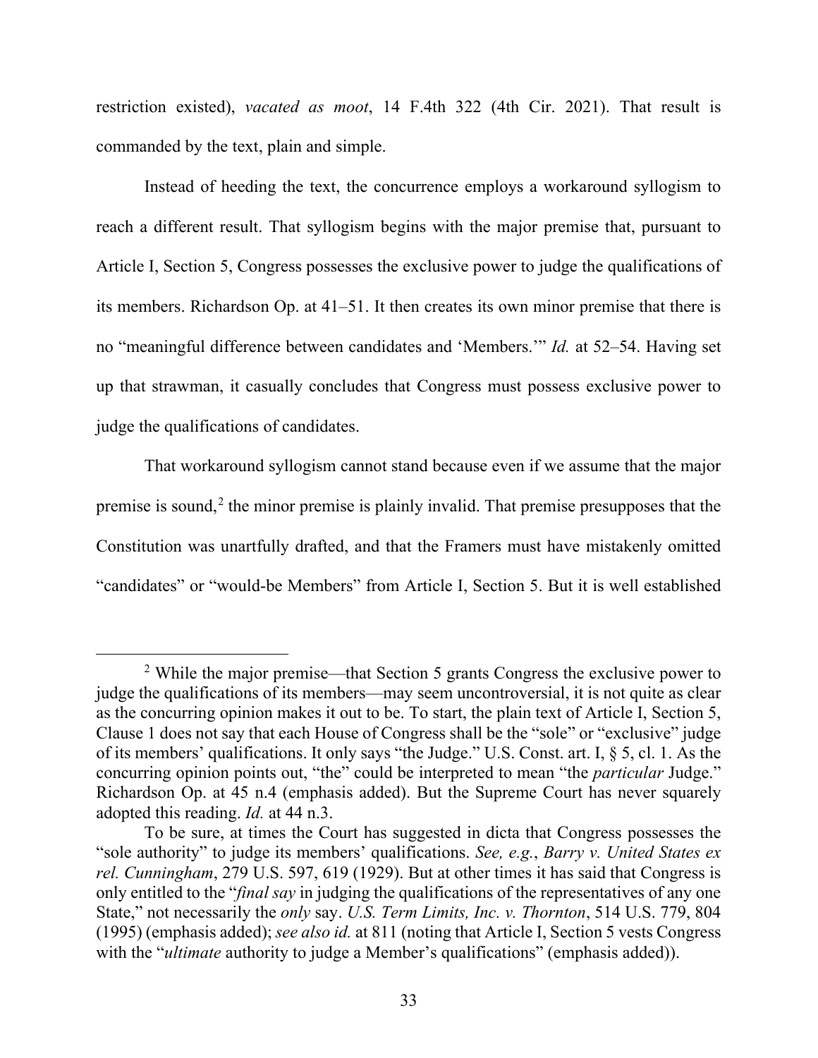restriction existed), *vacated as moot*, 14 F.4th 322 (4th Cir. 2021). That result is commanded by the text, plain and simple.

Instead of heeding the text, the concurrence employs a workaround syllogism to reach a different result. That syllogism begins with the major premise that, pursuant to Article I, Section 5, Congress possesses the exclusive power to judge the qualifications of its members. Richardson Op. at 41–51. It then creates its own minor premise that there is no "meaningful difference between candidates and 'Members.'" *Id.* at 52–54. Having set up that strawman, it casually concludes that Congress must possess exclusive power to judge the qualifications of candidates.

That workaround syllogism cannot stand because even if we assume that the major premise is sound,[2] the minor premise is plainly invalid. That premise presupposes that the Constitution was unartfully drafted, and that the Framers must have mistakenly omitted "candidates" or "would-be Members" from Article I, Section 5. But it is well established

---

[2] While the major premise—that Section 5 grants Congress the exclusive power to judge the qualifications of its members—may seem uncontroversial, it is not quite as clear as the concurring opinion makes it out to be. To start, the plain text of Article I, Section 5, Clause 1 does not say that each House of Congress shall be the "sole" or "exclusive" judge of its members' qualifications. It only says "the Judge." U.S. Const. art. I, § 5, cl. 1. As the concurring opinion points out, "the" could be interpreted to mean "the *particular* Judge." Richardson Op. at 45 n.4 (emphasis added). But the Supreme Court has never squarely adopted this reading. *Id.* at 44 n.3.

To be sure, at times the Court has suggested in dicta that Congress possesses the "sole authority" to judge its members' qualifications. *See, e.g.*, *Barry v. United States ex rel. Cunningham*, 279 U.S. 597, 619 (1929). But at other times it has said that Congress is only entitled to the "*final say* in judging the qualifications of the representatives of any one State," not necessarily the *only* say. *U.S. Term Limits, Inc. v. Thornton*, 514 U.S. 779, 804 (1995) (emphasis added); *see also id.* at 811 (noting that Article I, Section 5 vests Congress with the "*ultimate* authority to judge a Member's qualifications" (emphasis added)).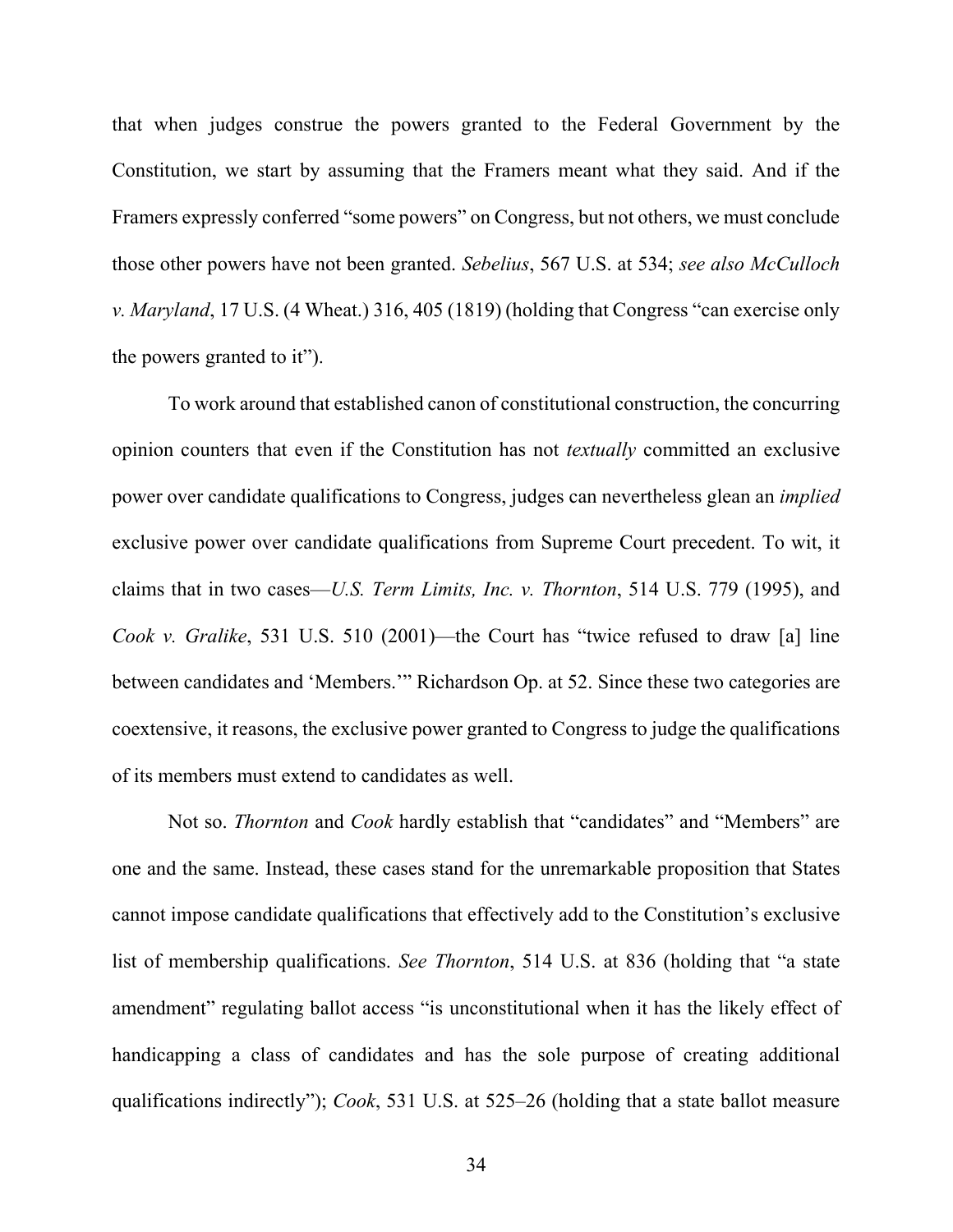that when judges construe the powers granted to the Federal Government by the Constitution, we start by assuming that the Framers meant what they said. And if the Framers expressly conferred "some powers" on Congress, but not others, we must conclude those other powers have not been granted. *Sebelius*, 567 U.S. at 534; *see also McCulloch v. Maryland*, 17 U.S. (4 Wheat.) 316, 405 (1819) (holding that Congress "can exercise only the powers granted to it").

To work around that established canon of constitutional construction, the concurring opinion counters that even if the Constitution has not *textually* committed an exclusive power over candidate qualifications to Congress, judges can nevertheless glean an *implied* exclusive power over candidate qualifications from Supreme Court precedent. To wit, it claims that in two cases—*U.S. Term Limits, Inc. v. Thornton*, 514 U.S. 779 (1995), and *Cook v. Gralike*, 531 U.S. 510 (2001)—the Court has "twice refused to draw [a] line between candidates and 'Members.'" Richardson Op. at 52. Since these two categories are coextensive, it reasons, the exclusive power granted to Congress to judge the qualifications of its members must extend to candidates as well.

Not so. *Thornton* and *Cook* hardly establish that "candidates" and "Members" are one and the same. Instead, these cases stand for the unremarkable proposition that States cannot impose candidate qualifications that effectively add to the Constitution's exclusive list of membership qualifications. *See Thornton*, 514 U.S. at 836 (holding that "a state amendment" regulating ballot access "is unconstitutional when it has the likely effect of handicapping a class of candidates and has the sole purpose of creating additional qualifications indirectly"); *Cook*, 531 U.S. at 525–26 (holding that a state ballot measure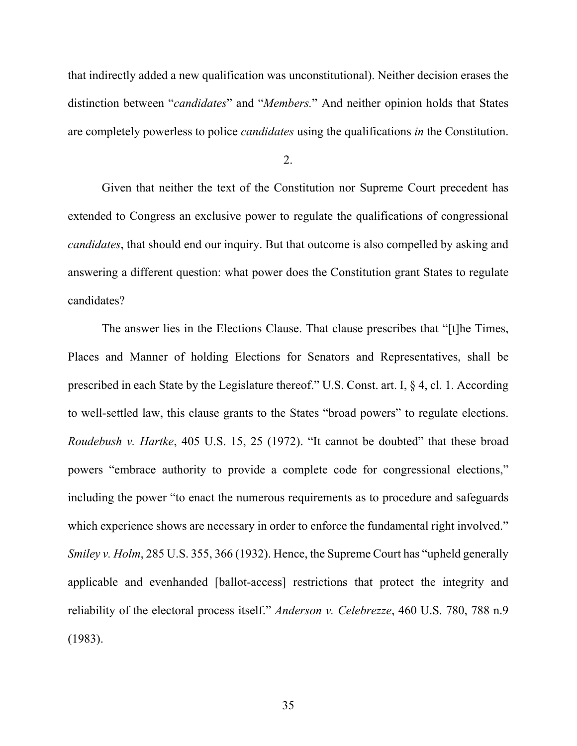that indirectly added a new qualification was unconstitutional). Neither decision erases the distinction between "*candidates*" and "*Members.*" And neither opinion holds that States are completely powerless to police *candidates* using the qualifications *in* the Constitution.

2.

Given that neither the text of the Constitution nor Supreme Court precedent has extended to Congress an exclusive power to regulate the qualifications of congressional *candidates*, that should end our inquiry. But that outcome is also compelled by asking and answering a different question: what power does the Constitution grant States to regulate candidates?

The answer lies in the Elections Clause. That clause prescribes that "[t]he Times, Places and Manner of holding Elections for Senators and Representatives, shall be prescribed in each State by the Legislature thereof." U.S. Const. art. I, § 4, cl. 1. According to well-settled law, this clause grants to the States "broad powers" to regulate elections. *Roudebush v. Hartke*, 405 U.S. 15, 25 (1972). "It cannot be doubted" that these broad powers "embrace authority to provide a complete code for congressional elections," including the power "to enact the numerous requirements as to procedure and safeguards which experience shows are necessary in order to enforce the fundamental right involved." *Smiley v. Holm*, 285 U.S. 355, 366 (1932). Hence, the Supreme Court has "upheld generally applicable and evenhanded [ballot-access] restrictions that protect the integrity and reliability of the electoral process itself." *Anderson v. Celebrezze*, 460 U.S. 780, 788 n.9 (1983).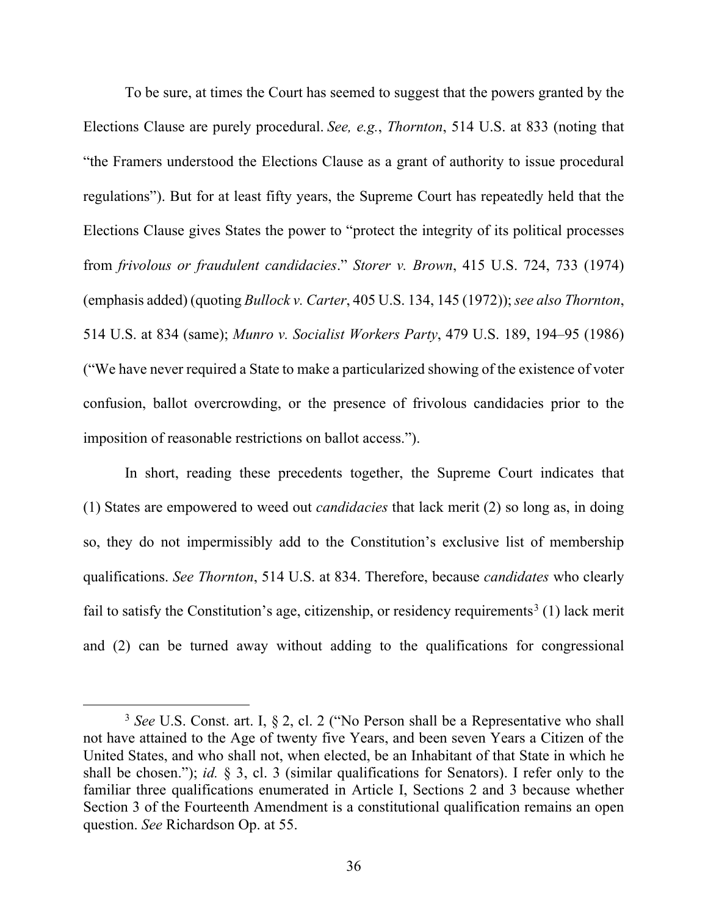To be sure, at times the Court has seemed to suggest that the powers granted by the Elections Clause are purely procedural. *See, e.g.*, *Thornton*, 514 U.S. at 833 (noting that "the Framers understood the Elections Clause as a grant of authority to issue procedural regulations"). But for at least fifty years, the Supreme Court has repeatedly held that the Elections Clause gives States the power to "protect the integrity of its political processes from *frivolous or fraudulent candidacies*." *Storer v. Brown*, 415 U.S. 724, 733 (1974) (emphasis added) (quoting *Bullock v. Carter*, 405 U.S. 134, 145 (1972)); *see also Thornton*, 514 U.S. at 834 (same); *Munro v. Socialist Workers Party*, 479 U.S. 189, 194–95 (1986) ("We have never required a State to make a particularized showing of the existence of voter confusion, ballot overcrowding, or the presence of frivolous candidacies prior to the imposition of reasonable restrictions on ballot access.").

In short, reading these precedents together, the Supreme Court indicates that (1) States are empowered to weed out *candidacies* that lack merit (2) so long as, in doing so, they do not impermissibly add to the Constitution's exclusive list of membership qualifications. *See Thornton*, 514 U.S. at 834. Therefore, because *candidates* who clearly fail to satisfy the Constitution's age, citizenship, or residency requirements[3] (1) lack merit and (2) can be turned away without adding to the qualifications for congressional

---

[3] *See* U.S. Const. art. I, § 2, cl. 2 ("No Person shall be a Representative who shall not have attained to the Age of twenty five Years, and been seven Years a Citizen of the United States, and who shall not, when elected, be an Inhabitant of that State in which he shall be chosen."); *id.* § 3, cl. 3 (similar qualifications for Senators). I refer only to the familiar three qualifications enumerated in Article I, Sections 2 and 3 because whether Section 3 of the Fourteenth Amendment is a constitutional qualification remains an open question. *See* Richardson Op. at 55.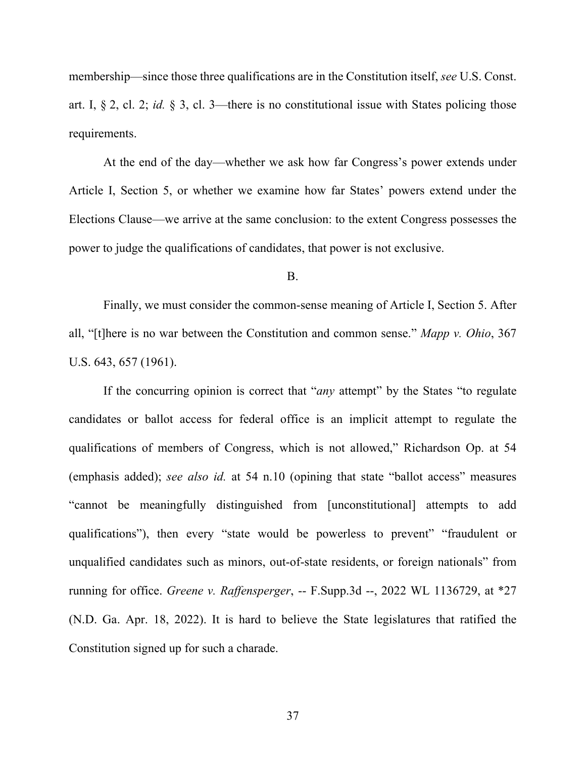membership—since those three qualifications are in the Constitution itself, *see* U.S. Const. art. I, § 2, cl. 2; *id.* § 3, cl. 3—there is no constitutional issue with States policing those requirements.

At the end of the day—whether we ask how far Congress's power extends under Article I, Section 5, or whether we examine how far States' powers extend under the Elections Clause—we arrive at the same conclusion: to the extent Congress possesses the power to judge the qualifications of candidates, that power is not exclusive.

B.

Finally, we must consider the common-sense meaning of Article I, Section 5. After all, "[t]here is no war between the Constitution and common sense." *Mapp v. Ohio*, 367 U.S. 643, 657 (1961).

If the concurring opinion is correct that "*any* attempt" by the States "to regulate candidates or ballot access for federal office is an implicit attempt to regulate the qualifications of members of Congress, which is not allowed," Richardson Op. at 54 (emphasis added); *see also id.* at 54 n.10 (opining that state "ballot access" measures "cannot be meaningfully distinguished from [unconstitutional] attempts to add qualifications"), then every "state would be powerless to prevent" "fraudulent or unqualified candidates such as minors, out-of-state residents, or foreign nationals" from running for office. *Greene v. Raffensperger*, -- F.Supp.3d --, 2022 WL 1136729, at *27 (N.D. Ga. Apr. 18, 2022). It is hard to believe the State legislatures that ratified the Constitution signed up for such a charade.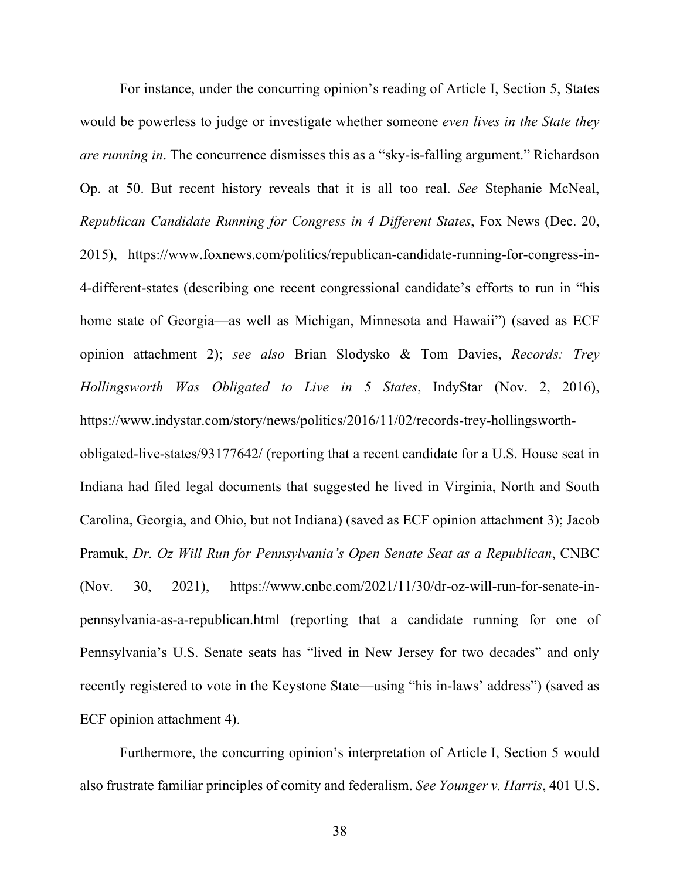For instance, under the concurring opinion's reading of Article I, Section 5, States would be powerless to judge or investigate whether someone *even lives in the State they are running in*. The concurrence dismisses this as a "sky-is-falling argument." Richardson Op. at 50. But recent history reveals that it is all too real. *See* Stephanie McNeal, *Republican Candidate Running for Congress in 4 Different States*, Fox News (Dec. 20, 2015), https://www.foxnews.com/politics/republican-candidate-running-for-congress-in-4-different-states (describing one recent congressional candidate's efforts to run in "his home state of Georgia—as well as Michigan, Minnesota and Hawaii") (saved as ECF opinion attachment 2); *see also* Brian Slodysko & Tom Davies, *Records: Trey Hollingsworth Was Obligated to Live in 5 States*, IndyStar (Nov. 2, 2016), https://www.indystar.com/story/news/politics/2016/11/02/records-trey-hollingsworth-obligated-live-states/93177642/ (reporting that a recent candidate for a U.S. House seat in Indiana had filed legal documents that suggested he lived in Virginia, North and South Carolina, Georgia, and Ohio, but not Indiana) (saved as ECF opinion attachment 3); Jacob Pramuk, *Dr. Oz Will Run for Pennsylvania's Open Senate Seat as a Republican*, CNBC (Nov. 30, 2021), https://www.cnbc.com/2021/11/30/dr-oz-will-run-for-senate-in-pennsylvania-as-a-republican.html (reporting that a candidate running for one of Pennsylvania's U.S. Senate seats has "lived in New Jersey for two decades" and only recently registered to vote in the Keystone State—using "his in-laws' address") (saved as ECF opinion attachment 4).

Furthermore, the concurring opinion's interpretation of Article I, Section 5 would also frustrate familiar principles of comity and federalism. *See Younger v. Harris*, 401 U.S.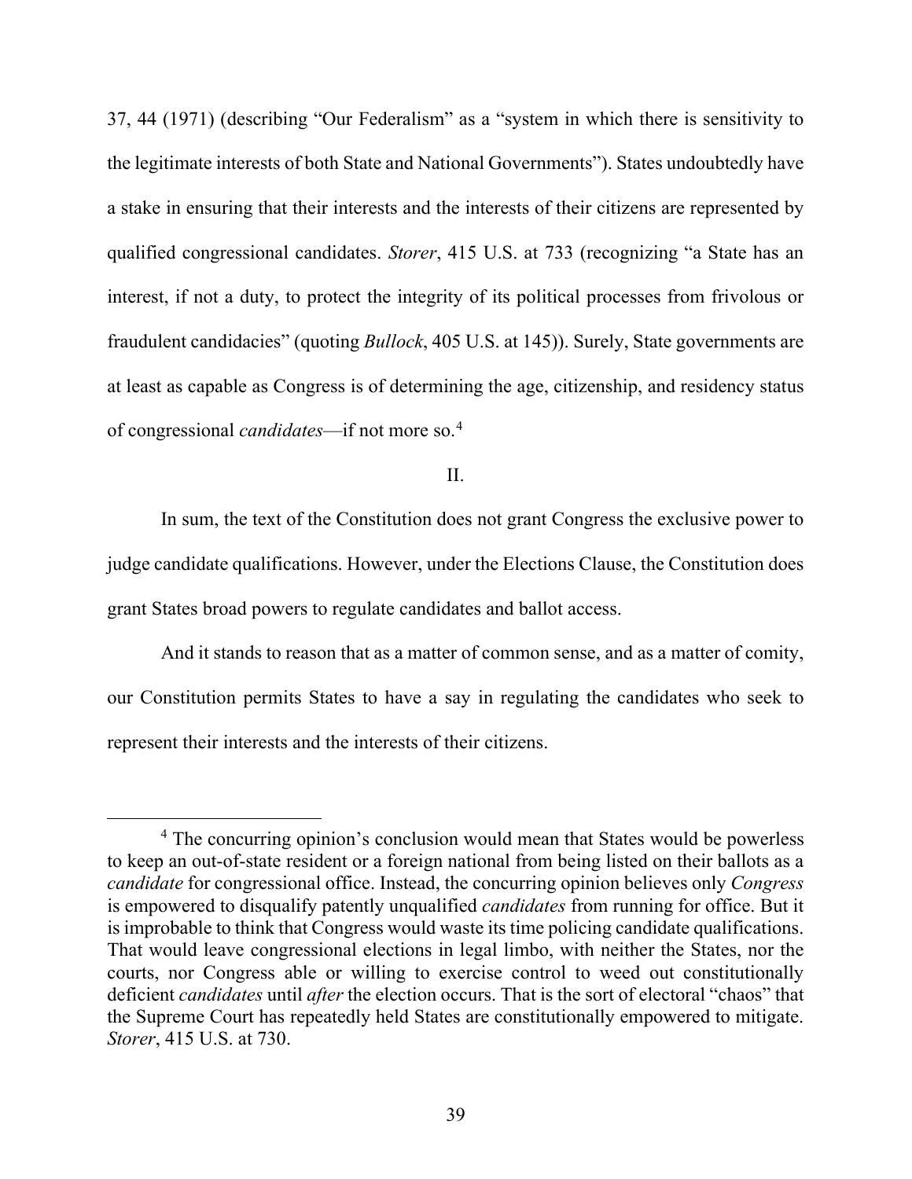37, 44 (1971) (describing "Our Federalism" as a "system in which there is sensitivity to the legitimate interests of both State and National Governments"). States undoubtedly have a stake in ensuring that their interests and the interests of their citizens are represented by qualified congressional candidates. *Storer*, 415 U.S. at 733 (recognizing "a State has an interest, if not a duty, to protect the integrity of its political processes from frivolous or fraudulent candidacies" (quoting *Bullock*, 405 U.S. at 145)). Surely, State governments are at least as capable as Congress is of determining the age, citizenship, and residency status of congressional *candidates*—if not more so.[4]

II.

In sum, the text of the Constitution does not grant Congress the exclusive power to judge candidate qualifications. However, under the Elections Clause, the Constitution does grant States broad powers to regulate candidates and ballot access.

And it stands to reason that as a matter of common sense, and as a matter of comity, our Constitution permits States to have a say in regulating the candidates who seek to represent their interests and the interests of their citizens.

---

[4] The concurring opinion's conclusion would mean that States would be powerless to keep an out-of-state resident or a foreign national from being listed on their ballots as a *candidate* for congressional office. Instead, the concurring opinion believes only *Congress* is empowered to disqualify patently unqualified *candidates* from running for office. But it is improbable to think that Congress would waste its time policing candidate qualifications. That would leave congressional elections in legal limbo, with neither the States, nor the courts, nor Congress able or willing to exercise control to weed out constitutionally deficient *candidates* until *after* the election occurs. That is the sort of electoral "chaos" that the Supreme Court has repeatedly held States are constitutionally empowered to mitigate. *Storer*, 415 U.S. at 730.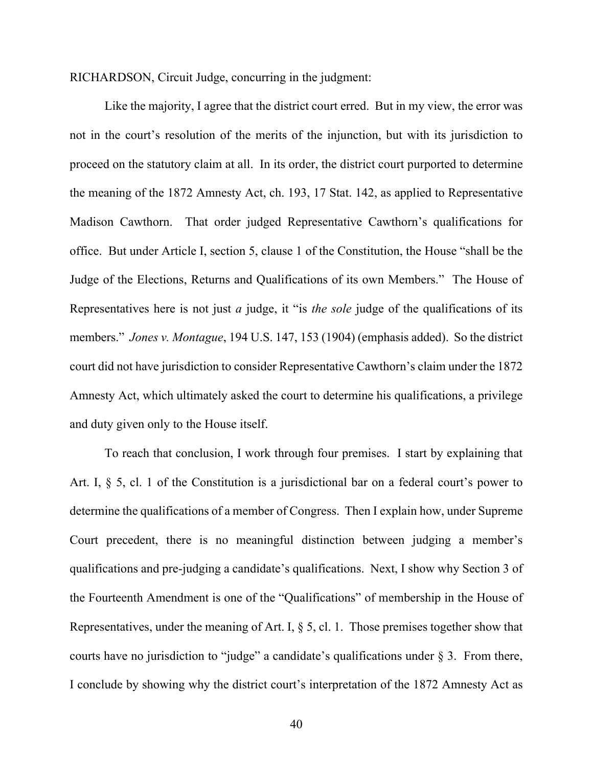RICHARDSON, Circuit Judge, concurring in the judgment:

Like the majority, I agree that the district court erred. But in my view, the error was not in the court's resolution of the merits of the injunction, but with its jurisdiction to proceed on the statutory claim at all. In its order, the district court purported to determine the meaning of the 1872 Amnesty Act, ch. 193, 17 Stat. 142, as applied to Representative Madison Cawthorn. That order judged Representative Cawthorn's qualifications for office. But under Article I, section 5, clause 1 of the Constitution, the House "shall be the Judge of the Elections, Returns and Qualifications of its own Members." The House of Representatives here is not just *a* judge, it "is *the sole* judge of the qualifications of its members." *Jones v. Montague*, 194 U.S. 147, 153 (1904) (emphasis added). So the district court did not have jurisdiction to consider Representative Cawthorn's claim under the 1872 Amnesty Act, which ultimately asked the court to determine his qualifications, a privilege and duty given only to the House itself.

To reach that conclusion, I work through four premises. I start by explaining that Art. I, § 5, cl. 1 of the Constitution is a jurisdictional bar on a federal court's power to determine the qualifications of a member of Congress. Then I explain how, under Supreme Court precedent, there is no meaningful distinction between judging a member's qualifications and pre-judging a candidate's qualifications. Next, I show why Section 3 of the Fourteenth Amendment is one of the "Qualifications" of membership in the House of Representatives, under the meaning of Art. I, § 5, cl. 1. Those premises together show that courts have no jurisdiction to "judge" a candidate's qualifications under § 3. From there, I conclude by showing why the district court's interpretation of the 1872 Amnesty Act as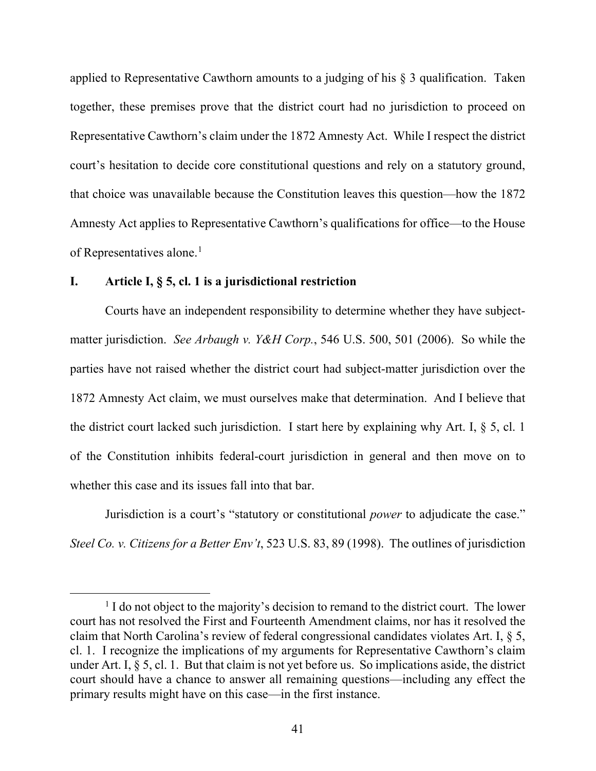applied to Representative Cawthorn amounts to a judging of his § 3 qualification. Taken together, these premises prove that the district court had no jurisdiction to proceed on Representative Cawthorn's claim under the 1872 Amnesty Act. While I respect the district court's hesitation to decide core constitutional questions and rely on a statutory ground, that choice was unavailable because the Constitution leaves this question—how the 1872 Amnesty Act applies to Representative Cawthorn's qualifications for office—to the House of Representatives alone.[1]

## I. Article I, § 5, cl. 1 is a jurisdictional restriction

Courts have an independent responsibility to determine whether they have subject-matter jurisdiction. *See Arbaugh v. Y&H Corp.*, 546 U.S. 500, 501 (2006). So while the parties have not raised whether the district court had subject-matter jurisdiction over the 1872 Amnesty Act claim, we must ourselves make that determination. And I believe that the district court lacked such jurisdiction. I start here by explaining why Art. I, § 5, cl. 1 of the Constitution inhibits federal-court jurisdiction in general and then move on to whether this case and its issues fall into that bar.

Jurisdiction is a court's "statutory or constitutional *power* to adjudicate the case." *Steel Co. v. Citizens for a Better Env't*, 523 U.S. 83, 89 (1998). The outlines of jurisdiction

---

[1] I do not object to the majority's decision to remand to the district court. The lower court has not resolved the First and Fourteenth Amendment claims, nor has it resolved the claim that North Carolina's review of federal congressional candidates violates Art. I, § 5, cl. 1. I recognize the implications of my arguments for Representative Cawthorn's claim under Art. I, § 5, cl. 1. But that claim is not yet before us. So implications aside, the district court should have a chance to answer all remaining questions—including any effect the primary results might have on this case—in the first instance.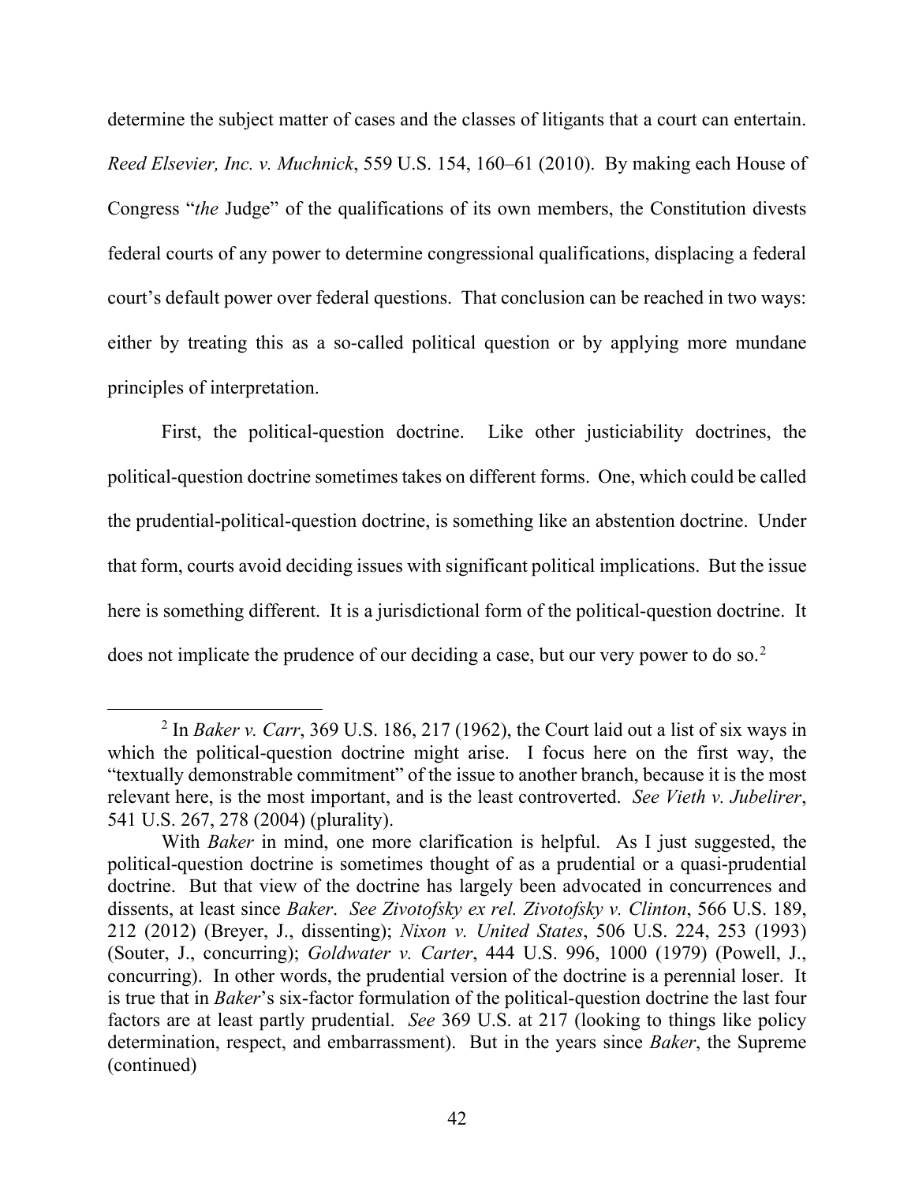determine the subject matter of cases and the classes of litigants that a court can entertain. *Reed Elsevier, Inc. v. Muchnick*, 559 U.S. 154, 160–61 (2010). By making each House of Congress "*the* Judge" of the qualifications of its own members, the Constitution divests federal courts of any power to determine congressional qualifications, displacing a federal court's default power over federal questions. That conclusion can be reached in two ways: either by treating this as a so-called political question or by applying more mundane principles of interpretation.

First, the political-question doctrine. Like other justiciability doctrines, the political-question doctrine sometimes takes on different forms. One, which could be called the prudential-political-question doctrine, is something like an abstention doctrine. Under that form, courts avoid deciding issues with significant political implications. But the issue here is something different. It is a jurisdictional form of the political-question doctrine. It does not implicate the prudence of our deciding a case, but our very power to do so.[2]

---

[2] In *Baker v. Carr*, 369 U.S. 186, 217 (1962), the Court laid out a list of six ways in which the political-question doctrine might arise. I focus here on the first way, the "textually demonstrable commitment" of the issue to another branch, because it is the most relevant here, is the most important, and is the least controverted. *See Vieth v. Jubelirer*, 541 U.S. 267, 278 (2004) (plurality).

With *Baker* in mind, one more clarification is helpful. As I just suggested, the political-question doctrine is sometimes thought of as a prudential or a quasi-prudential doctrine. But that view of the doctrine has largely been advocated in concurrences and dissents, at least since *Baker*. *See Zivotofsky ex rel. Zivotofsky v. Clinton*, 566 U.S. 189, 212 (2012) (Breyer, J., dissenting); *Nixon v. United States*, 506 U.S. 224, 253 (1993) (Souter, J., concurring); *Goldwater v. Carter*, 444 U.S. 996, 1000 (1979) (Powell, J., concurring). In other words, the prudential version of the doctrine is a perennial loser. It is true that in *Baker*'s six-factor formulation of the political-question doctrine the last four factors are at least partly prudential. *See* 369 U.S. at 217 (looking to things like policy determination, respect, and embarrassment). But in the years since *Baker*, the Supreme (continued)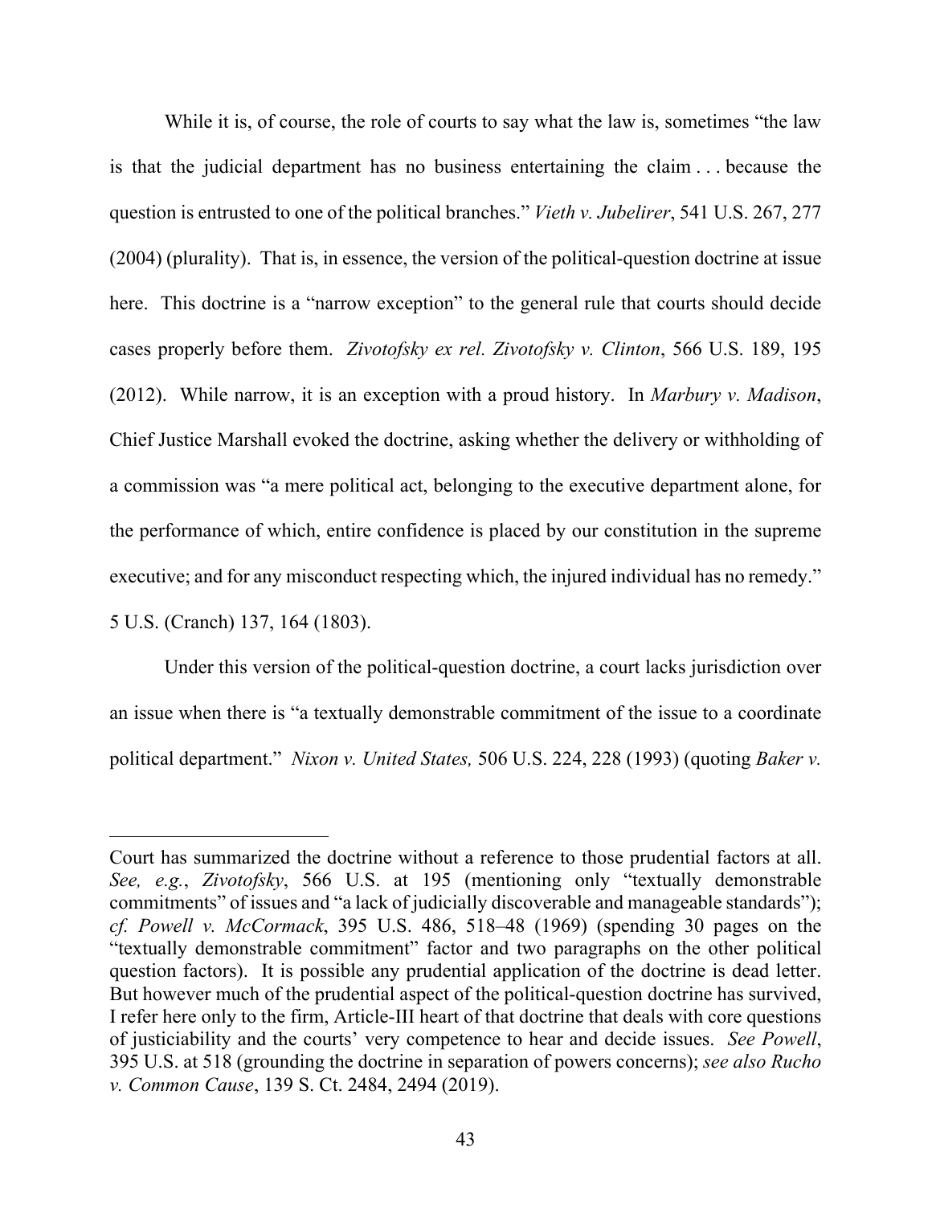While it is, of course, the role of courts to say what the law is, sometimes "the law is that the judicial department has no business entertaining the claim . . . because the question is entrusted to one of the political branches." *Vieth v. Jubelirer*, 541 U.S. 267, 277 (2004) (plurality). That is, in essence, the version of the political-question doctrine at issue here. This doctrine is a "narrow exception" to the general rule that courts should decide cases properly before them. *Zivotofsky ex rel. Zivotofsky v. Clinton*, 566 U.S. 189, 195 (2012). While narrow, it is an exception with a proud history. In *Marbury v. Madison*, Chief Justice Marshall evoked the doctrine, asking whether the delivery or withholding of a commission was "a mere political act, belonging to the executive department alone, for the performance of which, entire confidence is placed by our constitution in the supreme executive; and for any misconduct respecting which, the injured individual has no remedy." 5 U.S. (Cranch) 137, 164 (1803).

Under this version of the political-question doctrine, a court lacks jurisdiction over an issue when there is "a textually demonstrable commitment of the issue to a coordinate political department." *Nixon v. United States,* 506 U.S. 224, 228 (1993) (quoting *Baker v.*

---

Court has summarized the doctrine without a reference to those prudential factors at all. *See, e.g.*, *Zivotofsky*, 566 U.S. at 195 (mentioning only "textually demonstrable commitments" of issues and "a lack of judicially discoverable and manageable standards"); *cf. Powell v. McCormack*, 395 U.S. 486, 518–48 (1969) (spending 30 pages on the "textually demonstrable commitment" factor and two paragraphs on the other political question factors). It is possible any prudential application of the doctrine is dead letter. But however much of the prudential aspect of the political-question doctrine has survived, I refer here only to the firm, Article-III heart of that doctrine that deals with core questions of justiciability and the courts' very competence to hear and decide issues. *See Powell*, 395 U.S. at 518 (grounding the doctrine in separation of powers concerns); *see also Rucho v. Common Cause*, 139 S. Ct. 2484, 2494 (2019).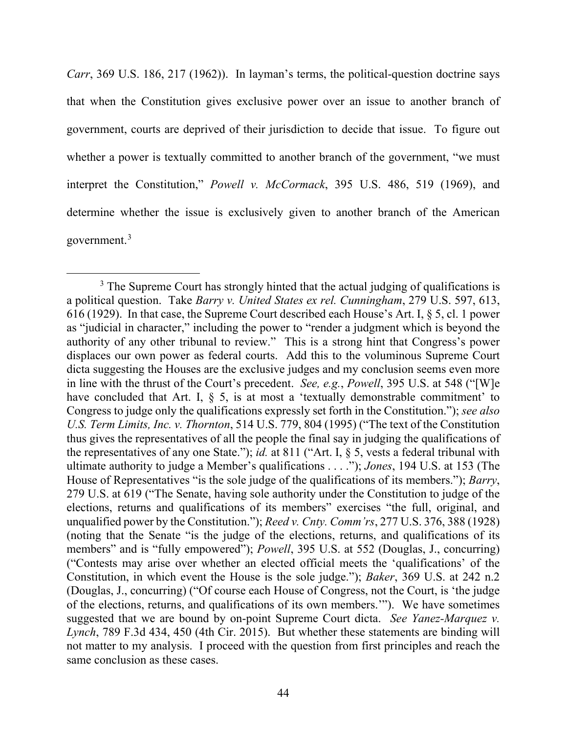*Carr*, 369 U.S. 186, 217 (1962)). In layman's terms, the political-question doctrine says that when the Constitution gives exclusive power over an issue to another branch of government, courts are deprived of their jurisdiction to decide that issue. To figure out whether a power is textually committed to another branch of the government, "we must interpret the Constitution," *Powell v. McCormack*, 395 U.S. 486, 519 (1969), and determine whether the issue is exclusively given to another branch of the American government.[3]

---

[3] The Supreme Court has strongly hinted that the actual judging of qualifications is a political question. Take *Barry v. United States ex rel. Cunningham*, 279 U.S. 597, 613, 616 (1929). In that case, the Supreme Court described each House's Art. I, § 5, cl. 1 power as "judicial in character," including the power to "render a judgment which is beyond the authority of any other tribunal to review." This is a strong hint that Congress's power displaces our own power as federal courts. Add this to the voluminous Supreme Court dicta suggesting the Houses are the exclusive judges and my conclusion seems even more in line with the thrust of the Court's precedent. *See, e.g.*, *Powell*, 395 U.S. at 548 ("[W]e have concluded that Art. I, § 5, is at most a 'textually demonstrable commitment' to Congress to judge only the qualifications expressly set forth in the Constitution."); *see also U.S. Term Limits, Inc. v. Thornton*, 514 U.S. 779, 804 (1995) ("The text of the Constitution thus gives the representatives of all the people the final say in judging the qualifications of the representatives of any one State."); *id.* at 811 ("Art. I, § 5, vests a federal tribunal with ultimate authority to judge a Member's qualifications . . . ."); *Jones*, 194 U.S. at 153 (The House of Representatives "is the sole judge of the qualifications of its members."); *Barry*, 279 U.S. at 619 ("The Senate, having sole authority under the Constitution to judge of the elections, returns and qualifications of its members" exercises "the full, original, and unqualified power by the Constitution."); *Reed v. Cnty. Comm'rs*, 277 U.S. 376, 388 (1928) (noting that the Senate "is the judge of the elections, returns, and qualifications of its members" and is "fully empowered"); *Powell*, 395 U.S. at 552 (Douglas, J., concurring) ("Contests may arise over whether an elected official meets the 'qualifications' of the Constitution, in which event the House is the sole judge."); *Baker*, 369 U.S. at 242 n.2 (Douglas, J., concurring) ("Of course each House of Congress, not the Court, is 'the judge of the elections, returns, and qualifications of its own members.'"). We have sometimes suggested that we are bound by on-point Supreme Court dicta. *See Yanez-Marquez v. Lynch*, 789 F.3d 434, 450 (4th Cir. 2015). But whether these statements are binding will not matter to my analysis. I proceed with the question from first principles and reach the same conclusion as these cases.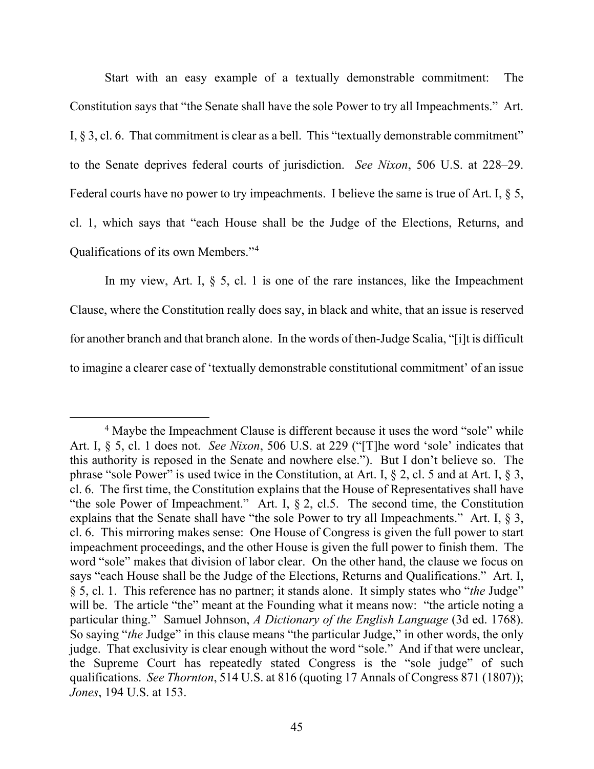Start with an easy example of a textually demonstrable commitment: The Constitution says that "the Senate shall have the sole Power to try all Impeachments." Art. I, § 3, cl. 6. That commitment is clear as a bell. This "textually demonstrable commitment" to the Senate deprives federal courts of jurisdiction. *See Nixon*, 506 U.S. at 228–29. Federal courts have no power to try impeachments. I believe the same is true of Art. I, § 5, cl. 1, which says that "each House shall be the Judge of the Elections, Returns, and Qualifications of its own Members."[4]

In my view, Art. I, § 5, cl. 1 is one of the rare instances, like the Impeachment Clause, where the Constitution really does say, in black and white, that an issue is reserved for another branch and that branch alone. In the words of then-Judge Scalia, "[i]t is difficult to imagine a clearer case of 'textually demonstrable constitutional commitment' of an issue

---

[4] Maybe the Impeachment Clause is different because it uses the word "sole" while Art. I, § 5, cl. 1 does not. *See Nixon*, 506 U.S. at 229 ("[T]he word 'sole' indicates that this authority is reposed in the Senate and nowhere else."). But I don't believe so. The phrase "sole Power" is used twice in the Constitution, at Art. I, § 2, cl. 5 and at Art. I, § 3, cl. 6. The first time, the Constitution explains that the House of Representatives shall have "the sole Power of Impeachment." Art. I, § 2, cl.5. The second time, the Constitution explains that the Senate shall have "the sole Power to try all Impeachments." Art. I, § 3, cl. 6. This mirroring makes sense: One House of Congress is given the full power to start impeachment proceedings, and the other House is given the full power to finish them. The word "sole" makes that division of labor clear. On the other hand, the clause we focus on says "each House shall be the Judge of the Elections, Returns and Qualifications." Art. I, § 5, cl. 1. This reference has no partner; it stands alone. It simply states who "*the* Judge" will be. The article "the" meant at the Founding what it means now: "the article noting a particular thing." Samuel Johnson, *A Dictionary of the English Language* (3d ed. 1768). So saying "*the* Judge" in this clause means "the particular Judge," in other words, the only judge. That exclusivity is clear enough without the word "sole." And if that were unclear, the Supreme Court has repeatedly stated Congress is the "sole judge" of such qualifications. *See Thornton*, 514 U.S. at 816 (quoting 17 Annals of Congress 871 (1807)); *Jones*, 194 U.S. at 153.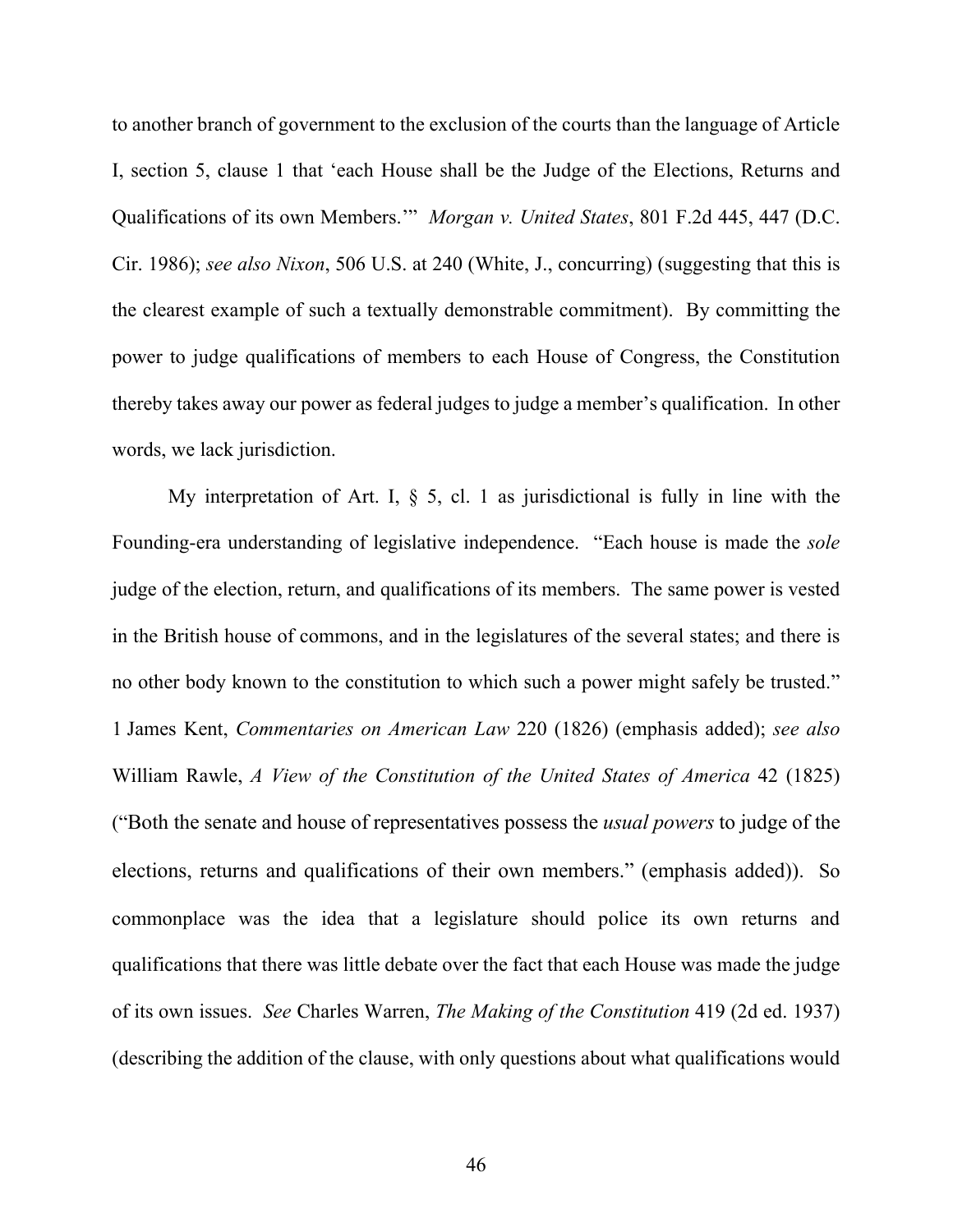to another branch of government to the exclusion of the courts than the language of Article I, section 5, clause 1 that 'each House shall be the Judge of the Elections, Returns and Qualifications of its own Members.'" *Morgan v. United States*, 801 F.2d 445, 447 (D.C. Cir. 1986); *see also Nixon*, 506 U.S. at 240 (White, J., concurring) (suggesting that this is the clearest example of such a textually demonstrable commitment). By committing the power to judge qualifications of members to each House of Congress, the Constitution thereby takes away our power as federal judges to judge a member's qualification. In other words, we lack jurisdiction.

My interpretation of Art. I, § 5, cl. 1 as jurisdictional is fully in line with the Founding-era understanding of legislative independence. "Each house is made the *sole* judge of the election, return, and qualifications of its members. The same power is vested in the British house of commons, and in the legislatures of the several states; and there is no other body known to the constitution to which such a power might safely be trusted." 1 James Kent, *Commentaries on American Law* 220 (1826) (emphasis added); *see also* William Rawle, *A View of the Constitution of the United States of America* 42 (1825) ("Both the senate and house of representatives possess the *usual powers* to judge of the elections, returns and qualifications of their own members." (emphasis added)). So commonplace was the idea that a legislature should police its own returns and qualifications that there was little debate over the fact that each House was made the judge of its own issues. *See* Charles Warren, *The Making of the Constitution* 419 (2d ed. 1937) (describing the addition of the clause, with only questions about what qualifications would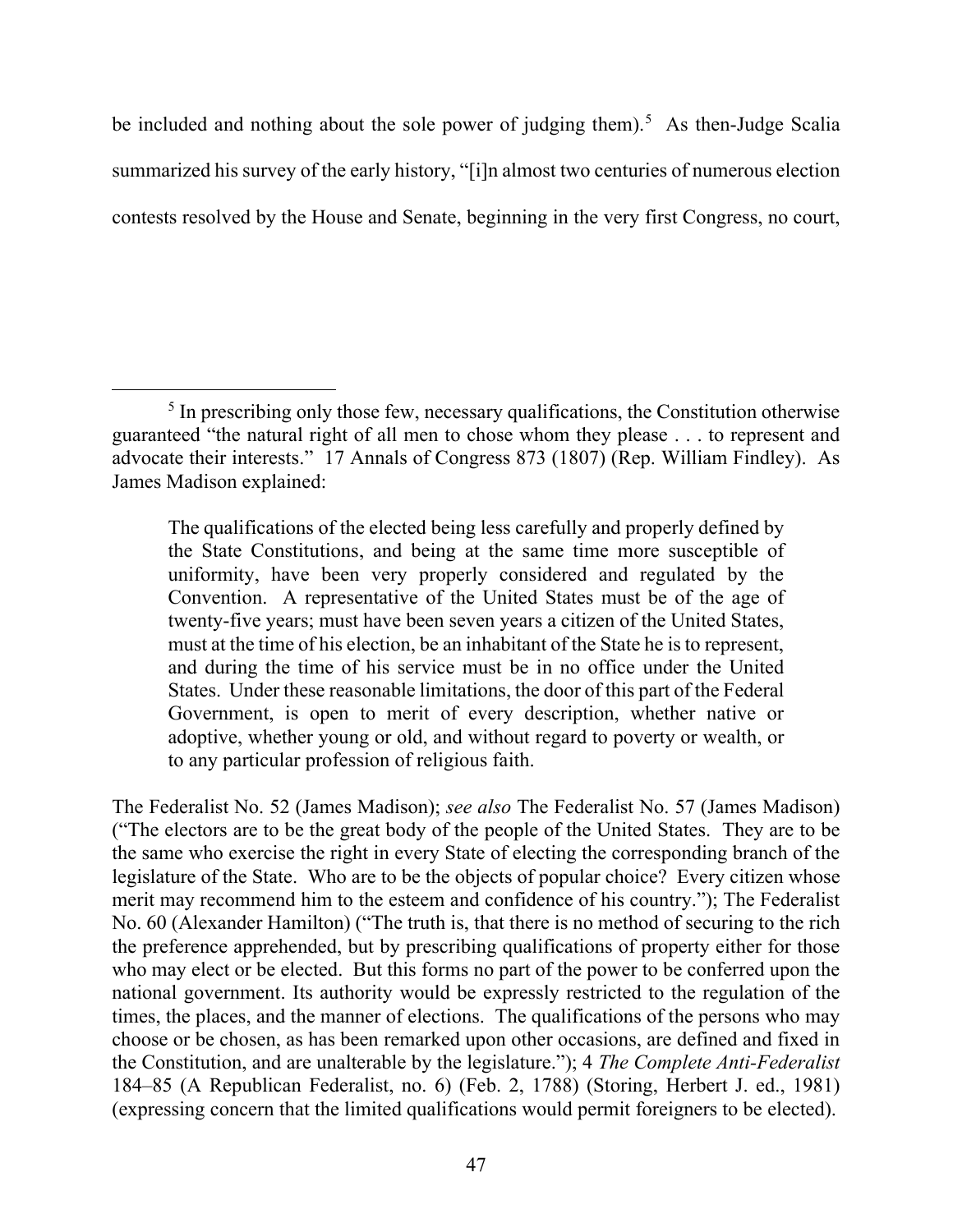be included and nothing about the sole power of judging them).[5] As then-Judge Scalia summarized his survey of the early history, "[i]n almost two centuries of numerous election contests resolved by the House and Senate, beginning in the very first Congress, no court,

---

[5] In prescribing only those few, necessary qualifications, the Constitution otherwise guaranteed "the natural right of all men to chose whom they please . . . to represent and advocate their interests." 17 Annals of Congress 873 (1807) (Rep. William Findley). As James Madison explained:

> The qualifications of the elected being less carefully and properly defined by the State Constitutions, and being at the same time more susceptible of uniformity, have been very properly considered and regulated by the Convention. A representative of the United States must be of the age of twenty-five years; must have been seven years a citizen of the United States, must at the time of his election, be an inhabitant of the State he is to represent, and during the time of his service must be in no office under the United States. Under these reasonable limitations, the door of this part of the Federal Government, is open to merit of every description, whether native or adoptive, whether young or old, and without regard to poverty or wealth, or to any particular profession of religious faith.

The Federalist No. 52 (James Madison); *see also* The Federalist No. 57 (James Madison) ("The electors are to be the great body of the people of the United States. They are to be the same who exercise the right in every State of electing the corresponding branch of the legislature of the State. Who are to be the objects of popular choice? Every citizen whose merit may recommend him to the esteem and confidence of his country."); The Federalist No. 60 (Alexander Hamilton) ("The truth is, that there is no method of securing to the rich the preference apprehended, but by prescribing qualifications of property either for those who may elect or be elected. But this forms no part of the power to be conferred upon the national government. Its authority would be expressly restricted to the regulation of the times, the places, and the manner of elections. The qualifications of the persons who may choose or be chosen, as has been remarked upon other occasions, are defined and fixed in the Constitution, and are unalterable by the legislature."); 4 *The Complete Anti-Federalist* 184–85 (A Republican Federalist, no. 6) (Feb. 2, 1788) (Storing, Herbert J. ed., 1981) (expressing concern that the limited qualifications would permit foreigners to be elected).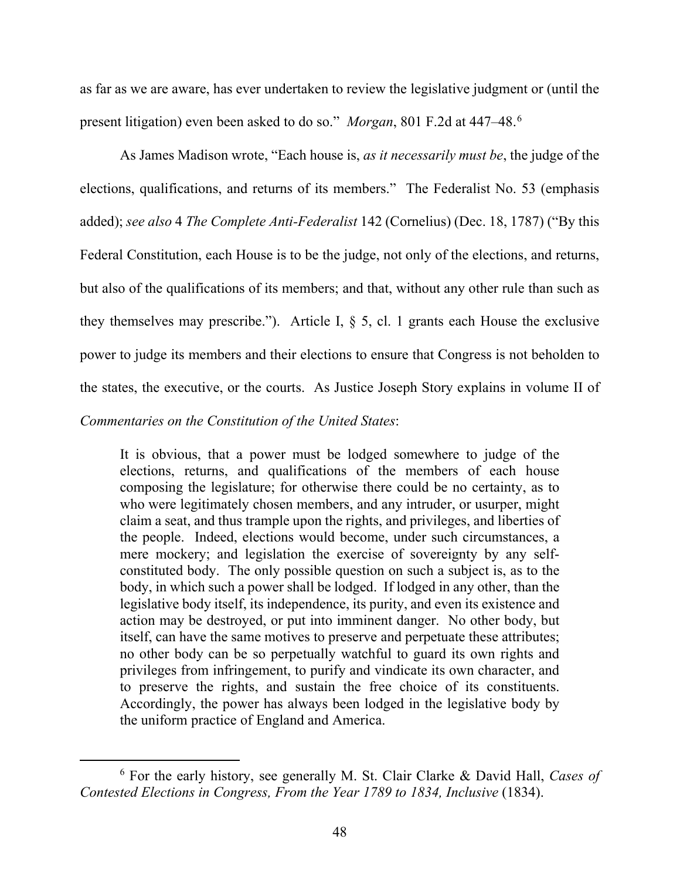as far as we are aware, has ever undertaken to review the legislative judgment or (until the present litigation) even been asked to do so." *Morgan*, 801 F.2d at 447–48.[6]

As James Madison wrote, "Each house is, *as it necessarily must be*, the judge of the elections, qualifications, and returns of its members." The Federalist No. 53 (emphasis added); *see also* 4 *The Complete Anti-Federalist* 142 (Cornelius) (Dec. 18, 1787) ("By this Federal Constitution, each House is to be the judge, not only of the elections, and returns, but also of the qualifications of its members; and that, without any other rule than such as they themselves may prescribe."). Article I, § 5, cl. 1 grants each House the exclusive power to judge its members and their elections to ensure that Congress is not beholden to the states, the executive, or the courts. As Justice Joseph Story explains in volume II of *Commentaries on the Constitution of the United States*:

> It is obvious, that a power must be lodged somewhere to judge of the elections, returns, and qualifications of the members of each house composing the legislature; for otherwise there could be no certainty, as to who were legitimately chosen members, and any intruder, or usurper, might claim a seat, and thus trample upon the rights, and privileges, and liberties of the people. Indeed, elections would become, under such circumstances, a mere mockery; and legislation the exercise of sovereignty by any self-constituted body. The only possible question on such a subject is, as to the body, in which such a power shall be lodged. If lodged in any other, than the legislative body itself, its independence, its purity, and even its existence and action may be destroyed, or put into imminent danger. No other body, but itself, can have the same motives to preserve and perpetuate these attributes; no other body can be so perpetually watchful to guard its own rights and privileges from infringement, to purify and vindicate its own character, and to preserve the rights, and sustain the free choice of its constituents. Accordingly, the power has always been lodged in the legislative body by the uniform practice of England and America.

---

[6] For the early history, see generally M. St. Clair Clarke & David Hall, *Cases of Contested Elections in Congress, From the Year 1789 to 1834, Inclusive* (1834).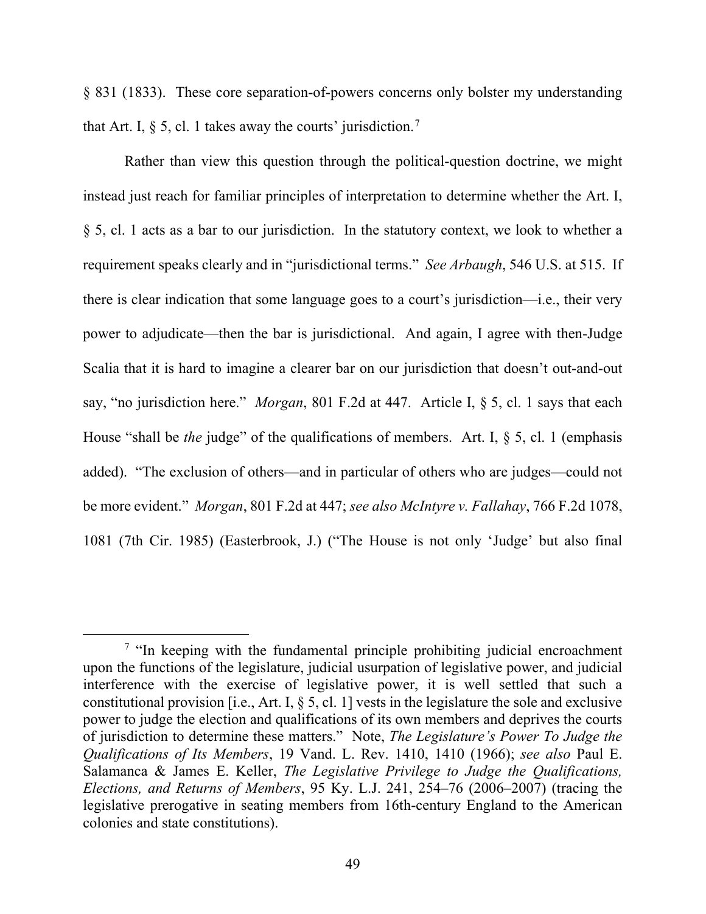§ 831 (1833). These core separation-of-powers concerns only bolster my understanding that Art. I, § 5, cl. 1 takes away the courts' jurisdiction.[7]

Rather than view this question through the political-question doctrine, we might instead just reach for familiar principles of interpretation to determine whether the Art. I, § 5, cl. 1 acts as a bar to our jurisdiction. In the statutory context, we look to whether a requirement speaks clearly and in "jurisdictional terms." *See Arbaugh*, 546 U.S. at 515. If there is clear indication that some language goes to a court's jurisdiction—i.e., their very power to adjudicate—then the bar is jurisdictional. And again, I agree with then-Judge Scalia that it is hard to imagine a clearer bar on our jurisdiction that doesn't out-and-out say, "no jurisdiction here." *Morgan*, 801 F.2d at 447. Article I, § 5, cl. 1 says that each House "shall be *the* judge" of the qualifications of members. Art. I, § 5, cl. 1 (emphasis added). "The exclusion of others—and in particular of others who are judges—could not be more evident." *Morgan*, 801 F.2d at 447; *see also McIntyre v. Fallahay*, 766 F.2d 1078, 1081 (7th Cir. 1985) (Easterbrook, J.) ("The House is not only 'Judge' but also final

---

[7] "In keeping with the fundamental principle prohibiting judicial encroachment upon the functions of the legislature, judicial usurpation of legislative power, and judicial interference with the exercise of legislative power, it is well settled that such a constitutional provision [i.e., Art. I, § 5, cl. 1] vests in the legislature the sole and exclusive power to judge the election and qualifications of its own members and deprives the courts of jurisdiction to determine these matters." Note, *The Legislature's Power To Judge the Qualifications of Its Members*, 19 Vand. L. Rev. 1410, 1410 (1966); *see also* Paul E. Salamanca & James E. Keller, *The Legislative Privilege to Judge the Qualifications, Elections, and Returns of Members*, 95 Ky. L.J. 241, 254–76 (2006–2007) (tracing the legislative prerogative in seating members from 16th-century England to the American colonies and state constitutions).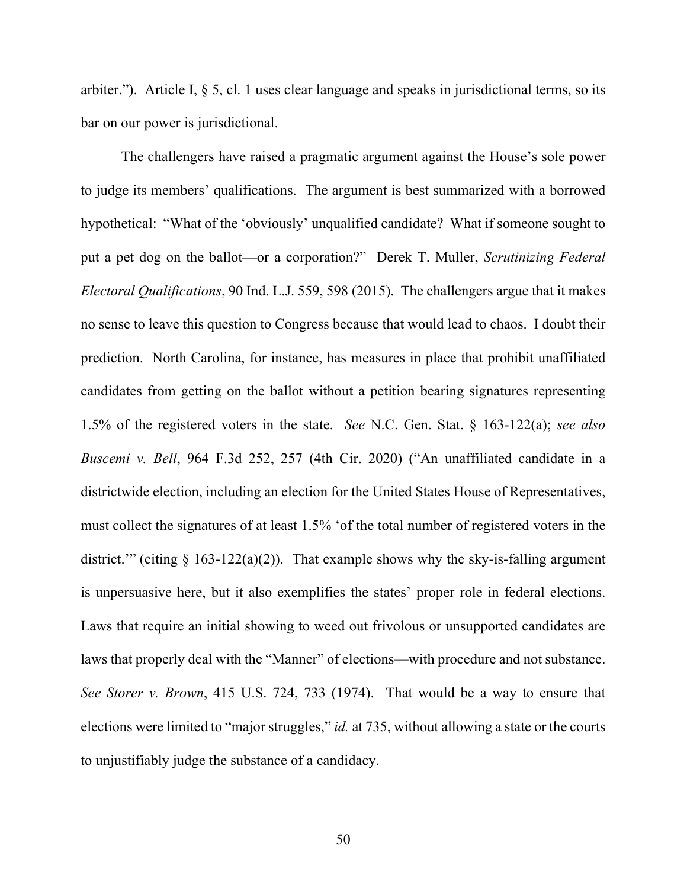arbiter."). Article I, § 5, cl. 1 uses clear language and speaks in jurisdictional terms, so its bar on our power is jurisdictional.

The challengers have raised a pragmatic argument against the House's sole power to judge its members' qualifications. The argument is best summarized with a borrowed hypothetical: "What of the 'obviously' unqualified candidate? What if someone sought to put a pet dog on the ballot—or a corporation?" Derek T. Muller, *Scrutinizing Federal Electoral Qualifications*, 90 Ind. L.J. 559, 598 (2015). The challengers argue that it makes no sense to leave this question to Congress because that would lead to chaos. I doubt their prediction. North Carolina, for instance, has measures in place that prohibit unaffiliated candidates from getting on the ballot without a petition bearing signatures representing 1.5% of the registered voters in the state. *See* N.C. Gen. Stat. § 163-122(a); *see also Buscemi v. Bell*, 964 F.3d 252, 257 (4th Cir. 2020) ("An unaffiliated candidate in a districtwide election, including an election for the United States House of Representatives, must collect the signatures of at least 1.5% 'of the total number of registered voters in the district.'" (citing § 163-122(a)(2)). That example shows why the sky-is-falling argument is unpersuasive here, but it also exemplifies the states' proper role in federal elections. Laws that require an initial showing to weed out frivolous or unsupported candidates are laws that properly deal with the "Manner" of elections—with procedure and not substance. *See Storer v. Brown*, 415 U.S. 724, 733 (1974). That would be a way to ensure that elections were limited to "major struggles," *id.* at 735, without allowing a state or the courts to unjustifiably judge the substance of a candidacy.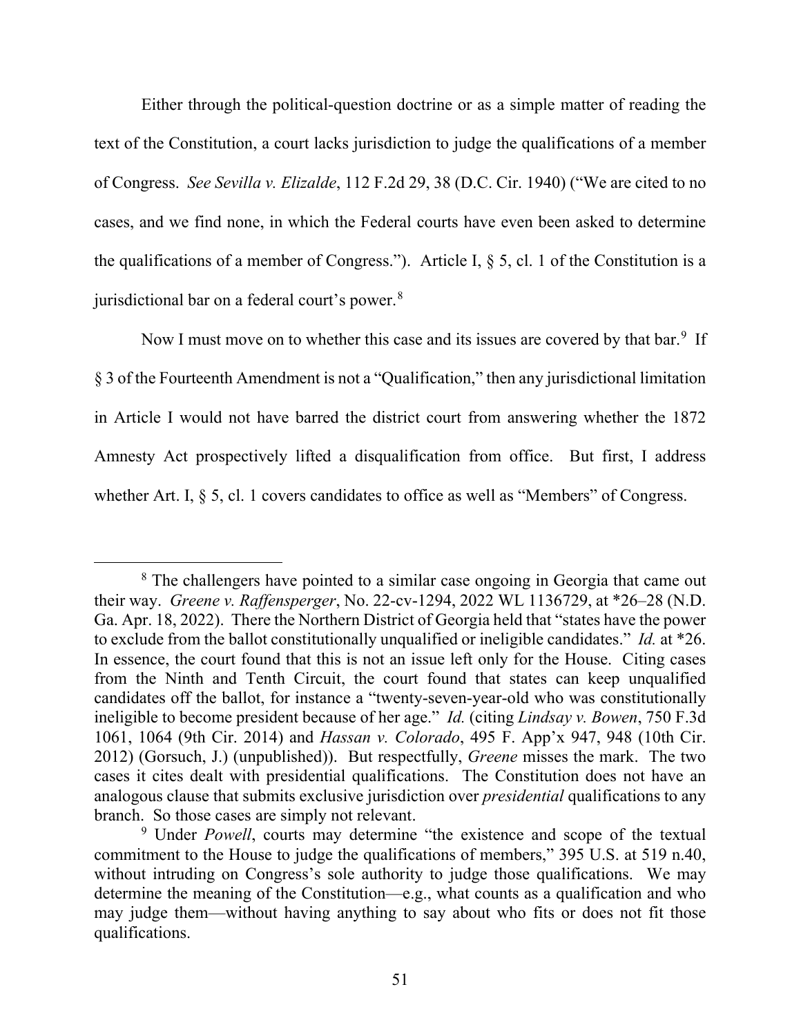Either through the political-question doctrine or as a simple matter of reading the text of the Constitution, a court lacks jurisdiction to judge the qualifications of a member of Congress. *See Sevilla v. Elizalde*, 112 F.2d 29, 38 (D.C. Cir. 1940) ("We are cited to no cases, and we find none, in which the Federal courts have even been asked to determine the qualifications of a member of Congress."). Article I, § 5, cl. 1 of the Constitution is a jurisdictional bar on a federal court's power.[8]

Now I must move on to whether this case and its issues are covered by that bar.[9] If § 3 of the Fourteenth Amendment is not a "Qualification," then any jurisdictional limitation in Article I would not have barred the district court from answering whether the 1872 Amnesty Act prospectively lifted a disqualification from office. But first, I address whether Art. I, § 5, cl. 1 covers candidates to office as well as "Members" of Congress.

---

[8] The challengers have pointed to a similar case ongoing in Georgia that came out their way. *Greene v. Raffensperger*, No. 22-cv-1294, 2022 WL 1136729, at *26–28 (N.D. Ga. Apr. 18, 2022). There the Northern District of Georgia held that "states have the power to exclude from the ballot constitutionally unqualified or ineligible candidates." *Id.* at *26. In essence, the court found that this is not an issue left only for the House. Citing cases from the Ninth and Tenth Circuit, the court found that states can keep unqualified candidates off the ballot, for instance a "twenty-seven-year-old who was constitutionally ineligible to become president because of her age." *Id.* (citing *Lindsay v. Bowen*, 750 F.3d 1061, 1064 (9th Cir. 2014) and *Hassan v. Colorado*, 495 F. App'x 947, 948 (10th Cir. 2012) (Gorsuch, J.) (unpublished)). But respectfully, *Greene* misses the mark. The two cases it cites dealt with presidential qualifications. The Constitution does not have an analogous clause that submits exclusive jurisdiction over *presidential* qualifications to any branch. So those cases are simply not relevant.

[9] Under *Powell*, courts may determine "the existence and scope of the textual commitment to the House to judge the qualifications of members," 395 U.S. at 519 n.40, without intruding on Congress's sole authority to judge those qualifications. We may determine the meaning of the Constitution—e.g., what counts as a qualification and who may judge them—without having anything to say about who fits or does not fit those qualifications.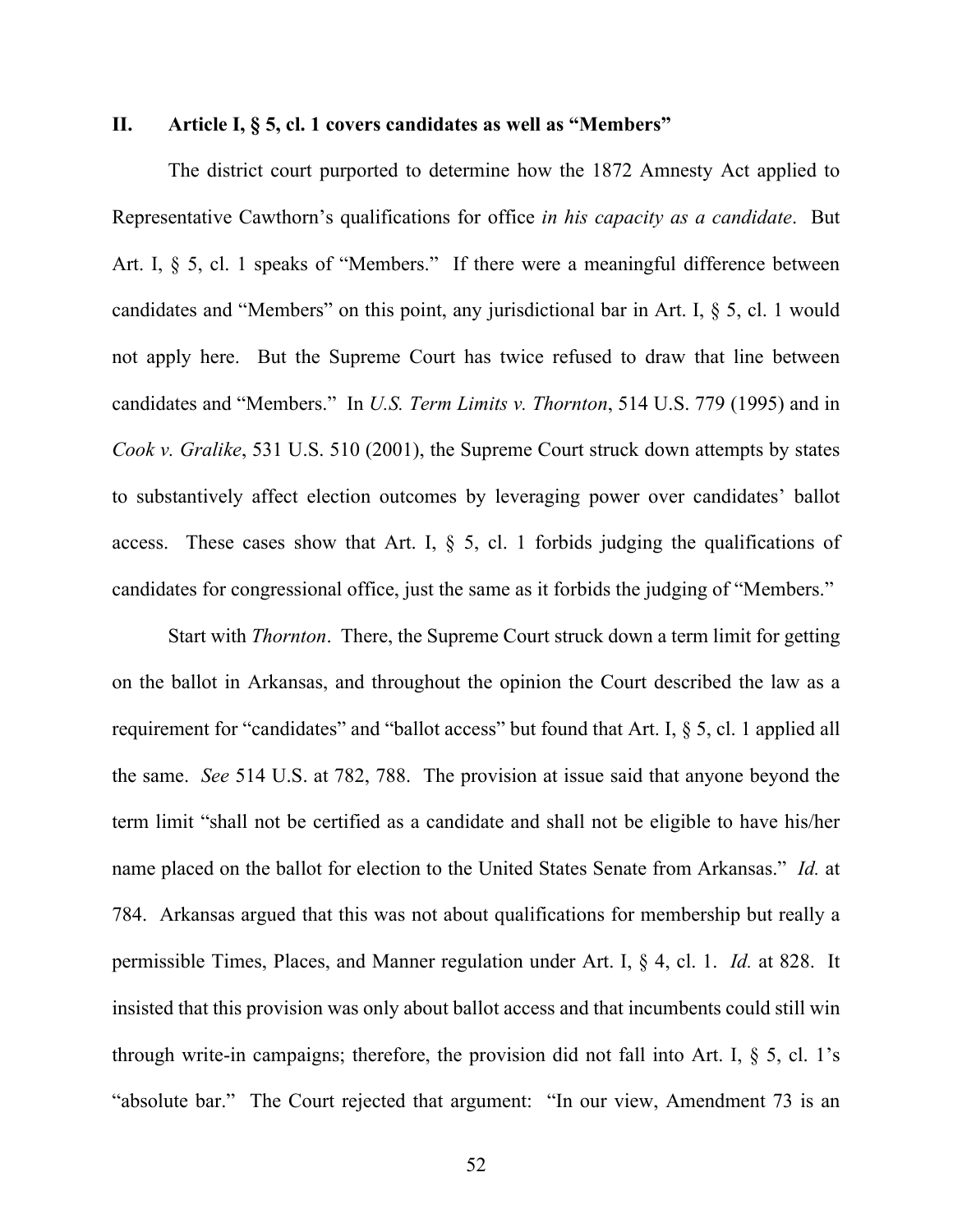## II. Article I, § 5, cl. 1 covers candidates as well as "Members"

The district court purported to determine how the 1872 Amnesty Act applied to Representative Cawthorn's qualifications for office *in his capacity as a candidate*. But Art. I, § 5, cl. 1 speaks of "Members." If there were a meaningful difference between candidates and "Members" on this point, any jurisdictional bar in Art. I, § 5, cl. 1 would not apply here. But the Supreme Court has twice refused to draw that line between candidates and "Members." In *U.S. Term Limits v. Thornton*, 514 U.S. 779 (1995) and in *Cook v. Gralike*, 531 U.S. 510 (2001), the Supreme Court struck down attempts by states to substantively affect election outcomes by leveraging power over candidates' ballot access. These cases show that Art. I, § 5, cl. 1 forbids judging the qualifications of candidates for congressional office, just the same as it forbids the judging of "Members."

Start with *Thornton*. There, the Supreme Court struck down a term limit for getting on the ballot in Arkansas, and throughout the opinion the Court described the law as a requirement for "candidates" and "ballot access" but found that Art. I, § 5, cl. 1 applied all the same. *See* 514 U.S. at 782, 788. The provision at issue said that anyone beyond the term limit "shall not be certified as a candidate and shall not be eligible to have his/her name placed on the ballot for election to the United States Senate from Arkansas." *Id.* at 784. Arkansas argued that this was not about qualifications for membership but really a permissible Times, Places, and Manner regulation under Art. I, § 4, cl. 1. *Id.* at 828. It insisted that this provision was only about ballot access and that incumbents could still win through write-in campaigns; therefore, the provision did not fall into Art. I, § 5, cl. 1's "absolute bar." The Court rejected that argument: "In our view, Amendment 73 is an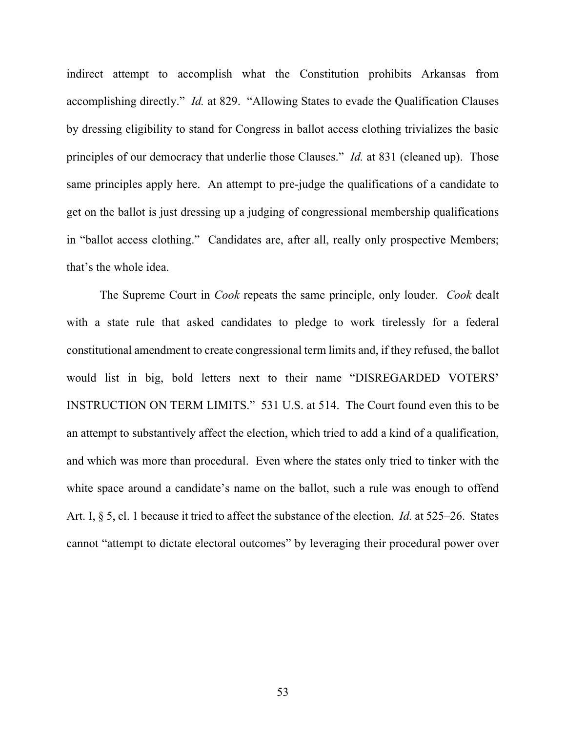indirect attempt to accomplish what the Constitution prohibits Arkansas from accomplishing directly." *Id.* at 829. "Allowing States to evade the Qualification Clauses by dressing eligibility to stand for Congress in ballot access clothing trivializes the basic principles of our democracy that underlie those Clauses." *Id.* at 831 (cleaned up). Those same principles apply here. An attempt to pre-judge the qualifications of a candidate to get on the ballot is just dressing up a judging of congressional membership qualifications in "ballot access clothing." Candidates are, after all, really only prospective Members; that's the whole idea.

The Supreme Court in *Cook* repeats the same principle, only louder. *Cook* dealt with a state rule that asked candidates to pledge to work tirelessly for a federal constitutional amendment to create congressional term limits and, if they refused, the ballot would list in big, bold letters next to their name "DISREGARDED VOTERS' INSTRUCTION ON TERM LIMITS." 531 U.S. at 514. The Court found even this to be an attempt to substantively affect the election, which tried to add a kind of a qualification, and which was more than procedural. Even where the states only tried to tinker with the white space around a candidate's name on the ballot, such a rule was enough to offend Art. I, § 5, cl. 1 because it tried to affect the substance of the election. *Id.* at 525–26. States cannot "attempt to dictate electoral outcomes" by leveraging their procedural power over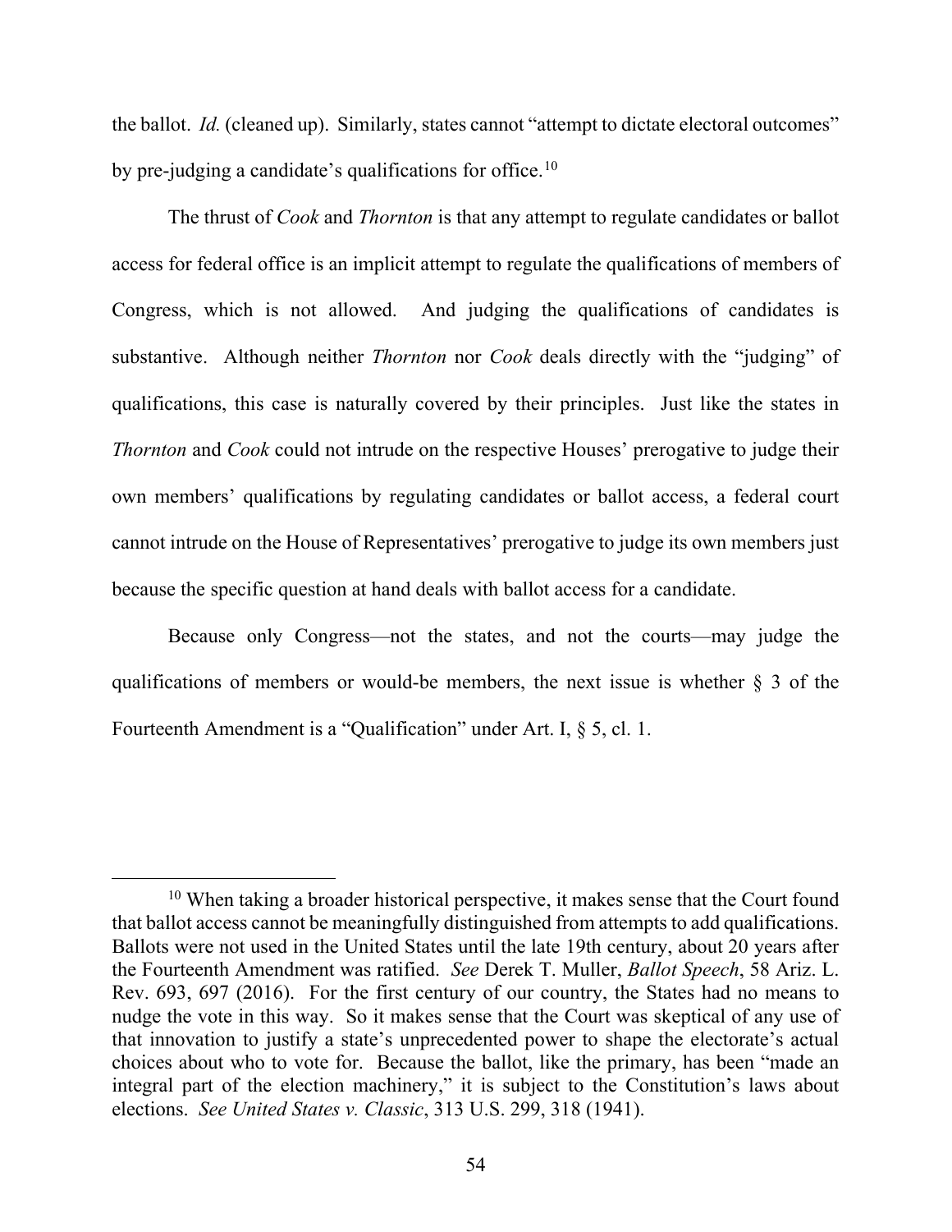the ballot. *Id.* (cleaned up). Similarly, states cannot "attempt to dictate electoral outcomes" by pre-judging a candidate's qualifications for office.[10]

The thrust of *Cook* and *Thornton* is that any attempt to regulate candidates or ballot access for federal office is an implicit attempt to regulate the qualifications of members of Congress, which is not allowed. And judging the qualifications of candidates is substantive. Although neither *Thornton* nor *Cook* deals directly with the "judging" of qualifications, this case is naturally covered by their principles. Just like the states in *Thornton* and *Cook* could not intrude on the respective Houses' prerogative to judge their own members' qualifications by regulating candidates or ballot access, a federal court cannot intrude on the House of Representatives' prerogative to judge its own members just because the specific question at hand deals with ballot access for a candidate.

Because only Congress—not the states, and not the courts—may judge the qualifications of members or would-be members, the next issue is whether § 3 of the Fourteenth Amendment is a "Qualification" under Art. I, § 5, cl. 1.

---

[10] When taking a broader historical perspective, it makes sense that the Court found that ballot access cannot be meaningfully distinguished from attempts to add qualifications. Ballots were not used in the United States until the late 19th century, about 20 years after the Fourteenth Amendment was ratified. *See* Derek T. Muller, *Ballot Speech*, 58 Ariz. L. Rev. 693, 697 (2016). For the first century of our country, the States had no means to nudge the vote in this way. So it makes sense that the Court was skeptical of any use of that innovation to justify a state's unprecedented power to shape the electorate's actual choices about who to vote for. Because the ballot, like the primary, has been "made an integral part of the election machinery," it is subject to the Constitution's laws about elections. *See United States v. Classic*, 313 U.S. 299, 318 (1941).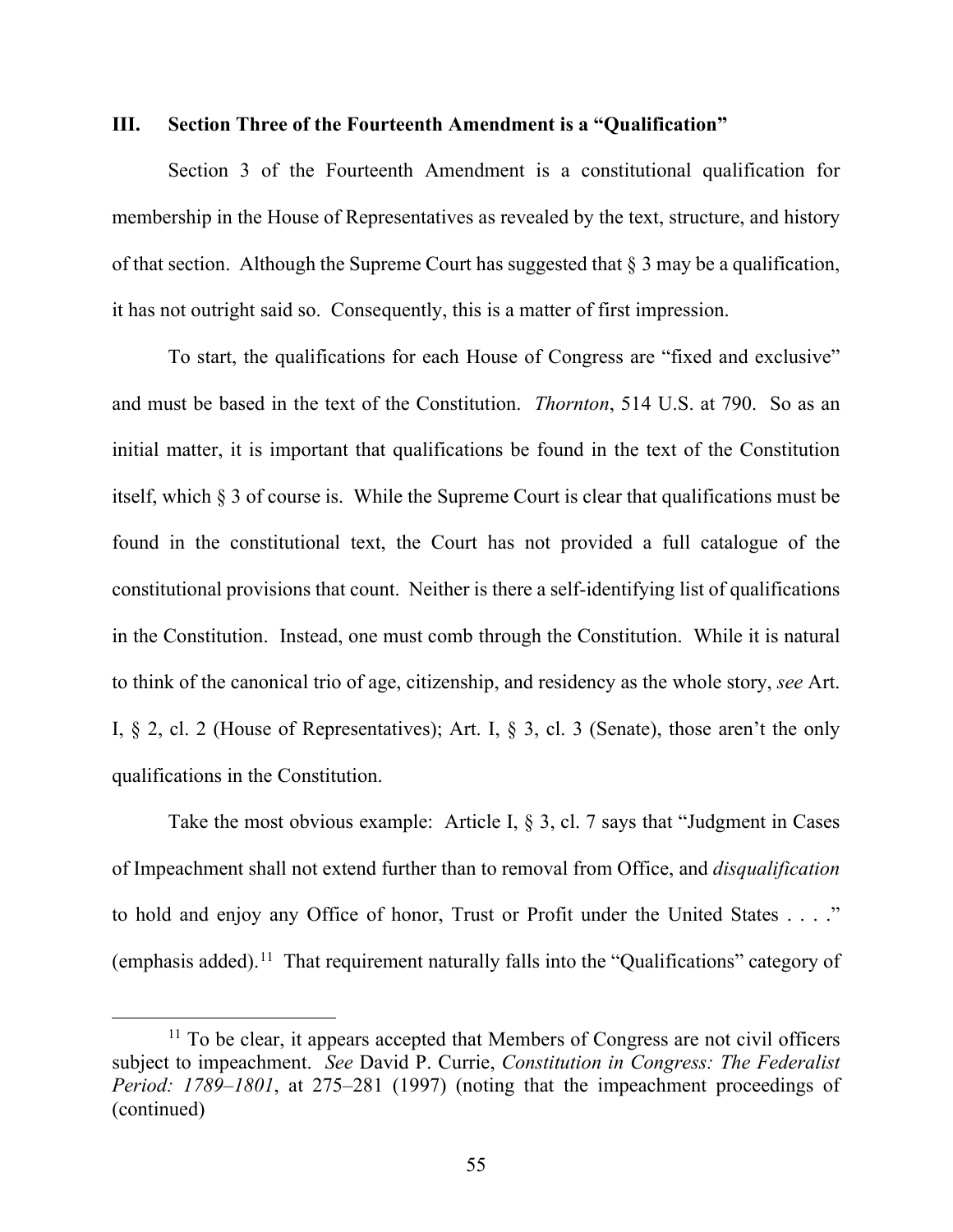## III. Section Three of the Fourteenth Amendment is a "Qualification"

Section 3 of the Fourteenth Amendment is a constitutional qualification for membership in the House of Representatives as revealed by the text, structure, and history of that section. Although the Supreme Court has suggested that § 3 may be a qualification, it has not outright said so. Consequently, this is a matter of first impression.

To start, the qualifications for each House of Congress are "fixed and exclusive" and must be based in the text of the Constitution. *Thornton*, 514 U.S. at 790. So as an initial matter, it is important that qualifications be found in the text of the Constitution itself, which § 3 of course is. While the Supreme Court is clear that qualifications must be found in the constitutional text, the Court has not provided a full catalogue of the constitutional provisions that count. Neither is there a self-identifying list of qualifications in the Constitution. Instead, one must comb through the Constitution. While it is natural to think of the canonical trio of age, citizenship, and residency as the whole story, *see* Art. I, § 2, cl. 2 (House of Representatives); Art. I, § 3, cl. 3 (Senate), those aren't the only qualifications in the Constitution.

Take the most obvious example: Article I, § 3, cl. 7 says that "Judgment in Cases of Impeachment shall not extend further than to removal from Office, and *disqualification* to hold and enjoy any Office of honor, Trust or Profit under the United States . . . ." (emphasis added).[11] That requirement naturally falls into the "Qualifications" category of

[11] To be clear, it appears accepted that Members of Congress are not civil officers subject to impeachment. *See* David P. Currie, *Constitution in Congress: The Federalist Period: 1789–1801*, at 275–281 (1997) (noting that the impeachment proceedings of (continued)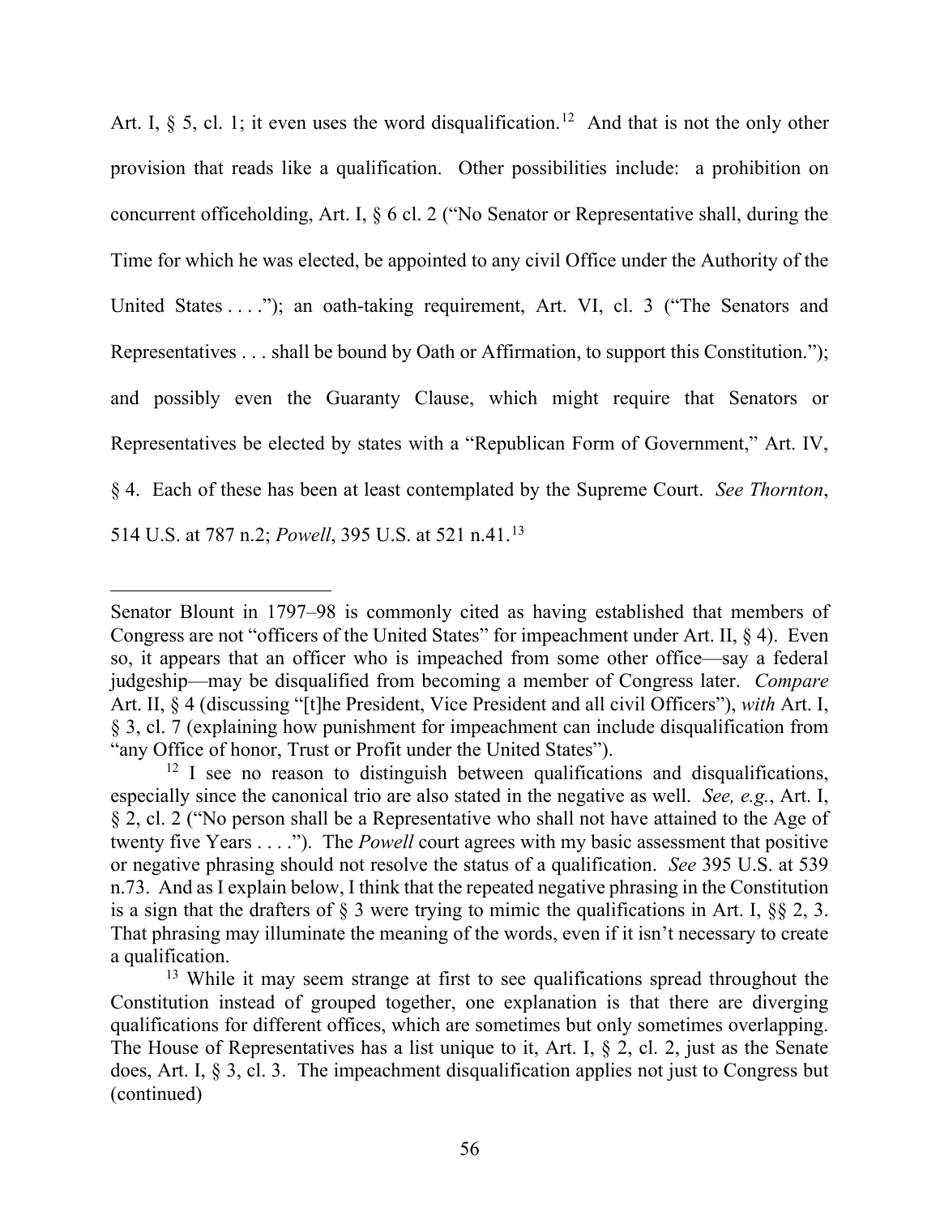Art. I, § 5, cl. 1; it even uses the word disqualification.[12] And that is not the only other provision that reads like a qualification. Other possibilities include: a prohibition on concurrent officeholding, Art. I, § 6 cl. 2 ("No Senator or Representative shall, during the Time for which he was elected, be appointed to any civil Office under the Authority of the United States . . . ."); an oath-taking requirement, Art. VI, cl. 3 ("The Senators and Representatives . . . shall be bound by Oath or Affirmation, to support this Constitution."); and possibly even the Guaranty Clause, which might require that Senators or Representatives be elected by states with a "Republican Form of Government," Art. IV, § 4. Each of these has been at least contemplated by the Supreme Court. *See Thornton*, 514 U.S. at 787 n.2; *Powell*, 395 U.S. at 521 n.41.[13]

---

Senator Blount in 1797–98 is commonly cited as having established that members of Congress are not "officers of the United States" for impeachment under Art. II, § 4). Even so, it appears that an officer who is impeached from some other office—say a federal judgeship—may be disqualified from becoming a member of Congress later. *Compare* Art. II, § 4 (discussing "[t]he President, Vice President and all civil Officers"), *with* Art. I, § 3, cl. 7 (explaining how punishment for impeachment can include disqualification from "any Office of honor, Trust or Profit under the United States").

[12] I see no reason to distinguish between qualifications and disqualifications, especially since the canonical trio are also stated in the negative as well. *See, e.g.*, Art. I, § 2, cl. 2 ("No person shall be a Representative who shall not have attained to the Age of twenty five Years . . . ."). The *Powell* court agrees with my basic assessment that positive or negative phrasing should not resolve the status of a qualification. *See* 395 U.S. at 539 n.73. And as I explain below, I think that the repeated negative phrasing in the Constitution is a sign that the drafters of § 3 were trying to mimic the qualifications in Art. I, §§ 2, 3. That phrasing may illuminate the meaning of the words, even if it isn't necessary to create a qualification.

[13] While it may seem strange at first to see qualifications spread throughout the Constitution instead of grouped together, one explanation is that there are diverging qualifications for different offices, which are sometimes but only sometimes overlapping. The House of Representatives has a list unique to it, Art. I, § 2, cl. 2, just as the Senate does, Art. I, § 3, cl. 3. The impeachment disqualification applies not just to Congress but (continued)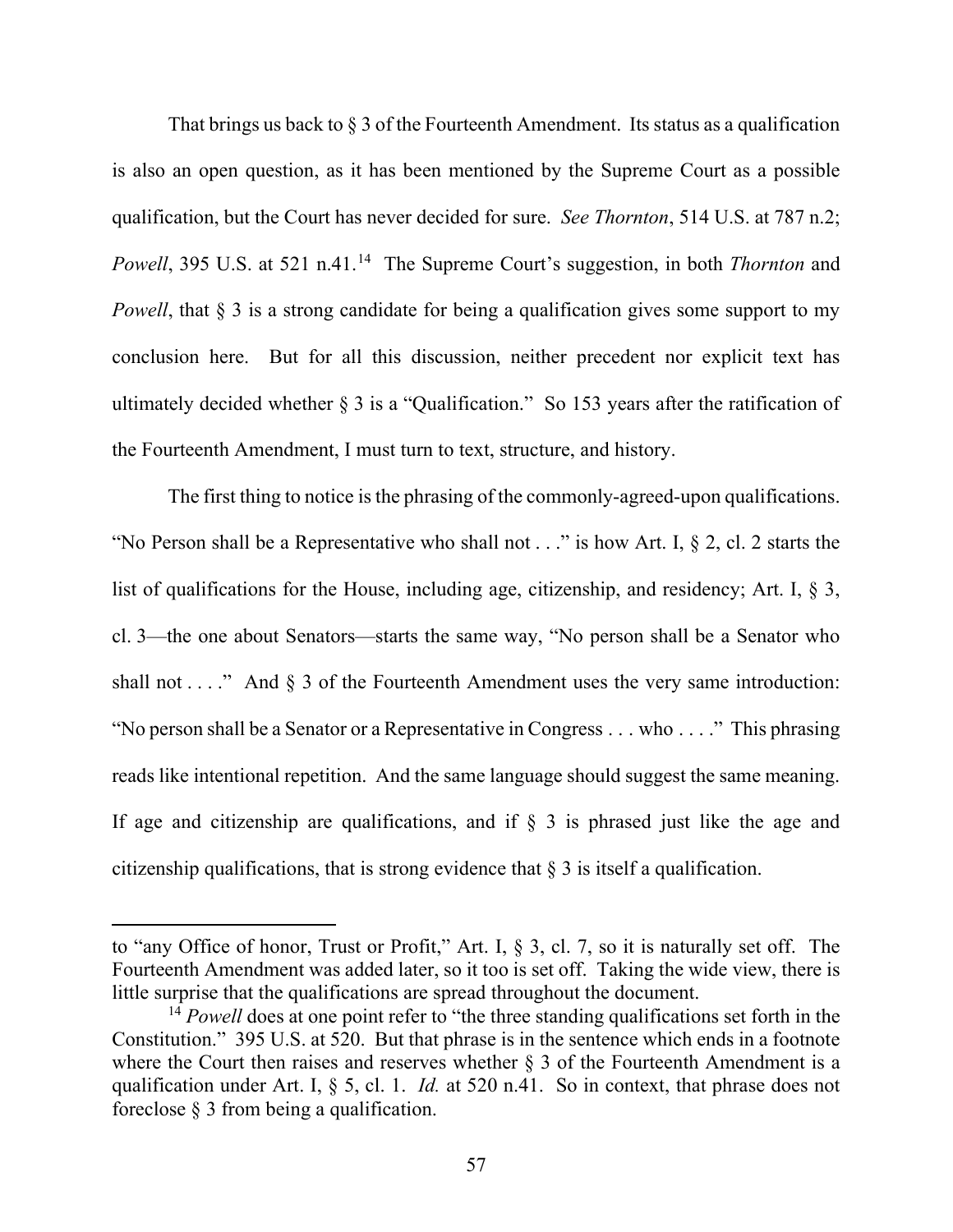That brings us back to § 3 of the Fourteenth Amendment. Its status as a qualification is also an open question, as it has been mentioned by the Supreme Court as a possible qualification, but the Court has never decided for sure. *See Thornton*, 514 U.S. at 787 n.2; *Powell*, 395 U.S. at 521 n.41.[14] The Supreme Court's suggestion, in both *Thornton* and *Powell*, that § 3 is a strong candidate for being a qualification gives some support to my conclusion here. But for all this discussion, neither precedent nor explicit text has ultimately decided whether § 3 is a "Qualification." So 153 years after the ratification of the Fourteenth Amendment, I must turn to text, structure, and history.

The first thing to notice is the phrasing of the commonly-agreed-upon qualifications. "No Person shall be a Representative who shall not . . ." is how Art. I, § 2, cl. 2 starts the list of qualifications for the House, including age, citizenship, and residency; Art. I, § 3, cl. 3—the one about Senators—starts the same way, "No person shall be a Senator who shall not . . . ." And § 3 of the Fourteenth Amendment uses the very same introduction: "No person shall be a Senator or a Representative in Congress . . . who . . . ." This phrasing reads like intentional repetition. And the same language should suggest the same meaning. If age and citizenship are qualifications, and if § 3 is phrased just like the age and citizenship qualifications, that is strong evidence that § 3 is itself a qualification.

---

to "any Office of honor, Trust or Profit," Art. I, § 3, cl. 7, so it is naturally set off. The Fourteenth Amendment was added later, so it too is set off. Taking the wide view, there is little surprise that the qualifications are spread throughout the document.

[14] *Powell* does at one point refer to "the three standing qualifications set forth in the Constitution." 395 U.S. at 520. But that phrase is in the sentence which ends in a footnote where the Court then raises and reserves whether § 3 of the Fourteenth Amendment is a qualification under Art. I, § 5, cl. 1. *Id.* at 520 n.41. So in context, that phrase does not foreclose § 3 from being a qualification.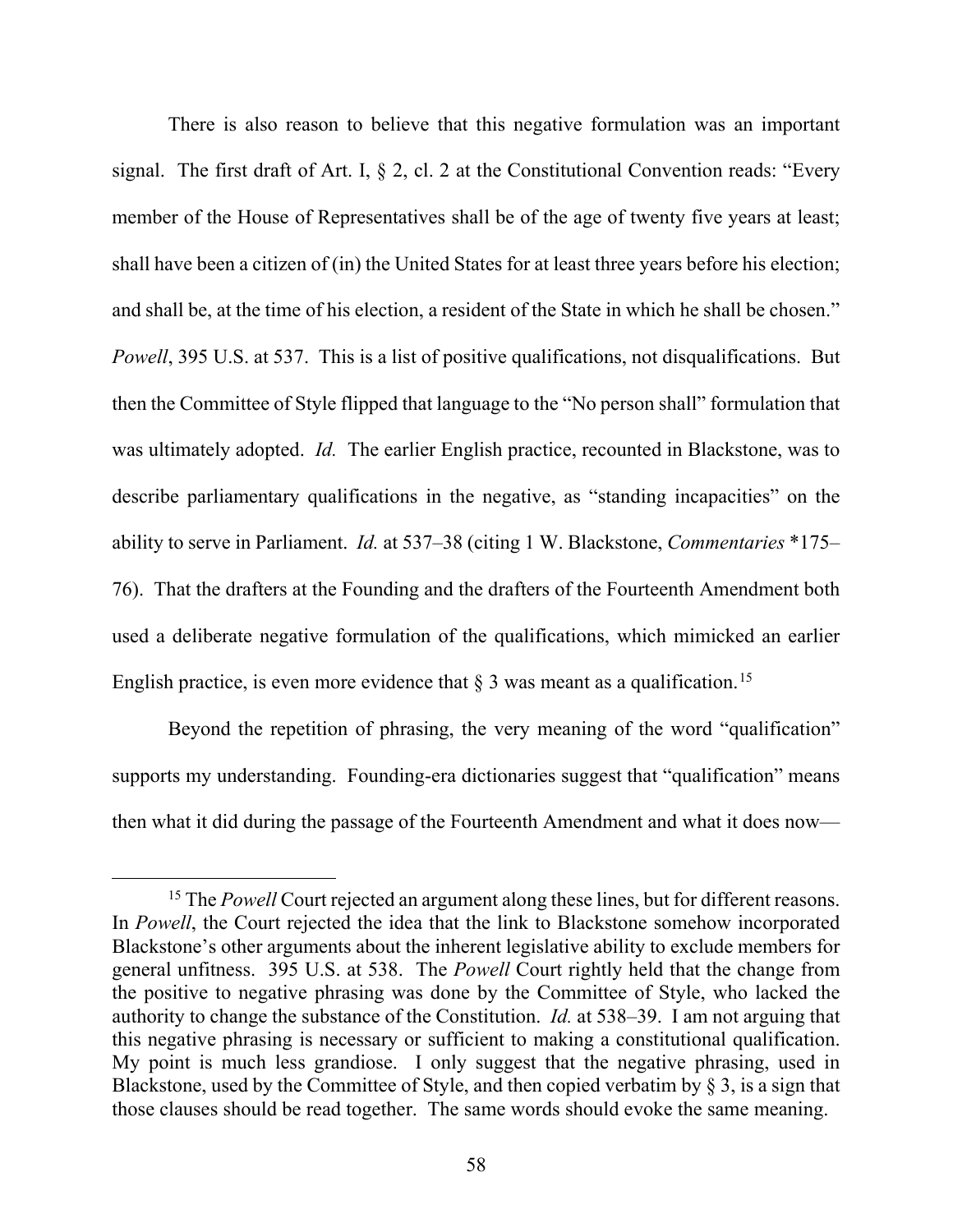There is also reason to believe that this negative formulation was an important signal. The first draft of Art. I, § 2, cl. 2 at the Constitutional Convention reads: "Every member of the House of Representatives shall be of the age of twenty five years at least; shall have been a citizen of (in) the United States for at least three years before his election; and shall be, at the time of his election, a resident of the State in which he shall be chosen." *Powell*, 395 U.S. at 537. This is a list of positive qualifications, not disqualifications. But then the Committee of Style flipped that language to the "No person shall" formulation that was ultimately adopted. *Id.* The earlier English practice, recounted in Blackstone, was to describe parliamentary qualifications in the negative, as "standing incapacities" on the ability to serve in Parliament. *Id.* at 537–38 (citing 1 W. Blackstone, *Commentaries* \*175–76). That the drafters at the Founding and the drafters of the Fourteenth Amendment both used a deliberate negative formulation of the qualifications, which mimicked an earlier English practice, is even more evidence that § 3 was meant as a qualification.[15]

Beyond the repetition of phrasing, the very meaning of the word "qualification" supports my understanding. Founding-era dictionaries suggest that "qualification" means then what it did during the passage of the Fourteenth Amendment and what it does now—

---

[15] The *Powell* Court rejected an argument along these lines, but for different reasons. In *Powell*, the Court rejected the idea that the link to Blackstone somehow incorporated Blackstone's other arguments about the inherent legislative ability to exclude members for general unfitness. 395 U.S. at 538. The *Powell* Court rightly held that the change from the positive to negative phrasing was done by the Committee of Style, who lacked the authority to change the substance of the Constitution. *Id.* at 538–39. I am not arguing that this negative phrasing is necessary or sufficient to making a constitutional qualification. My point is much less grandiose. I only suggest that the negative phrasing, used in Blackstone, used by the Committee of Style, and then copied verbatim by § 3, is a sign that those clauses should be read together. The same words should evoke the same meaning.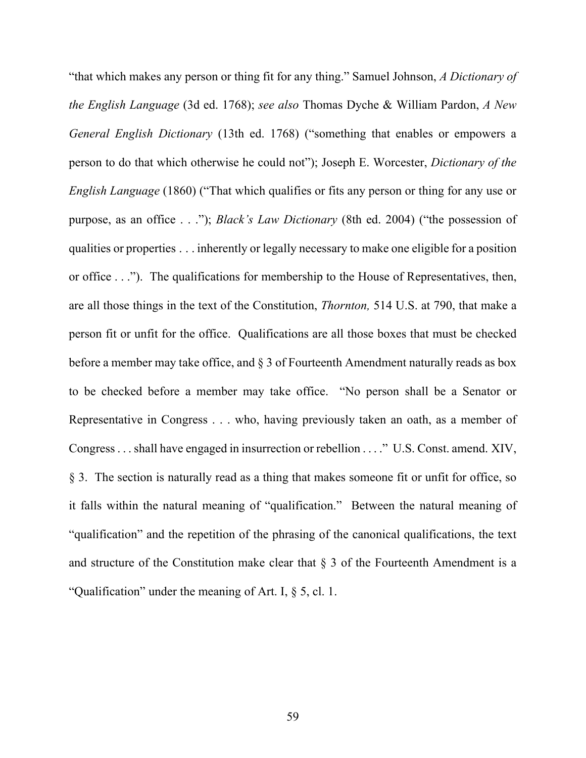"that which makes any person or thing fit for any thing." Samuel Johnson, *A Dictionary of the English Language* (3d ed. 1768); *see also* Thomas Dyche & William Pardon, *A New General English Dictionary* (13th ed. 1768) ("something that enables or empowers a person to do that which otherwise he could not"); Joseph E. Worcester, *Dictionary of the English Language* (1860) ("That which qualifies or fits any person or thing for any use or purpose, as an office . . ."); *Black's Law Dictionary* (8th ed. 2004) ("the possession of qualities or properties . . . inherently or legally necessary to make one eligible for a position or office . . ."). The qualifications for membership to the House of Representatives, then, are all those things in the text of the Constitution, *Thornton,* 514 U.S. at 790, that make a person fit or unfit for the office. Qualifications are all those boxes that must be checked before a member may take office, and § 3 of Fourteenth Amendment naturally reads as box to be checked before a member may take office. "No person shall be a Senator or Representative in Congress . . . who, having previously taken an oath, as a member of Congress . . . shall have engaged in insurrection or rebellion . . . ." U.S. Const. amend. XIV, § 3. The section is naturally read as a thing that makes someone fit or unfit for office, so it falls within the natural meaning of "qualification." Between the natural meaning of "qualification" and the repetition of the phrasing of the canonical qualifications, the text and structure of the Constitution make clear that § 3 of the Fourteenth Amendment is a "Qualification" under the meaning of Art. I, § 5, cl. 1.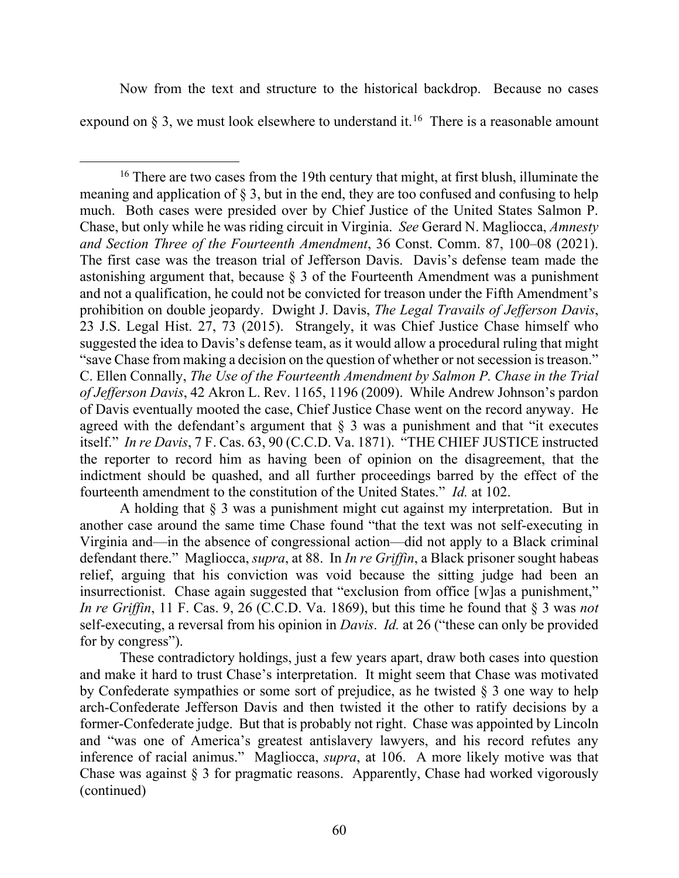Now from the text and structure to the historical backdrop. Because no cases expound on § 3, we must look elsewhere to understand it.[16] There is a reasonable amount

---

[16] There are two cases from the 19th century that might, at first blush, illuminate the meaning and application of § 3, but in the end, they are too confused and confusing to help much. Both cases were presided over by Chief Justice of the United States Salmon P. Chase, but only while he was riding circuit in Virginia. *See* Gerard N. Magliocca, *Amnesty and Section Three of the Fourteenth Amendment*, 36 Const. Comm. 87, 100–08 (2021). The first case was the treason trial of Jefferson Davis. Davis's defense team made the astonishing argument that, because § 3 of the Fourteenth Amendment was a punishment and not a qualification, he could not be convicted for treason under the Fifth Amendment's prohibition on double jeopardy. Dwight J. Davis, *The Legal Travails of Jefferson Davis*, 23 J.S. Legal Hist. 27, 73 (2015). Strangely, it was Chief Justice Chase himself who suggested the idea to Davis's defense team, as it would allow a procedural ruling that might "save Chase from making a decision on the question of whether or not secession is treason." C. Ellen Connally, *The Use of the Fourteenth Amendment by Salmon P. Chase in the Trial of Jefferson Davis*, 42 Akron L. Rev. 1165, 1196 (2009). While Andrew Johnson's pardon of Davis eventually mooted the case, Chief Justice Chase went on the record anyway. He agreed with the defendant's argument that § 3 was a punishment and that "it executes itself." *In re Davis*, 7 F. Cas. 63, 90 (C.C.D. Va. 1871). "THE CHIEF JUSTICE instructed the reporter to record him as having been of opinion on the disagreement, that the indictment should be quashed, and all further proceedings barred by the effect of the fourteenth amendment to the constitution of the United States." *Id.* at 102.

A holding that § 3 was a punishment might cut against my interpretation. But in another case around the same time Chase found "that the text was not self-executing in Virginia and—in the absence of congressional action—did not apply to a Black criminal defendant there." Magliocca, *supra*, at 88. In *In re Griffin*, a Black prisoner sought habeas relief, arguing that his conviction was void because the sitting judge had been an insurrectionist. Chase again suggested that "exclusion from office [w]as a punishment," *In re Griffin*, 11 F. Cas. 9, 26 (C.C.D. Va. 1869), but this time he found that § 3 was *not* self-executing, a reversal from his opinion in *Davis*. *Id.* at 26 ("these can only be provided for by congress").

These contradictory holdings, just a few years apart, draw both cases into question and make it hard to trust Chase's interpretation. It might seem that Chase was motivated by Confederate sympathies or some sort of prejudice, as he twisted § 3 one way to help arch-Confederate Jefferson Davis and then twisted it the other to ratify decisions by a former-Confederate judge. But that is probably not right. Chase was appointed by Lincoln and "was one of America's greatest antislavery lawyers, and his record refutes any inference of racial animus." Magliocca, *supra*, at 106. A more likely motive was that Chase was against § 3 for pragmatic reasons. Apparently, Chase had worked vigorously (continued)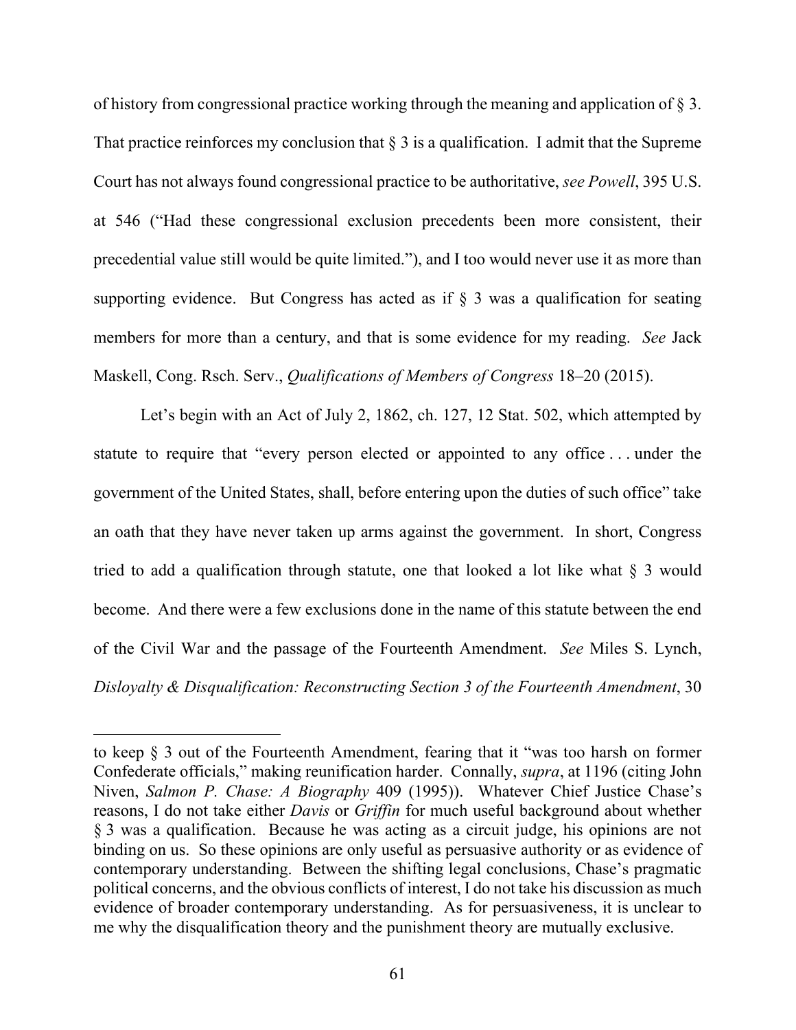of history from congressional practice working through the meaning and application of § 3. That practice reinforces my conclusion that § 3 is a qualification. I admit that the Supreme Court has not always found congressional practice to be authoritative, *see Powell*, 395 U.S. at 546 ("Had these congressional exclusion precedents been more consistent, their precedential value still would be quite limited."), and I too would never use it as more than supporting evidence. But Congress has acted as if § 3 was a qualification for seating members for more than a century, and that is some evidence for my reading. *See* Jack Maskell, Cong. Rsch. Serv., *Qualifications of Members of Congress* 18–20 (2015).

Let's begin with an Act of July 2, 1862, ch. 127, 12 Stat. 502, which attempted by statute to require that "every person elected or appointed to any office . . . under the government of the United States, shall, before entering upon the duties of such office" take an oath that they have never taken up arms against the government. In short, Congress tried to add a qualification through statute, one that looked a lot like what § 3 would become. And there were a few exclusions done in the name of this statute between the end of the Civil War and the passage of the Fourteenth Amendment. *See* Miles S. Lynch, *Disloyalty & Disqualification: Reconstructing Section 3 of the Fourteenth Amendment*, 30

---

to keep § 3 out of the Fourteenth Amendment, fearing that it "was too harsh on former Confederate officials," making reunification harder. Connally, *supra*, at 1196 (citing John Niven, *Salmon P. Chase: A Biography* 409 (1995)). Whatever Chief Justice Chase's reasons, I do not take either *Davis* or *Griffin* for much useful background about whether § 3 was a qualification. Because he was acting as a circuit judge, his opinions are not binding on us. So these opinions are only useful as persuasive authority or as evidence of contemporary understanding. Between the shifting legal conclusions, Chase's pragmatic political concerns, and the obvious conflicts of interest, I do not take his discussion as much evidence of broader contemporary understanding. As for persuasiveness, it is unclear to me why the disqualification theory and the punishment theory are mutually exclusive.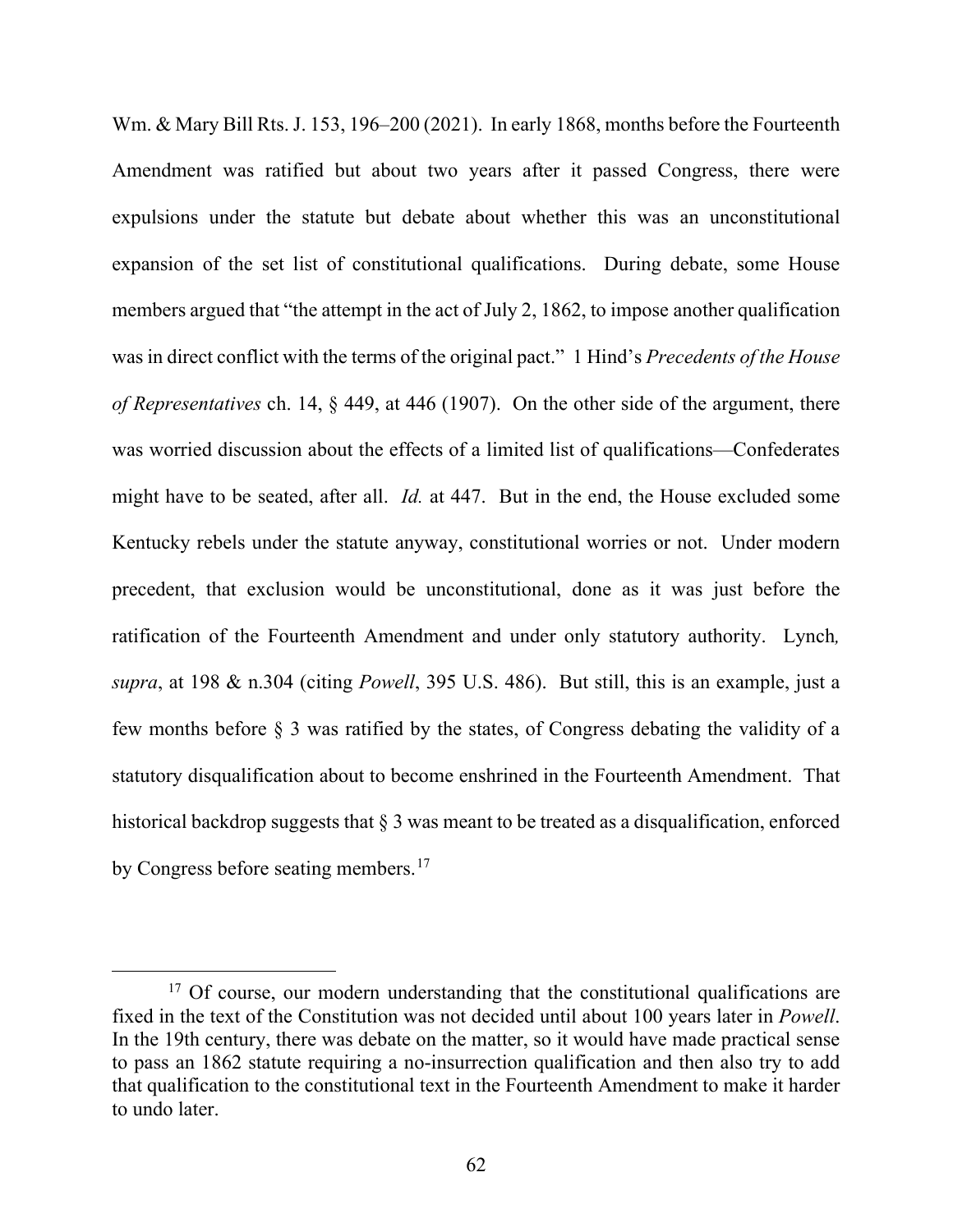Wm. & Mary Bill Rts. J. 153, 196–200 (2021). In early 1868, months before the Fourteenth Amendment was ratified but about two years after it passed Congress, there were expulsions under the statute but debate about whether this was an unconstitutional expansion of the set list of constitutional qualifications. During debate, some House members argued that "the attempt in the act of July 2, 1862, to impose another qualification was in direct conflict with the terms of the original pact." 1 Hind's *Precedents of the House of Representatives* ch. 14, § 449, at 446 (1907). On the other side of the argument, there was worried discussion about the effects of a limited list of qualifications—Confederates might have to be seated, after all. *Id.* at 447. But in the end, the House excluded some Kentucky rebels under the statute anyway, constitutional worries or not. Under modern precedent, that exclusion would be unconstitutional, done as it was just before the ratification of the Fourteenth Amendment and under only statutory authority. Lynch*, supra*, at 198 & n.304 (citing *Powell*, 395 U.S. 486). But still, this is an example, just a few months before § 3 was ratified by the states, of Congress debating the validity of a statutory disqualification about to become enshrined in the Fourteenth Amendment. That historical backdrop suggests that § 3 was meant to be treated as a disqualification, enforced by Congress before seating members.[17]

[17] Of course, our modern understanding that the constitutional qualifications are fixed in the text of the Constitution was not decided until about 100 years later in *Powell*. In the 19th century, there was debate on the matter, so it would have made practical sense to pass an 1862 statute requiring a no-insurrection qualification and then also try to add that qualification to the constitutional text in the Fourteenth Amendment to make it harder to undo later.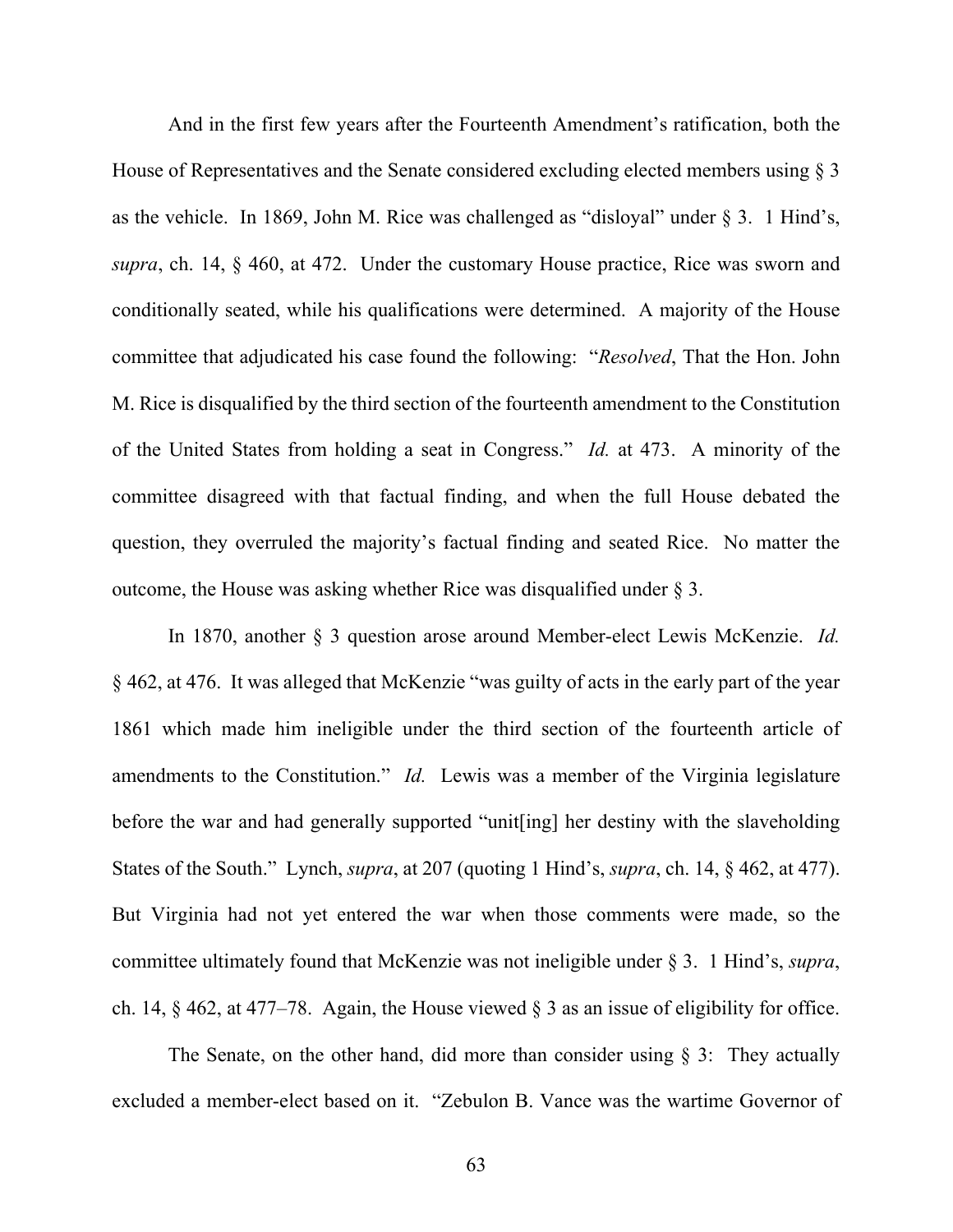And in the first few years after the Fourteenth Amendment's ratification, both the House of Representatives and the Senate considered excluding elected members using § 3 as the vehicle. In 1869, John M. Rice was challenged as "disloyal" under § 3. 1 Hind's, *supra*, ch. 14, § 460, at 472. Under the customary House practice, Rice was sworn and conditionally seated, while his qualifications were determined. A majority of the House committee that adjudicated his case found the following: "*Resolved*, That the Hon. John M. Rice is disqualified by the third section of the fourteenth amendment to the Constitution of the United States from holding a seat in Congress." *Id.* at 473. A minority of the committee disagreed with that factual finding, and when the full House debated the question, they overruled the majority's factual finding and seated Rice. No matter the outcome, the House was asking whether Rice was disqualified under § 3.

In 1870, another § 3 question arose around Member-elect Lewis McKenzie. *Id.* § 462, at 476. It was alleged that McKenzie "was guilty of acts in the early part of the year 1861 which made him ineligible under the third section of the fourteenth article of amendments to the Constitution." *Id.* Lewis was a member of the Virginia legislature before the war and had generally supported "unit[ing] her destiny with the slaveholding States of the South." Lynch, *supra*, at 207 (quoting 1 Hind's, *supra*, ch. 14, § 462, at 477). But Virginia had not yet entered the war when those comments were made, so the committee ultimately found that McKenzie was not ineligible under § 3. 1 Hind's, *supra*, ch. 14, § 462, at 477–78. Again, the House viewed § 3 as an issue of eligibility for office.

The Senate, on the other hand, did more than consider using § 3: They actually excluded a member-elect based on it. "Zebulon B. Vance was the wartime Governor of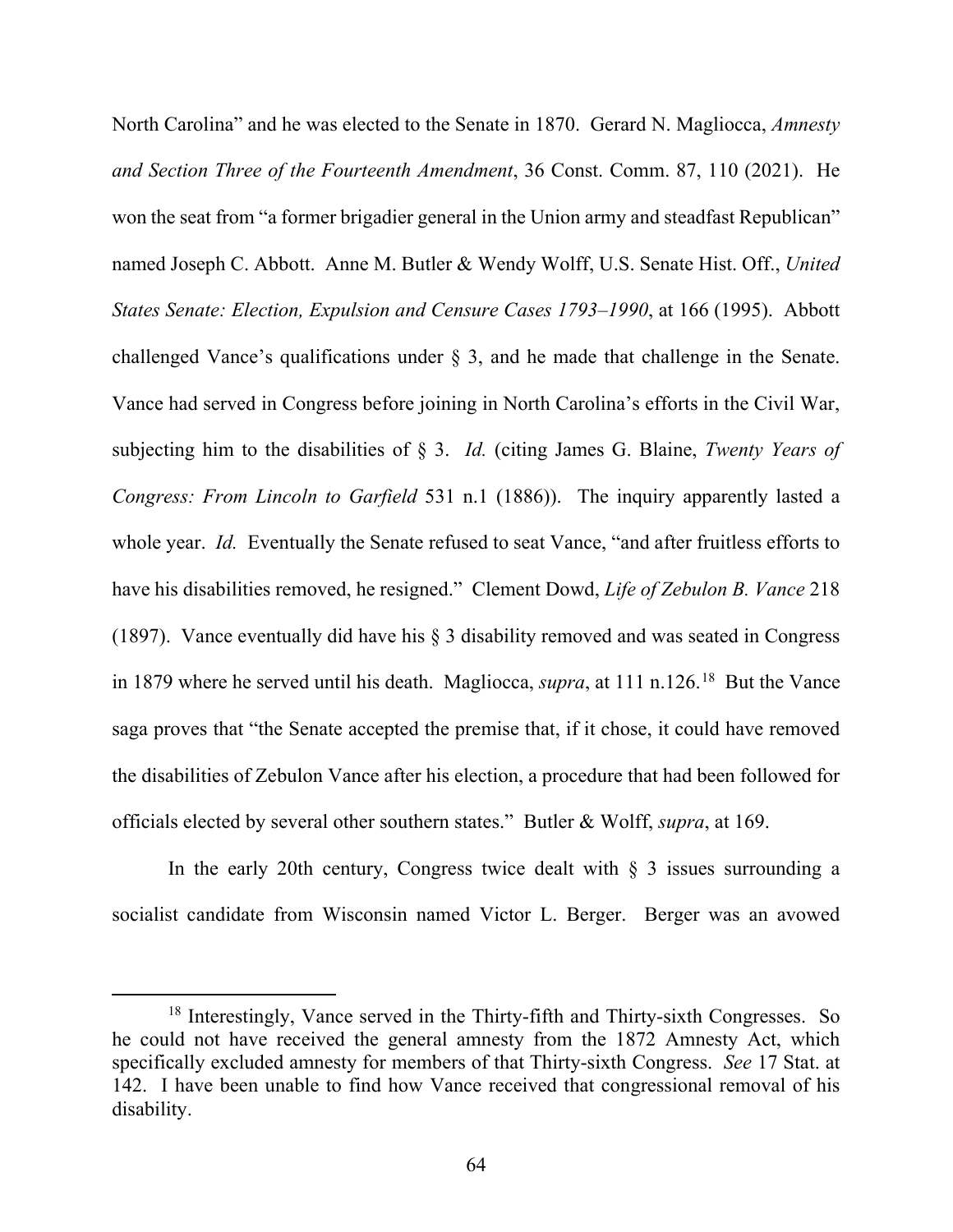North Carolina" and he was elected to the Senate in 1870. Gerard N. Magliocca, *Amnesty and Section Three of the Fourteenth Amendment*, 36 Const. Comm. 87, 110 (2021). He won the seat from "a former brigadier general in the Union army and steadfast Republican" named Joseph C. Abbott. Anne M. Butler & Wendy Wolff, U.S. Senate Hist. Off., *United States Senate: Election, Expulsion and Censure Cases 1793–1990*, at 166 (1995). Abbott challenged Vance's qualifications under § 3, and he made that challenge in the Senate. Vance had served in Congress before joining in North Carolina's efforts in the Civil War, subjecting him to the disabilities of § 3. *Id.* (citing James G. Blaine, *Twenty Years of Congress: From Lincoln to Garfield* 531 n.1 (1886)). The inquiry apparently lasted a whole year. *Id.* Eventually the Senate refused to seat Vance, "and after fruitless efforts to have his disabilities removed, he resigned." Clement Dowd, *Life of Zebulon B. Vance* 218 (1897). Vance eventually did have his § 3 disability removed and was seated in Congress in 1879 where he served until his death. Magliocca, *supra*, at 111 n.126.[18] But the Vance saga proves that "the Senate accepted the premise that, if it chose, it could have removed the disabilities of Zebulon Vance after his election, a procedure that had been followed for officials elected by several other southern states." Butler & Wolff, *supra*, at 169.

In the early 20th century, Congress twice dealt with § 3 issues surrounding a socialist candidate from Wisconsin named Victor L. Berger. Berger was an avowed

[18] Interestingly, Vance served in the Thirty-fifth and Thirty-sixth Congresses. So he could not have received the general amnesty from the 1872 Amnesty Act, which specifically excluded amnesty for members of that Thirty-sixth Congress. *See* 17 Stat. at 142. I have been unable to find how Vance received that congressional removal of his disability.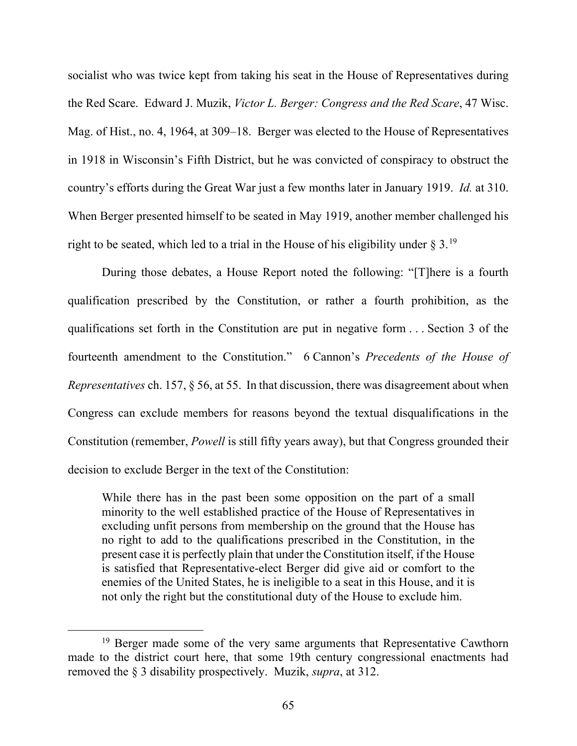socialist who was twice kept from taking his seat in the House of Representatives during the Red Scare. Edward J. Muzik, *Victor L. Berger: Congress and the Red Scare*, 47 Wisc. Mag. of Hist., no. 4, 1964, at 309–18. Berger was elected to the House of Representatives in 1918 in Wisconsin's Fifth District, but he was convicted of conspiracy to obstruct the country's efforts during the Great War just a few months later in January 1919. *Id.* at 310. When Berger presented himself to be seated in May 1919, another member challenged his right to be seated, which led to a trial in the House of his eligibility under § 3.[19]

During those debates, a House Report noted the following: "[T]here is a fourth qualification prescribed by the Constitution, or rather a fourth prohibition, as the qualifications set forth in the Constitution are put in negative form . . . Section 3 of the fourteenth amendment to the Constitution." 6 Cannon's *Precedents of the House of Representatives* ch. 157, § 56, at 55. In that discussion, there was disagreement about when Congress can exclude members for reasons beyond the textual disqualifications in the Constitution (remember, *Powell* is still fifty years away), but that Congress grounded their decision to exclude Berger in the text of the Constitution:

> While there has in the past been some opposition on the part of a small minority to the well established practice of the House of Representatives in excluding unfit persons from membership on the ground that the House has no right to add to the qualifications prescribed in the Constitution, in the present case it is perfectly plain that under the Constitution itself, if the House is satisfied that Representative-elect Berger did give aid or comfort to the enemies of the United States, he is ineligible to a seat in this House, and it is not only the right but the constitutional duty of the House to exclude him.

---

[19] Berger made some of the very same arguments that Representative Cawthorn made to the district court here, that some 19th century congressional enactments had removed the § 3 disability prospectively. Muzik, *supra*, at 312.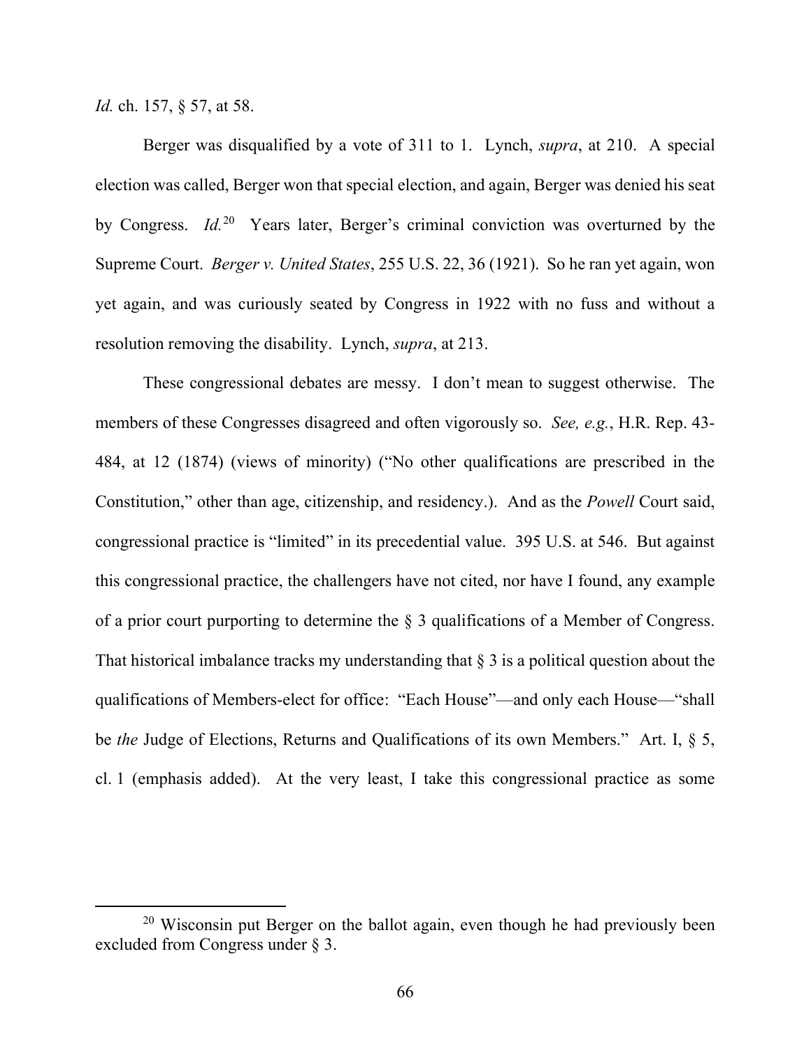*Id.* ch. 157, § 57, at 58.

Berger was disqualified by a vote of 311 to 1. Lynch, *supra*, at 210. A special election was called, Berger won that special election, and again, Berger was denied his seat by Congress. *Id.*[20] Years later, Berger's criminal conviction was overturned by the Supreme Court. *Berger v. United States*, 255 U.S. 22, 36 (1921). So he ran yet again, won yet again, and was curiously seated by Congress in 1922 with no fuss and without a resolution removing the disability. Lynch, *supra*, at 213.

These congressional debates are messy. I don't mean to suggest otherwise. The members of these Congresses disagreed and often vigorously so. *See, e.g.*, H.R. Rep. 43-484, at 12 (1874) (views of minority) ("No other qualifications are prescribed in the Constitution," other than age, citizenship, and residency.). And as the *Powell* Court said, congressional practice is "limited" in its precedential value. 395 U.S. at 546. But against this congressional practice, the challengers have not cited, nor have I found, any example of a prior court purporting to determine the § 3 qualifications of a Member of Congress. That historical imbalance tracks my understanding that § 3 is a political question about the qualifications of Members-elect for office: "Each House"—and only each House—"shall be *the* Judge of Elections, Returns and Qualifications of its own Members." Art. I, § 5, cl. 1 (emphasis added). At the very least, I take this congressional practice as some

[20] Wisconsin put Berger on the ballot again, even though he had previously been excluded from Congress under § 3.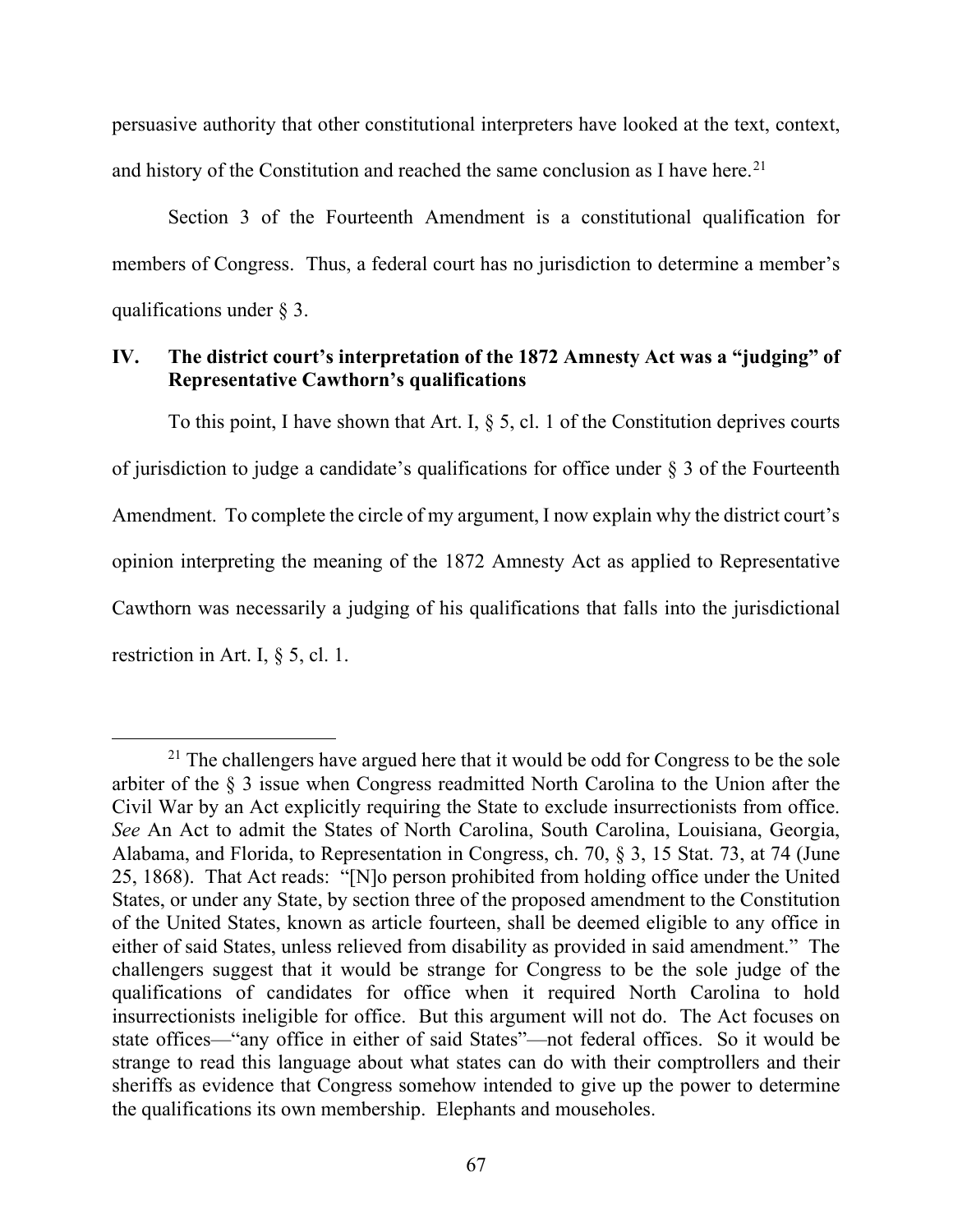persuasive authority that other constitutional interpreters have looked at the text, context, and history of the Constitution and reached the same conclusion as I have here.[21]

Section 3 of the Fourteenth Amendment is a constitutional qualification for members of Congress. Thus, a federal court has no jurisdiction to determine a member's qualifications under § 3.

## IV. The district court's interpretation of the 1872 Amnesty Act was a "judging" of Representative Cawthorn's qualifications

To this point, I have shown that Art. I, § 5, cl. 1 of the Constitution deprives courts of jurisdiction to judge a candidate's qualifications for office under § 3 of the Fourteenth Amendment. To complete the circle of my argument, I now explain why the district court's opinion interpreting the meaning of the 1872 Amnesty Act as applied to Representative Cawthorn was necessarily a judging of his qualifications that falls into the jurisdictional restriction in Art. I, § 5, cl. 1.

---

[21] The challengers have argued here that it would be odd for Congress to be the sole arbiter of the § 3 issue when Congress readmitted North Carolina to the Union after the Civil War by an Act explicitly requiring the State to exclude insurrectionists from office. *See* An Act to admit the States of North Carolina, South Carolina, Louisiana, Georgia, Alabama, and Florida, to Representation in Congress, ch. 70, § 3, 15 Stat. 73, at 74 (June 25, 1868). That Act reads: "[N]o person prohibited from holding office under the United States, or under any State, by section three of the proposed amendment to the Constitution of the United States, known as article fourteen, shall be deemed eligible to any office in either of said States, unless relieved from disability as provided in said amendment." The challengers suggest that it would be strange for Congress to be the sole judge of the qualifications of candidates for office when it required North Carolina to hold insurrectionists ineligible for office. But this argument will not do. The Act focuses on state offices—"any office in either of said States"—not federal offices. So it would be strange to read this language about what states can do with their comptrollers and their sheriffs as evidence that Congress somehow intended to give up the power to determine the qualifications its own membership. Elephants and mouseholes.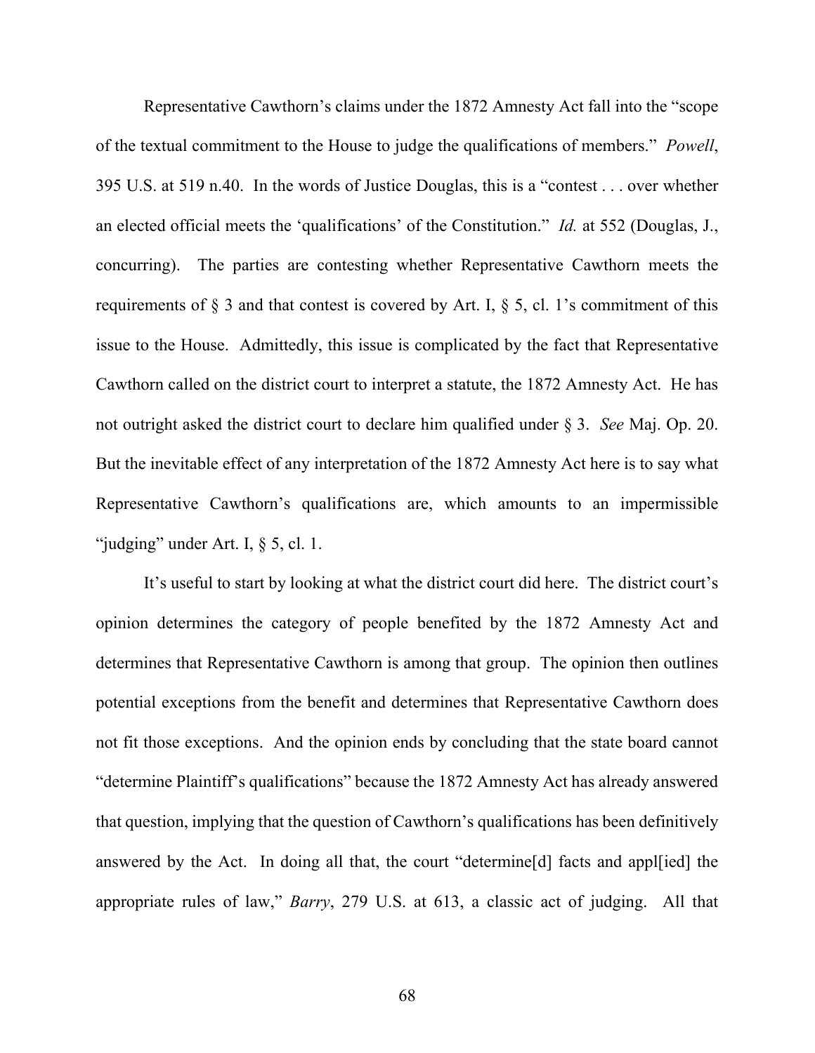Representative Cawthorn's claims under the 1872 Amnesty Act fall into the "scope of the textual commitment to the House to judge the qualifications of members." *Powell*, 395 U.S. at 519 n.40. In the words of Justice Douglas, this is a "contest . . . over whether an elected official meets the 'qualifications' of the Constitution." *Id.* at 552 (Douglas, J., concurring). The parties are contesting whether Representative Cawthorn meets the requirements of § 3 and that contest is covered by Art. I, § 5, cl. 1's commitment of this issue to the House. Admittedly, this issue is complicated by the fact that Representative Cawthorn called on the district court to interpret a statute, the 1872 Amnesty Act. He has not outright asked the district court to declare him qualified under § 3. *See* Maj. Op. 20. But the inevitable effect of any interpretation of the 1872 Amnesty Act here is to say what Representative Cawthorn's qualifications are, which amounts to an impermissible "judging" under Art. I, § 5, cl. 1.

It's useful to start by looking at what the district court did here. The district court's opinion determines the category of people benefited by the 1872 Amnesty Act and determines that Representative Cawthorn is among that group. The opinion then outlines potential exceptions from the benefit and determines that Representative Cawthorn does not fit those exceptions. And the opinion ends by concluding that the state board cannot "determine Plaintiff's qualifications" because the 1872 Amnesty Act has already answered that question, implying that the question of Cawthorn's qualifications has been definitively answered by the Act. In doing all that, the court "determine[d] facts and appl[ied] the appropriate rules of law," *Barry*, 279 U.S. at 613, a classic act of judging. All that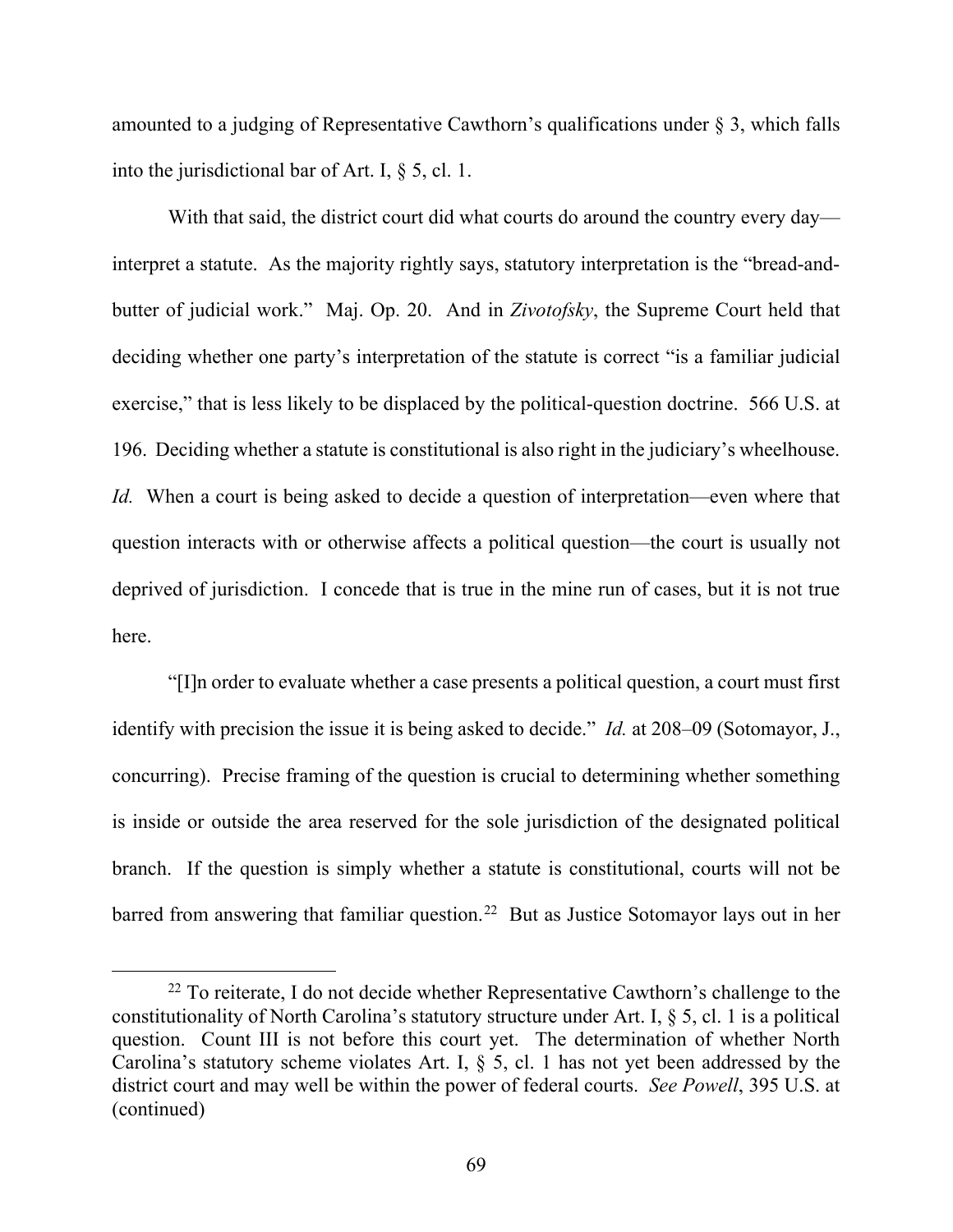amounted to a judging of Representative Cawthorn's qualifications under § 3, which falls into the jurisdictional bar of Art. I, § 5, cl. 1.

With that said, the district court did what courts do around the country every day—interpret a statute. As the majority rightly says, statutory interpretation is the "bread-and-butter of judicial work." Maj. Op. 20. And in *Zivotofsky*, the Supreme Court held that deciding whether one party's interpretation of the statute is correct "is a familiar judicial exercise," that is less likely to be displaced by the political-question doctrine. 566 U.S. at 196. Deciding whether a statute is constitutional is also right in the judiciary's wheelhouse. *Id.* When a court is being asked to decide a question of interpretation—even where that question interacts with or otherwise affects a political question—the court is usually not deprived of jurisdiction. I concede that is true in the mine run of cases, but it is not true here.

"[I]n order to evaluate whether a case presents a political question, a court must first identify with precision the issue it is being asked to decide." *Id.* at 208–09 (Sotomayor, J., concurring). Precise framing of the question is crucial to determining whether something is inside or outside the area reserved for the sole jurisdiction of the designated political branch. If the question is simply whether a statute is constitutional, courts will not be barred from answering that familiar question.[22] But as Justice Sotomayor lays out in her

[22] To reiterate, I do not decide whether Representative Cawthorn's challenge to the constitutionality of North Carolina's statutory structure under Art. I, § 5, cl. 1 is a political question. Count III is not before this court yet. The determination of whether North Carolina's statutory scheme violates Art. I, § 5, cl. 1 has not yet been addressed by the district court and may well be within the power of federal courts. *See Powell*, 395 U.S. at (continued)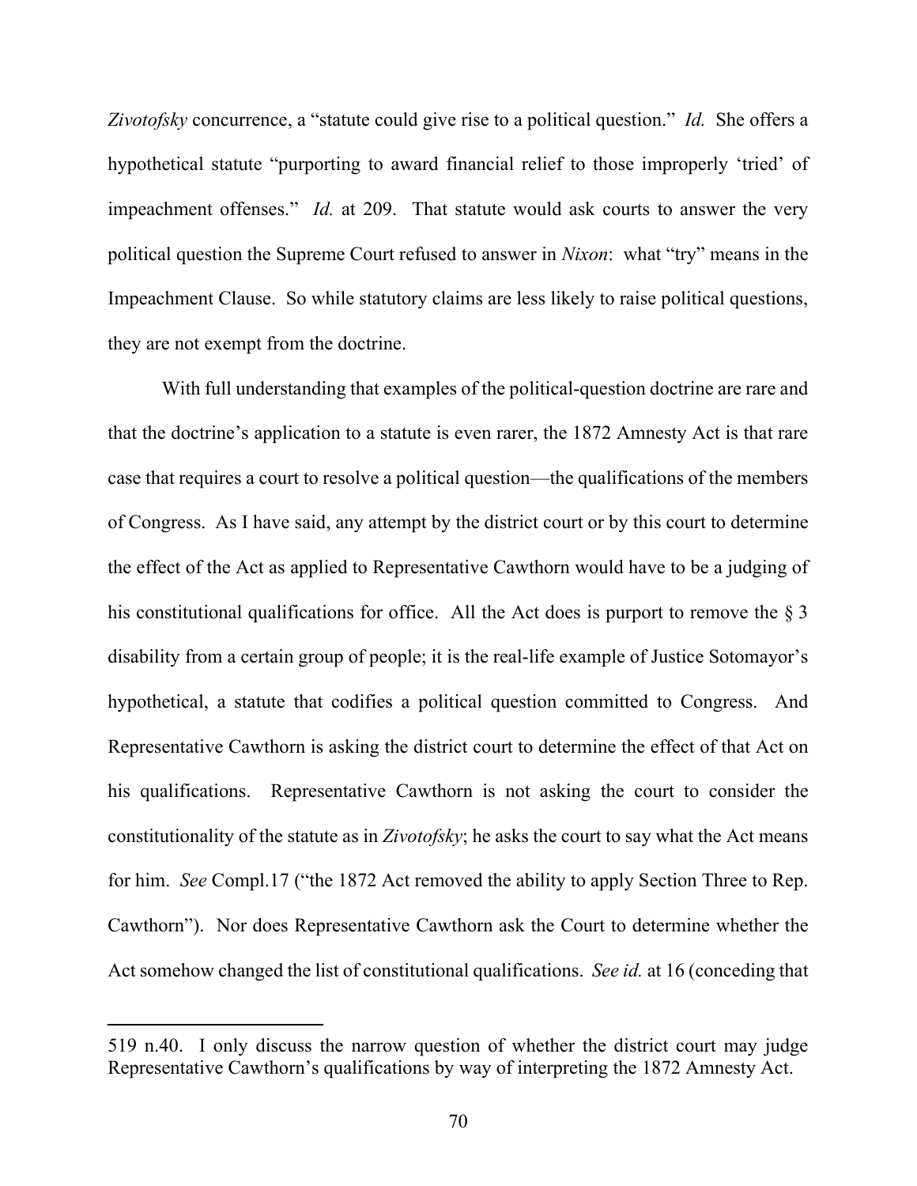*Zivotofsky* concurrence, a "statute could give rise to a political question." *Id.* She offers a hypothetical statute "purporting to award financial relief to those improperly 'tried' of impeachment offenses." *Id.* at 209. That statute would ask courts to answer the very political question the Supreme Court refused to answer in *Nixon*: what "try" means in the Impeachment Clause. So while statutory claims are less likely to raise political questions, they are not exempt from the doctrine.

With full understanding that examples of the political-question doctrine are rare and that the doctrine's application to a statute is even rarer, the 1872 Amnesty Act is that rare case that requires a court to resolve a political question—the qualifications of the members of Congress. As I have said, any attempt by the district court or by this court to determine the effect of the Act as applied to Representative Cawthorn would have to be a judging of his constitutional qualifications for office. All the Act does is purport to remove the § 3 disability from a certain group of people; it is the real-life example of Justice Sotomayor's hypothetical, a statute that codifies a political question committed to Congress. And Representative Cawthorn is asking the district court to determine the effect of that Act on his qualifications. Representative Cawthorn is not asking the court to consider the constitutionality of the statute as in *Zivotofsky*; he asks the court to say what the Act means for him. *See* Compl.17 ("the 1872 Act removed the ability to apply Section Three to Rep. Cawthorn"). Nor does Representative Cawthorn ask the Court to determine whether the Act somehow changed the list of constitutional qualifications. *See id.* at 16 (conceding that

---

519 n.40. I only discuss the narrow question of whether the district court may judge Representative Cawthorn's qualifications by way of interpreting the 1872 Amnesty Act.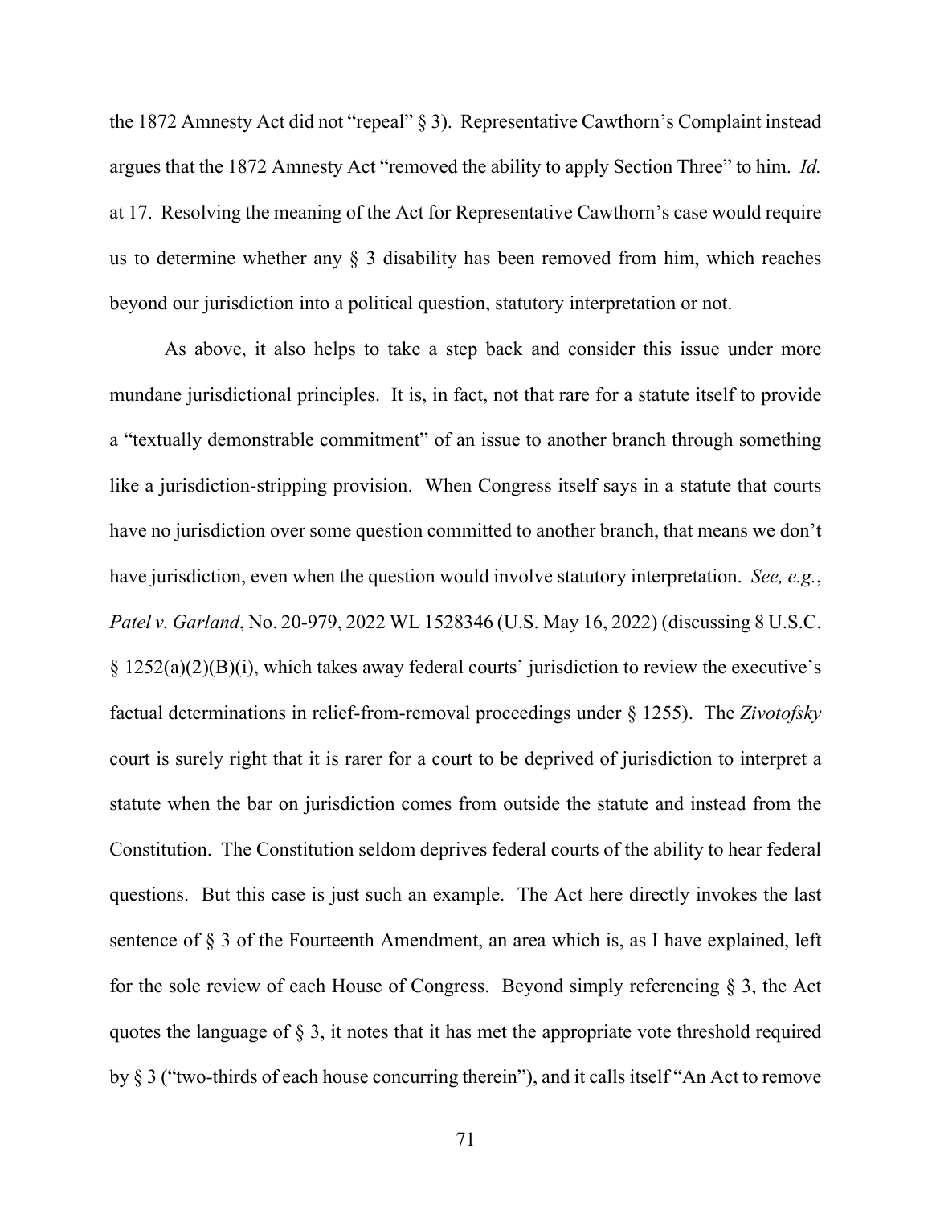the 1872 Amnesty Act did not "repeal" § 3). Representative Cawthorn's Complaint instead argues that the 1872 Amnesty Act "removed the ability to apply Section Three" to him. *Id.* at 17. Resolving the meaning of the Act for Representative Cawthorn's case would require us to determine whether any § 3 disability has been removed from him, which reaches beyond our jurisdiction into a political question, statutory interpretation or not.

As above, it also helps to take a step back and consider this issue under more mundane jurisdictional principles. It is, in fact, not that rare for a statute itself to provide a "textually demonstrable commitment" of an issue to another branch through something like a jurisdiction-stripping provision. When Congress itself says in a statute that courts have no jurisdiction over some question committed to another branch, that means we don't have jurisdiction, even when the question would involve statutory interpretation. *See, e.g.*, *Patel v. Garland*, No. 20-979, 2022 WL 1528346 (U.S. May 16, 2022) (discussing 8 U.S.C. § 1252(a)(2)(B)(i), which takes away federal courts' jurisdiction to review the executive's factual determinations in relief-from-removal proceedings under § 1255). The *Zivotofsky* court is surely right that it is rarer for a court to be deprived of jurisdiction to interpret a statute when the bar on jurisdiction comes from outside the statute and instead from the Constitution. The Constitution seldom deprives federal courts of the ability to hear federal questions. But this case is just such an example. The Act here directly invokes the last sentence of § 3 of the Fourteenth Amendment, an area which is, as I have explained, left for the sole review of each House of Congress. Beyond simply referencing § 3, the Act quotes the language of § 3, it notes that it has met the appropriate vote threshold required by § 3 ("two-thirds of each house concurring therein"), and it calls itself "An Act to remove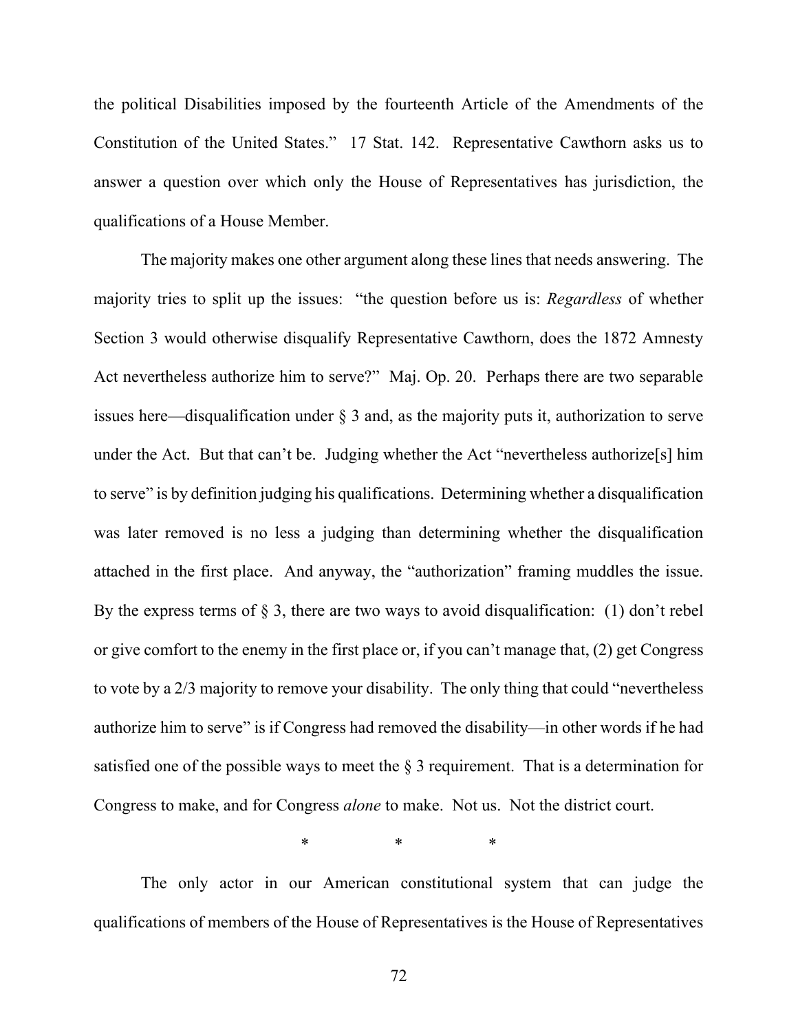the political Disabilities imposed by the fourteenth Article of the Amendments of the Constitution of the United States." 17 Stat. 142. Representative Cawthorn asks us to answer a question over which only the House of Representatives has jurisdiction, the qualifications of a House Member.

The majority makes one other argument along these lines that needs answering. The majority tries to split up the issues: "the question before us is: *Regardless* of whether Section 3 would otherwise disqualify Representative Cawthorn, does the 1872 Amnesty Act nevertheless authorize him to serve?" Maj. Op. 20. Perhaps there are two separable issues here—disqualification under § 3 and, as the majority puts it, authorization to serve under the Act. But that can't be. Judging whether the Act "nevertheless authorize[s] him to serve" is by definition judging his qualifications. Determining whether a disqualification was later removed is no less a judging than determining whether the disqualification attached in the first place. And anyway, the "authorization" framing muddles the issue. By the express terms of § 3, there are two ways to avoid disqualification: (1) don't rebel or give comfort to the enemy in the first place or, if you can't manage that, (2) get Congress to vote by a 2/3 majority to remove your disability. The only thing that could "nevertheless authorize him to serve" is if Congress had removed the disability—in other words if he had satisfied one of the possible ways to meet the § 3 requirement. That is a determination for Congress to make, and for Congress *alone* to make. Not us. Not the district court.

\* \* \*

The only actor in our American constitutional system that can judge the qualifications of members of the House of Representatives is the House of Representatives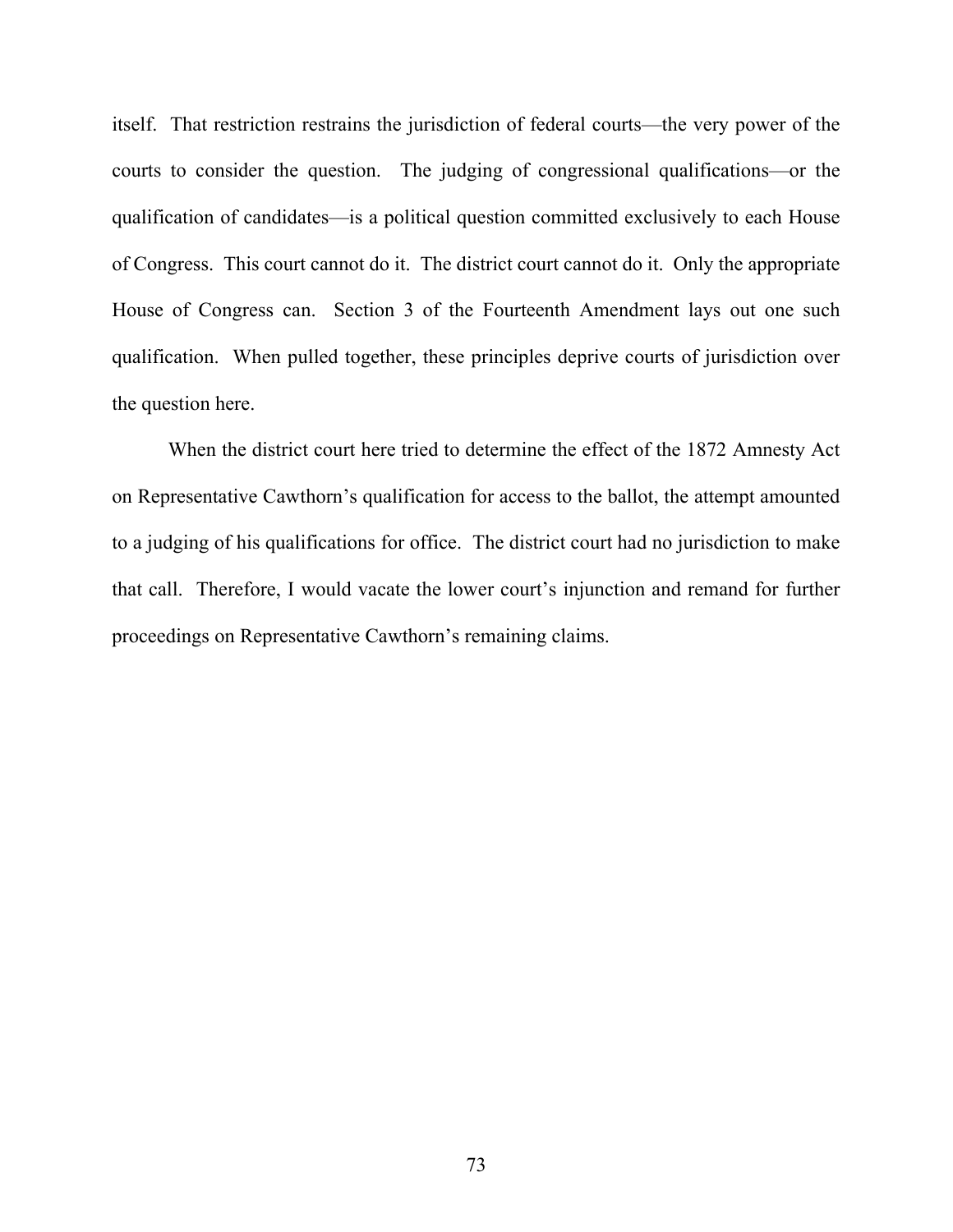itself. That restriction restrains the jurisdiction of federal courts—the very power of the courts to consider the question. The judging of congressional qualifications—or the qualification of candidates—is a political question committed exclusively to each House of Congress. This court cannot do it. The district court cannot do it. Only the appropriate House of Congress can. Section 3 of the Fourteenth Amendment lays out one such qualification. When pulled together, these principles deprive courts of jurisdiction over the question here.

When the district court here tried to determine the effect of the 1872 Amnesty Act on Representative Cawthorn's qualification for access to the ballot, the attempt amounted to a judging of his qualifications for office. The district court had no jurisdiction to make that call. Therefore, I would vacate the lower court's injunction and remand for further proceedings on Representative Cawthorn's remaining claims.